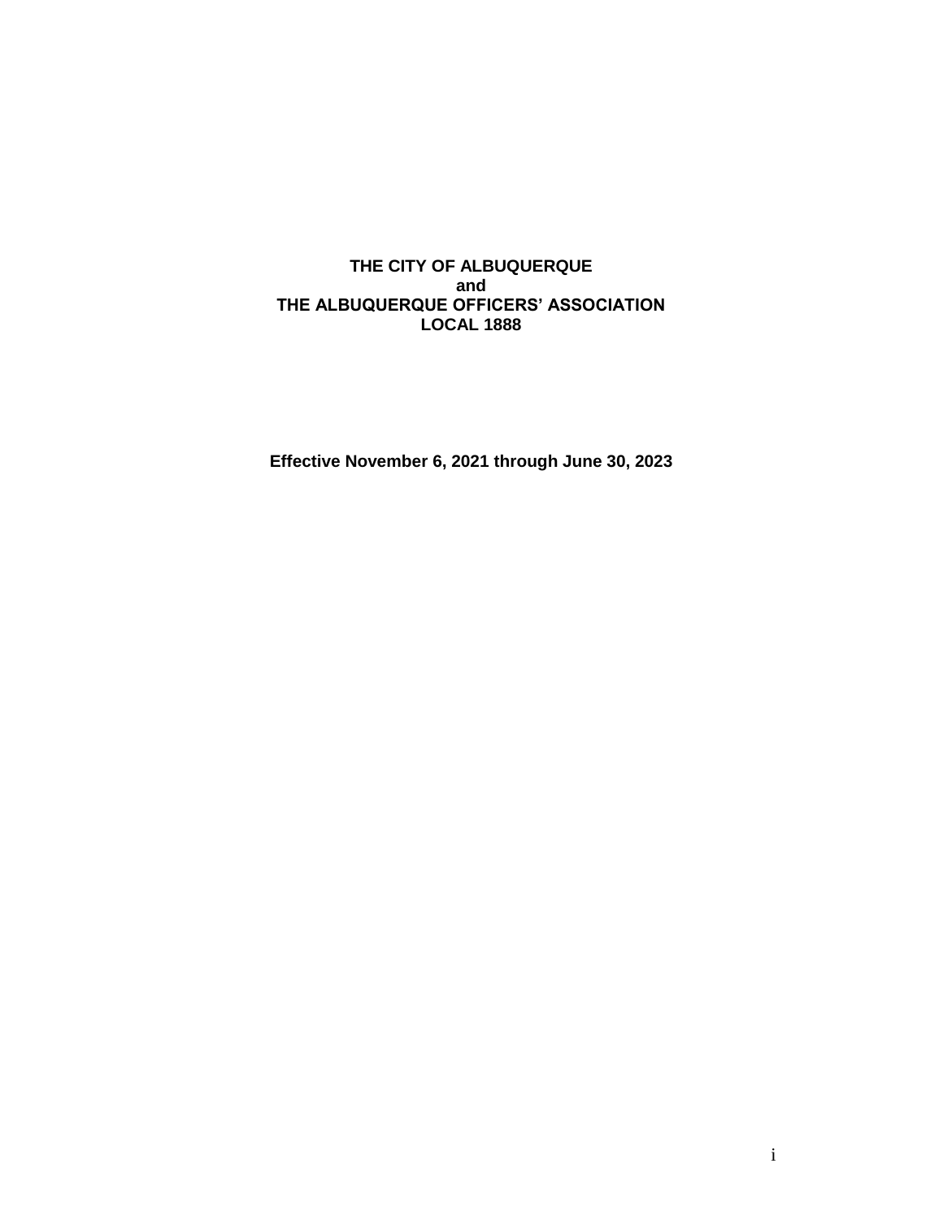**THE CITY OF ALBUQUERQUE**
**and**
**THE ALBUQUERQUE OFFICERS' ASSOCIATION**
**LOCAL 1888**

**Effective November 6, 2021 through June 30, 2023**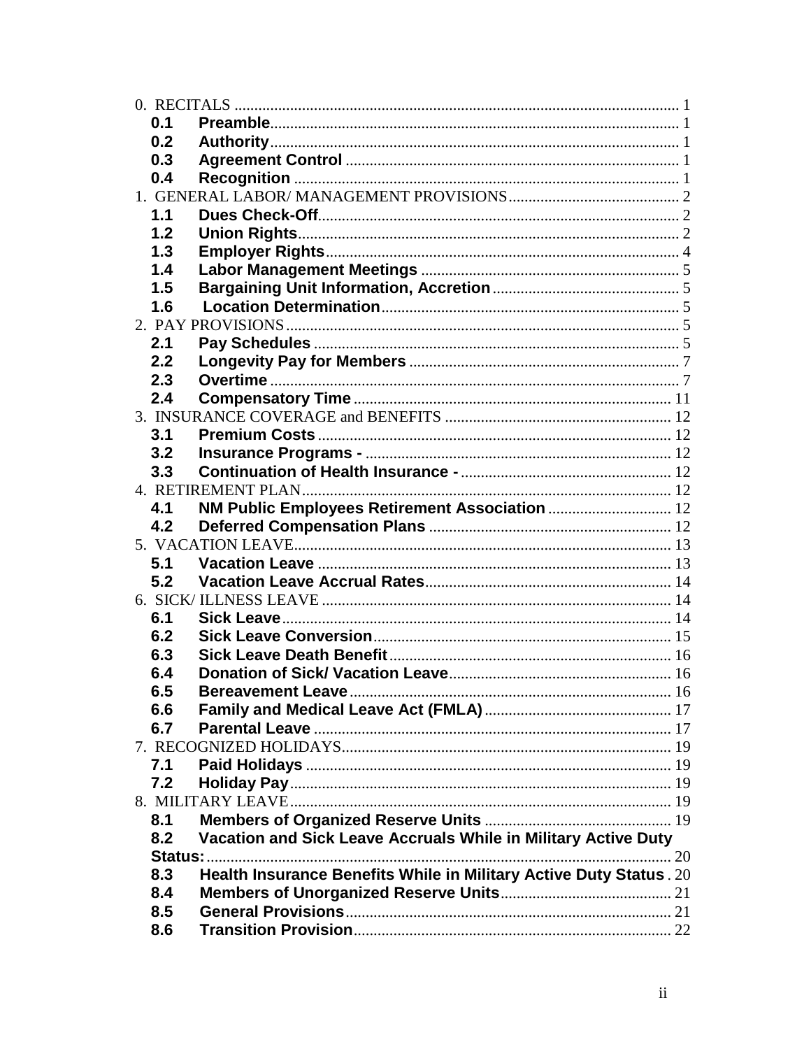0. RECITALS ........................................................................................................ 1

- **0.1 Preamble** ........................................................................................ 1
- **0.2 Authority** ........................................................................................ 1
- **0.3 Agreement Control** ..................................................................... 1
- **0.4 Recognition** ................................................................................... 1

1. GENERAL LABOR/ MANAGEMENT PROVISIONS ........................................ 2

- **1.1 Dues Check-Off** ............................................................................ 2
- **1.2 Union Rights** ................................................................................ 2
- **1.3 Employer Rights** ........................................................................... 4
- **1.4 Labor Management Meetings** ....................................................... 5
- **1.5 Bargaining Unit Information, Accretion** ...................................... 5
- **1.6 Location Determination** ............................................................... 5

2. PAY PROVISIONS ........................................................................................ 5

- **2.1 Pay Schedules** .............................................................................. 5
- **2.2 Longevity Pay for Members** ......................................................... 7
- **2.3 Overtime** ....................................................................................... 7
- **2.4 Compensatory Time** ..................................................................... 11

3. INSURANCE COVERAGE and BENEFITS ................................................... 12

- **3.1 Premium Costs** ............................................................................ 12
- **3.2 Insurance Programs -** .................................................................. 12
- **3.3 Continuation of Health Insurance -** ............................................ 12

4. RETIREMENT PLAN ...................................................................................... 12

- **4.1 NM Public Employees Retirement Association** ............................ 12
- **4.2 Deferred Compensation Plans** ...................................................... 12

5. VACATION LEAVE ........................................................................................ 13

- **5.1 Vacation Leave** ............................................................................. 13
- **5.2 Vacation Leave Accrual Rates** ...................................................... 14

6. SICK/ ILLNESS LEAVE ................................................................................. 14

- **6.1 Sick Leave** ..................................................................................... 14
- **6.2 Sick Leave Conversion** ................................................................. 15
- **6.3 Sick Leave Death Benefit** .............................................................. 16
- **6.4 Donation of Sick/ Vacation Leave** ................................................. 16
- **6.5 Bereavement Leave** ....................................................................... 16
- **6.6 Family and Medical Leave Act (FMLA)** ......................................... 17
- **6.7 Parental Leave** .............................................................................. 17

7. RECOGNIZED HOLIDAYS ............................................................................ 19

- **7.1 Paid Holidays** ................................................................................ 19
- **7.2 Holiday Pay** ................................................................................... 19

8. MILITARY LEAVE .......................................................................................... 19

- **8.1 Members of Organized Reserve Units** .......................................... 19
- **8.2 Vacation and Sick Leave Accruals While in Military Active Duty Status:** ......................................................................................... 20
- **8.3 Health Insurance Benefits While in Military Active Duty Status** . 20
- **8.4 Members of Unorganized Reserve Units** ...................................... 21
- **8.5 General Provisions** ....................................................................... 21
- **8.6 Transition Provision** ..................................................................... 22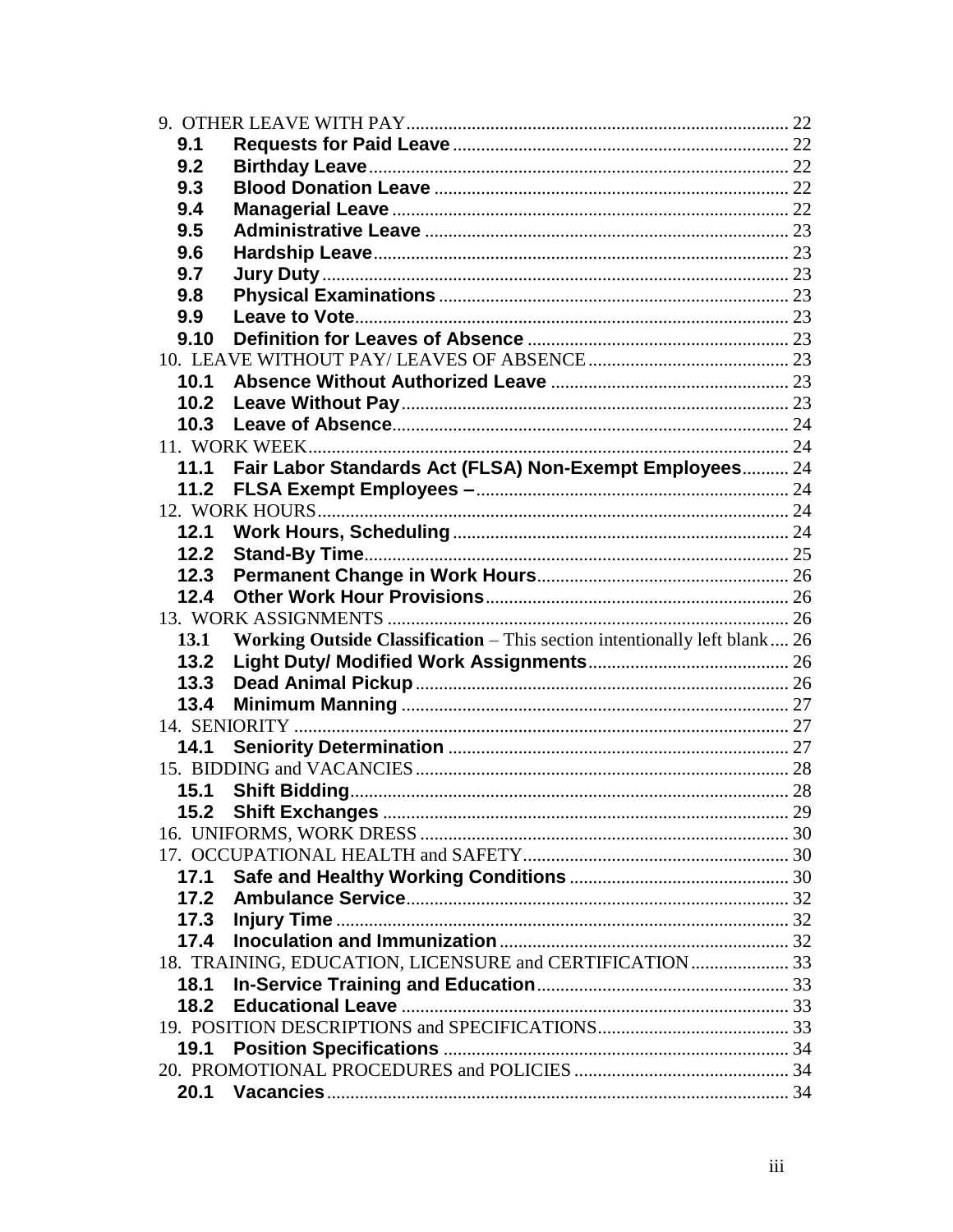9. OTHER LEAVE WITH PAY ..... 22

- **9.1 Requests for Paid Leave** ..... 22
- **9.2 Birthday Leave** ..... 22
- **9.3 Blood Donation Leave** ..... 22
- **9.4 Managerial Leave** ..... 22
- **9.5 Administrative Leave** ..... 23
- **9.6 Hardship Leave** ..... 23
- **9.7 Jury Duty** ..... 23
- **9.8 Physical Examinations** ..... 23
- **9.9 Leave to Vote** ..... 23
- **9.10 Definition for Leaves of Absence** ..... 23

10. LEAVE WITHOUT PAY/ LEAVES OF ABSENCE ..... 23

- **10.1 Absence Without Authorized Leave** ..... 23
- **10.2 Leave Without Pay** ..... 23
- **10.3 Leave of Absence** ..... 24

11. WORK WEEK ..... 24

- **11.1 Fair Labor Standards Act (FLSA) Non-Exempt Employees** ..... 24
- **11.2 FLSA Exempt Employees –** ..... 24

12. WORK HOURS ..... 24

- **12.1 Work Hours, Scheduling** ..... 24
- **12.2 Stand-By Time** ..... 25
- **12.3 Permanent Change in Work Hours** ..... 26
- **12.4 Other Work Hour Provisions** ..... 26

13. WORK ASSIGNMENTS ..... 26

- **13.1 Working Outside Classification** – This section intentionally left blank ..... 26
- **13.2 Light Duty/ Modified Work Assignments** ..... 26
- **13.3 Dead Animal Pickup** ..... 26
- **13.4 Minimum Manning** ..... 27

14. SENIORITY ..... 27

- **14.1 Seniority Determination** ..... 27

15. BIDDING and VACANCIES ..... 28

- **15.1 Shift Bidding** ..... 28
- **15.2 Shift Exchanges** ..... 29

16. UNIFORMS, WORK DRESS ..... 30

17. OCCUPATIONAL HEALTH and SAFETY ..... 30

- **17.1 Safe and Healthy Working Conditions** ..... 30
- **17.2 Ambulance Service** ..... 32
- **17.3 Injury Time** ..... 32
- **17.4 Inoculation and Immunization** ..... 32

18. TRAINING, EDUCATION, LICENSURE and CERTIFICATION ..... 33

- **18.1 In-Service Training and Education** ..... 33
- **18.2 Educational Leave** ..... 33

19. POSITION DESCRIPTIONS and SPECIFICATIONS ..... 33

- **19.1 Position Specifications** ..... 34

20. PROMOTIONAL PROCEDURES and POLICIES ..... 34

- **20.1 Vacancies** ..... 34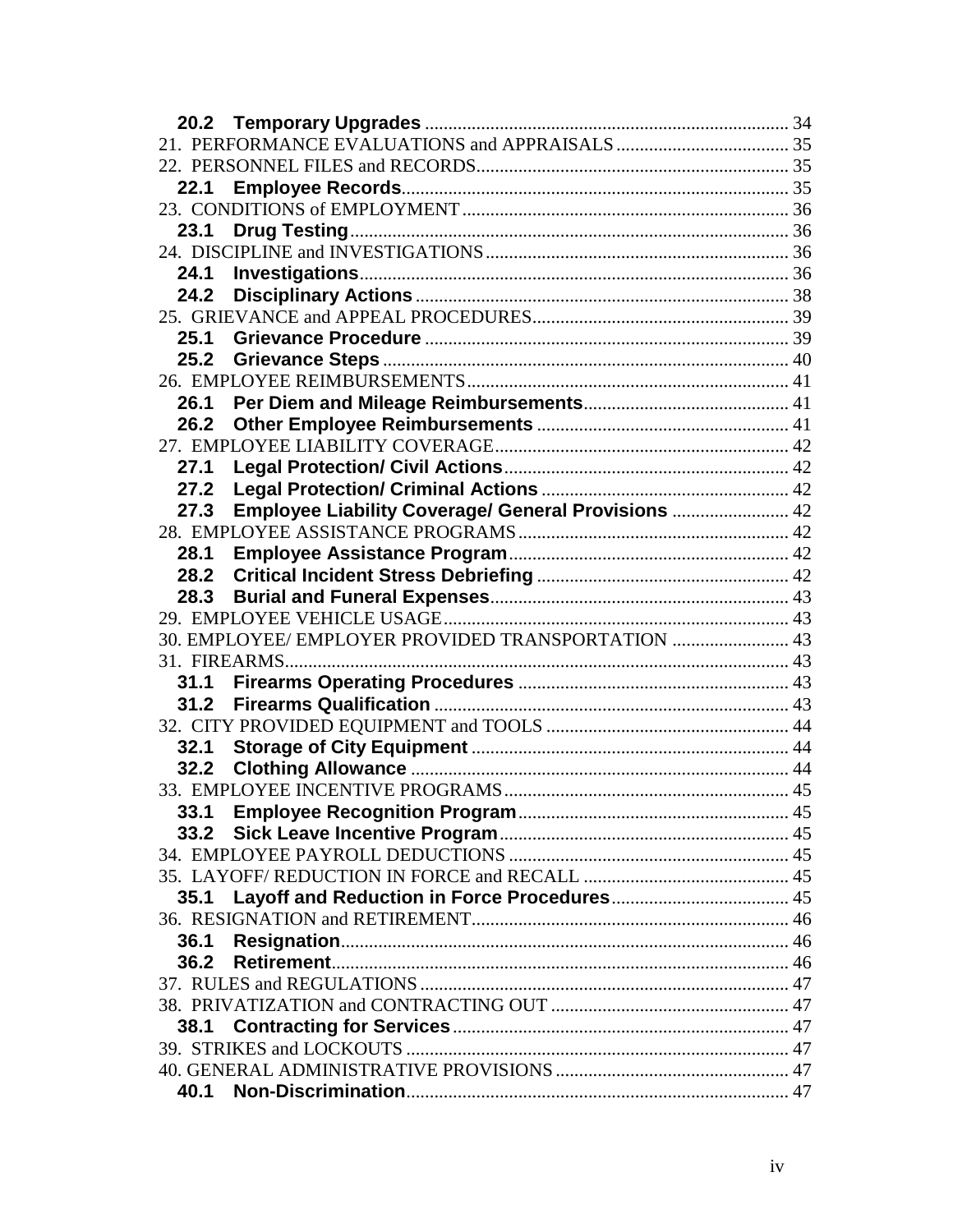**20.2 Temporary Upgrades** .......... 34
21. PERFORMANCE EVALUATIONS and APPRAISALS .......... 35
22. PERSONNEL FILES and RECORDS .......... 35
**22.1 Employee Records** .......... 35
23. CONDITIONS of EMPLOYMENT .......... 36
**23.1 Drug Testing** .......... 36
24. DISCIPLINE and INVESTIGATIONS .......... 36
**24.1 Investigations** .......... 36
**24.2 Disciplinary Actions** .......... 38
25. GRIEVANCE and APPEAL PROCEDURES .......... 39
**25.1 Grievance Procedure** .......... 39
**25.2 Grievance Steps** .......... 40
26. EMPLOYEE REIMBURSEMENTS .......... 41
**26.1 Per Diem and Mileage Reimbursements** .......... 41
**26.2 Other Employee Reimbursements** .......... 41
27. EMPLOYEE LIABILITY COVERAGE .......... 42
**27.1 Legal Protection/ Civil Actions** .......... 42
**27.2 Legal Protection/ Criminal Actions** .......... 42
**27.3 Employee Liability Coverage/ General Provisions** .......... 42
28. EMPLOYEE ASSISTANCE PROGRAMS .......... 42
**28.1 Employee Assistance Program** .......... 42
**28.2 Critical Incident Stress Debriefing** .......... 42
**28.3 Burial and Funeral Expenses** .......... 43
29. EMPLOYEE VEHICLE USAGE .......... 43
30. EMPLOYEE/ EMPLOYER PROVIDED TRANSPORTATION .......... 43
31. FIREARMS .......... 43
**31.1 Firearms Operating Procedures** .......... 43
**31.2 Firearms Qualification** .......... 43
32. CITY PROVIDED EQUIPMENT and TOOLS .......... 44
**32.1 Storage of City Equipment** .......... 44
**32.2 Clothing Allowance** .......... 44
33. EMPLOYEE INCENTIVE PROGRAMS .......... 45
**33.1 Employee Recognition Program** .......... 45
**33.2 Sick Leave Incentive Program** .......... 45
34. EMPLOYEE PAYROLL DEDUCTIONS .......... 45
35. LAYOFF/ REDUCTION IN FORCE and RECALL .......... 45
**35.1 Layoff and Reduction in Force Procedures** .......... 45
36. RESIGNATION and RETIREMENT .......... 46
**36.1 Resignation** .......... 46
**36.2 Retirement** .......... 46
37. RULES and REGULATIONS .......... 47
38. PRIVATIZATION and CONTRACTING OUT .......... 47
**38.1 Contracting for Services** .......... 47
39. STRIKES and LOCKOUTS .......... 47
40. GENERAL ADMINISTRATIVE PROVISIONS .......... 47
**40.1 Non-Discrimination** .......... 47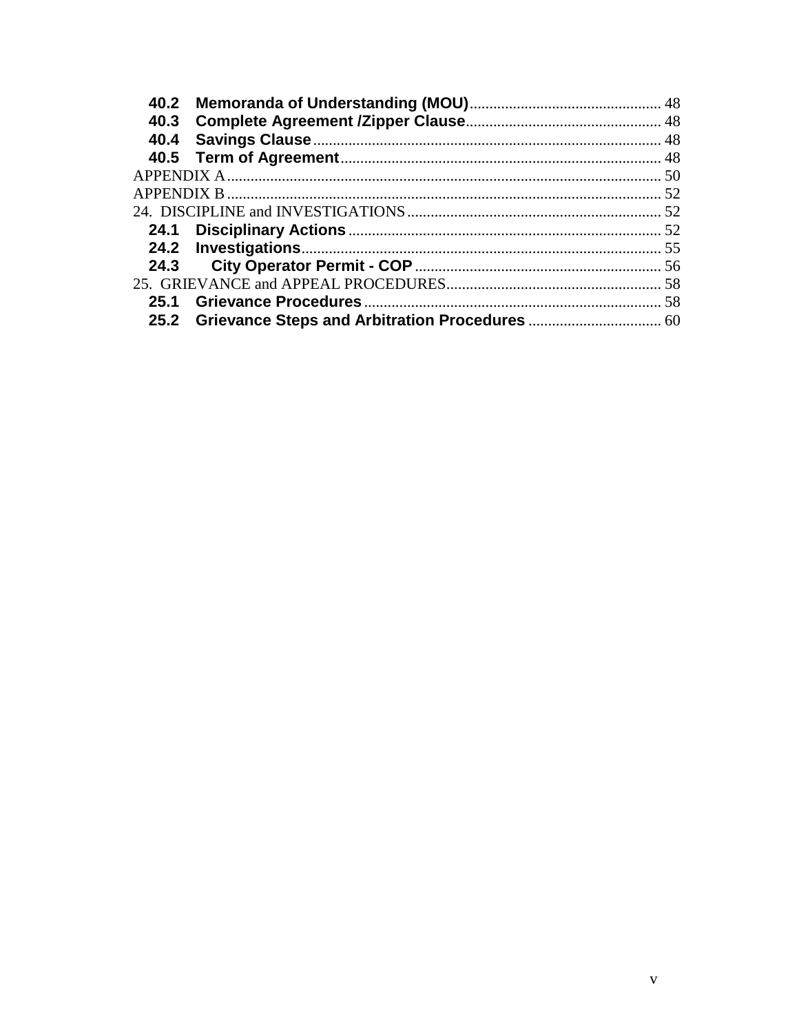**40.2 Memoranda of Understanding (MOU)** ................................................ 48
**40.3 Complete Agreement /Zipper Clause** ................................................ 48
**40.4 Savings Clause** ........................................................................................ 48
**40.5 Term of Agreement** ................................................................................ 48
APPENDIX A ............................................................................................................ 50
APPENDIX B ............................................................................................................ 52
24. DISCIPLINE and INVESTIGATIONS ............................................................... 52
**24.1 Disciplinary Actions** ............................................................................... 52
**24.2 Investigations** .......................................................................................... 55
**24.3 City Operator Permit - COP** .................................................................. 56
25. GRIEVANCE and APPEAL PROCEDURES ..................................................... 58
**25.1 Grievance Procedures** ............................................................................ 58
**25.2 Grievance Steps and Arbitration Procedures** ....................................... 60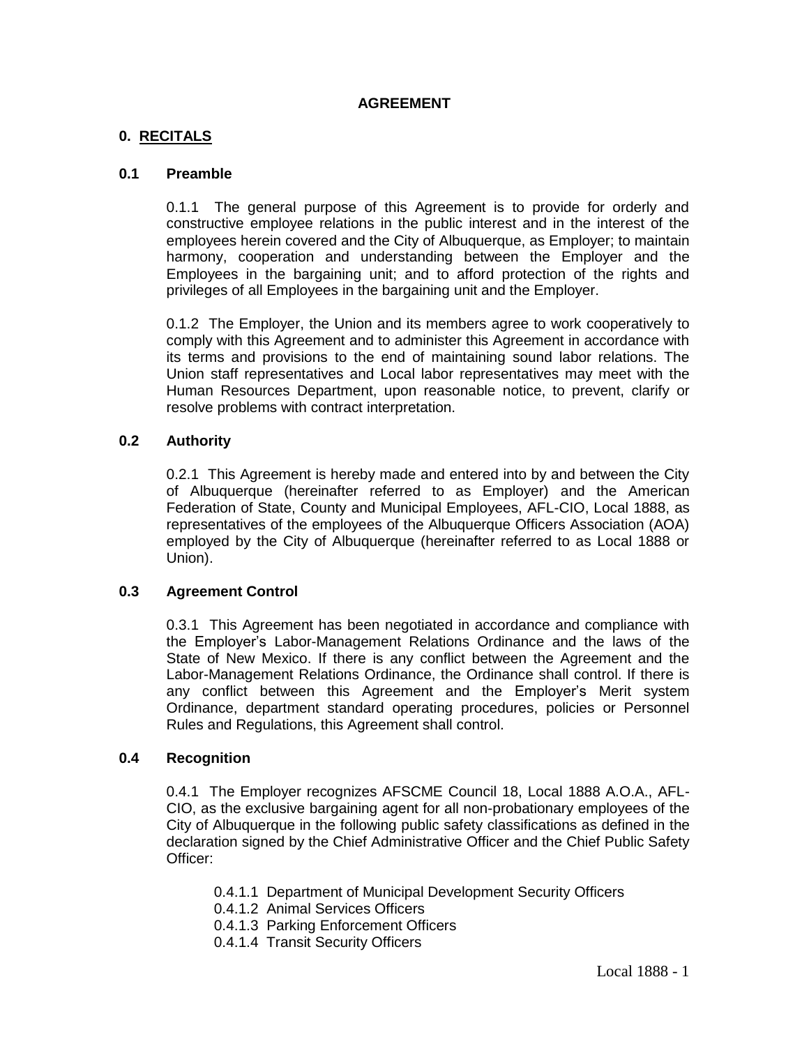**AGREEMENT**

## 0. RECITALS

### 0.1 Preamble

0.1.1 The general purpose of this Agreement is to provide for orderly and constructive employee relations in the public interest and in the interest of the employees herein covered and the City of Albuquerque, as Employer; to maintain harmony, cooperation and understanding between the Employer and the Employees in the bargaining unit; and to afford protection of the rights and privileges of all Employees in the bargaining unit and the Employer.

0.1.2 The Employer, the Union and its members agree to work cooperatively to comply with this Agreement and to administer this Agreement in accordance with its terms and provisions to the end of maintaining sound labor relations. The Union staff representatives and Local labor representatives may meet with the Human Resources Department, upon reasonable notice, to prevent, clarify or resolve problems with contract interpretation.

### 0.2 Authority

0.2.1 This Agreement is hereby made and entered into by and between the City of Albuquerque (hereinafter referred to as Employer) and the American Federation of State, County and Municipal Employees, AFL-CIO, Local 1888, as representatives of the employees of the Albuquerque Officers Association (AOA) employed by the City of Albuquerque (hereinafter referred to as Local 1888 or Union).

### 0.3 Agreement Control

0.3.1 This Agreement has been negotiated in accordance and compliance with the Employer's Labor-Management Relations Ordinance and the laws of the State of New Mexico. If there is any conflict between the Agreement and the Labor-Management Relations Ordinance, the Ordinance shall control. If there is any conflict between this Agreement and the Employer's Merit system Ordinance, department standard operating procedures, policies or Personnel Rules and Regulations, this Agreement shall control.

### 0.4 Recognition

0.4.1 The Employer recognizes AFSCME Council 18, Local 1888 A.O.A., AFL-CIO, as the exclusive bargaining agent for all non-probationary employees of the City of Albuquerque in the following public safety classifications as defined in the declaration signed by the Chief Administrative Officer and the Chief Public Safety Officer:

- 0.4.1.1 Department of Municipal Development Security Officers
- 0.4.1.2 Animal Services Officers
- 0.4.1.3 Parking Enforcement Officers
- 0.4.1.4 Transit Security Officers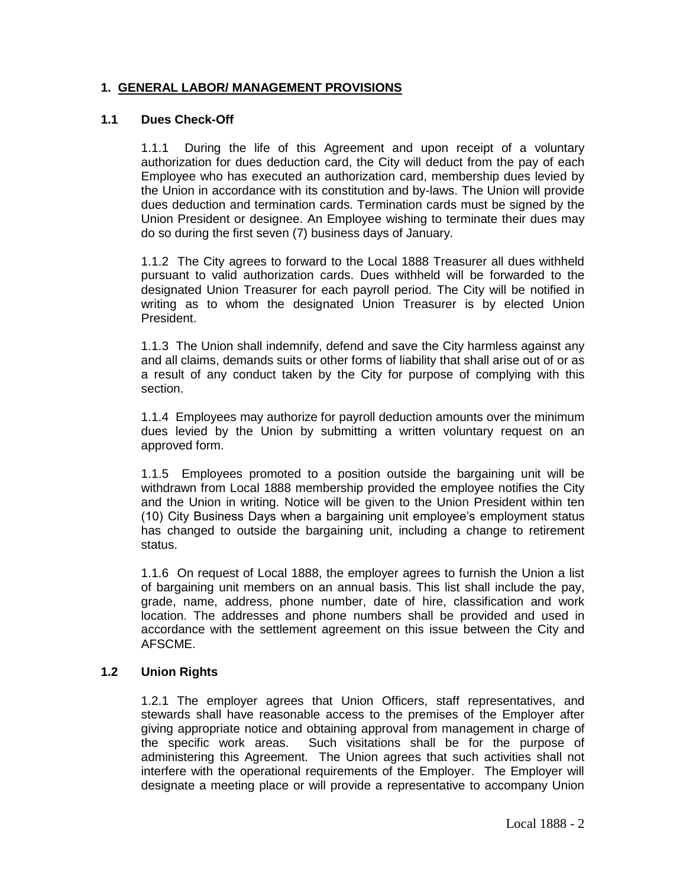## 1. GENERAL LABOR/ MANAGEMENT PROVISIONS

### 1.1 Dues Check-Off

1.1.1 During the life of this Agreement and upon receipt of a voluntary authorization for dues deduction card, the City will deduct from the pay of each Employee who has executed an authorization card, membership dues levied by the Union in accordance with its constitution and by-laws. The Union will provide dues deduction and termination cards. Termination cards must be signed by the Union President or designee. An Employee wishing to terminate their dues may do so during the first seven (7) business days of January.

1.1.2 The City agrees to forward to the Local 1888 Treasurer all dues withheld pursuant to valid authorization cards. Dues withheld will be forwarded to the designated Union Treasurer for each payroll period. The City will be notified in writing as to whom the designated Union Treasurer is by elected Union President.

1.1.3 The Union shall indemnify, defend and save the City harmless against any and all claims, demands suits or other forms of liability that shall arise out of or as a result of any conduct taken by the City for purpose of complying with this section.

1.1.4 Employees may authorize for payroll deduction amounts over the minimum dues levied by the Union by submitting a written voluntary request on an approved form.

1.1.5 Employees promoted to a position outside the bargaining unit will be withdrawn from Local 1888 membership provided the employee notifies the City and the Union in writing. Notice will be given to the Union President within ten (10) City Business Days when a bargaining unit employee's employment status has changed to outside the bargaining unit, including a change to retirement status.

1.1.6 On request of Local 1888, the employer agrees to furnish the Union a list of bargaining unit members on an annual basis. This list shall include the pay, grade, name, address, phone number, date of hire, classification and work location. The addresses and phone numbers shall be provided and used in accordance with the settlement agreement on this issue between the City and AFSCME.

### 1.2 Union Rights

1.2.1 The employer agrees that Union Officers, staff representatives, and stewards shall have reasonable access to the premises of the Employer after giving appropriate notice and obtaining approval from management in charge of the specific work areas. Such visitations shall be for the purpose of administering this Agreement. The Union agrees that such activities shall not interfere with the operational requirements of the Employer. The Employer will designate a meeting place or will provide a representative to accompany Union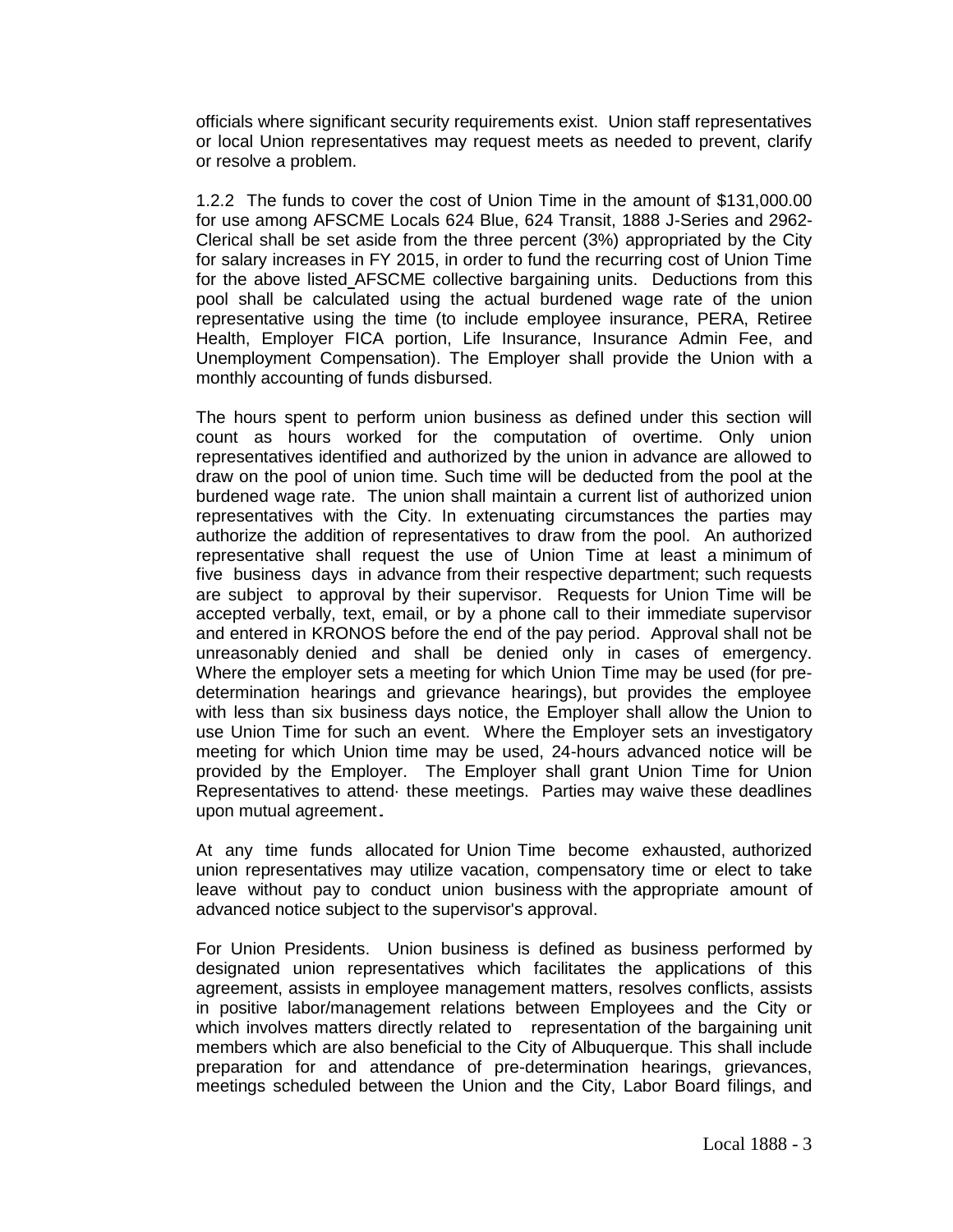officials where significant security requirements exist. Union staff representatives or local Union representatives may request meets as needed to prevent, clarify or resolve a problem.

1.2.2 The funds to cover the cost of Union Time in the amount of $131,000.00 for use among AFSCME Locals 624 Blue, 624 Transit, 1888 J-Series and 2962-Clerical shall be set aside from the three percent (3%) appropriated by the City for salary increases in FY 2015, in order to fund the recurring cost of Union Time for the above listed AFSCME collective bargaining units. Deductions from this pool shall be calculated using the actual burdened wage rate of the union representative using the time (to include employee insurance, PERA, Retiree Health, Employer FICA portion, Life Insurance, Insurance Admin Fee, and Unemployment Compensation). The Employer shall provide the Union with a monthly accounting of funds disbursed.

The hours spent to perform union business as defined under this section will count as hours worked for the computation of overtime. Only union representatives identified and authorized by the union in advance are allowed to draw on the pool of union time. Such time will be deducted from the pool at the burdened wage rate. The union shall maintain a current list of authorized union representatives with the City. In extenuating circumstances the parties may authorize the addition of representatives to draw from the pool. An authorized representative shall request the use of Union Time at least a minimum of five business days in advance from their respective department; such requests are subject to approval by their supervisor. Requests for Union Time will be accepted verbally, text, email, or by a phone call to their immediate supervisor and entered in KRONOS before the end of the pay period. Approval shall not be unreasonably denied and shall be denied only in cases of emergency. Where the employer sets a meeting for which Union Time may be used (for pre-determination hearings and grievance hearings), but provides the employee with less than six business days notice, the Employer shall allow the Union to use Union Time for such an event. Where the Employer sets an investigatory meeting for which Union time may be used, 24-hours advanced notice will be provided by the Employer. The Employer shall grant Union Time for Union Representatives to attend· these meetings. Parties may waive these deadlines upon mutual agreement.

At any time funds allocated for Union Time become exhausted, authorized union representatives may utilize vacation, compensatory time or elect to take leave without pay to conduct union business with the appropriate amount of advanced notice subject to the supervisor's approval.

For Union Presidents. Union business is defined as business performed by designated union representatives which facilitates the applications of this agreement, assists in employee management matters, resolves conflicts, assists in positive labor/management relations between Employees and the City or which involves matters directly related to representation of the bargaining unit members which are also beneficial to the City of Albuquerque. This shall include preparation for and attendance of pre-determination hearings, grievances, meetings scheduled between the Union and the City, Labor Board filings, and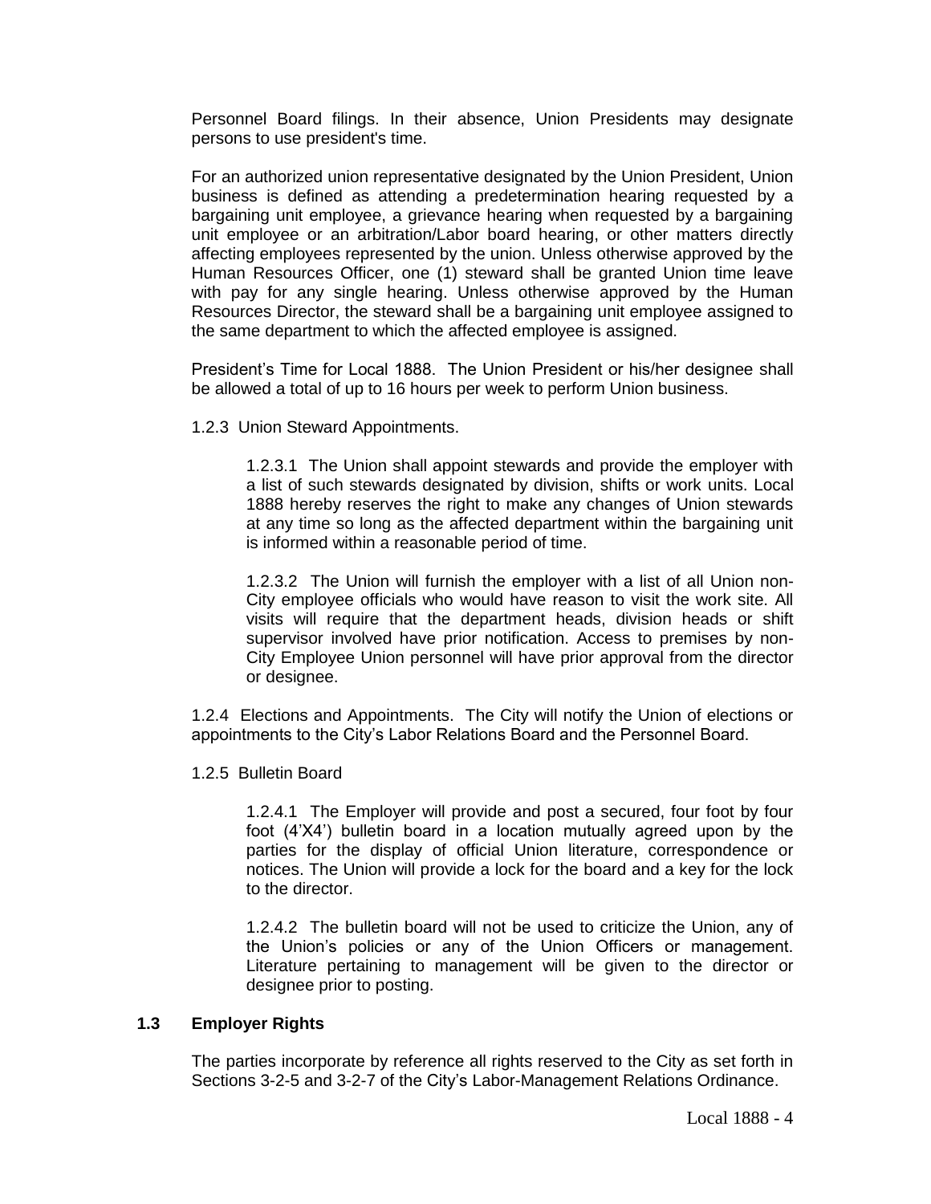Personnel Board filings. In their absence, Union Presidents may designate persons to use president's time.

For an authorized union representative designated by the Union President, Union business is defined as attending a predetermination hearing requested by a bargaining unit employee, a grievance hearing when requested by a bargaining unit employee or an arbitration/Labor board hearing, or other matters directly affecting employees represented by the union. Unless otherwise approved by the Human Resources Officer, one (1) steward shall be granted Union time leave with pay for any single hearing. Unless otherwise approved by the Human Resources Director, the steward shall be a bargaining unit employee assigned to the same department to which the affected employee is assigned.

President's Time for Local 1888. The Union President or his/her designee shall be allowed a total of up to 16 hours per week to perform Union business.

1.2.3 Union Steward Appointments.

1.2.3.1 The Union shall appoint stewards and provide the employer with a list of such stewards designated by division, shifts or work units. Local 1888 hereby reserves the right to make any changes of Union stewards at any time so long as the affected department within the bargaining unit is informed within a reasonable period of time.

1.2.3.2 The Union will furnish the employer with a list of all Union non-City employee officials who would have reason to visit the work site. All visits will require that the department heads, division heads or shift supervisor involved have prior notification. Access to premises by non-City Employee Union personnel will have prior approval from the director or designee.

1.2.4 Elections and Appointments. The City will notify the Union of elections or appointments to the City's Labor Relations Board and the Personnel Board.

1.2.5 Bulletin Board

1.2.4.1 The Employer will provide and post a secured, four foot by four foot (4'X4') bulletin board in a location mutually agreed upon by the parties for the display of official Union literature, correspondence or notices. The Union will provide a lock for the board and a key for the lock to the director.

1.2.4.2 The bulletin board will not be used to criticize the Union, any of the Union's policies or any of the Union Officers or management. Literature pertaining to management will be given to the director or designee prior to posting.

### 1.3 Employer Rights

The parties incorporate by reference all rights reserved to the City as set forth in Sections 3-2-5 and 3-2-7 of the City's Labor-Management Relations Ordinance.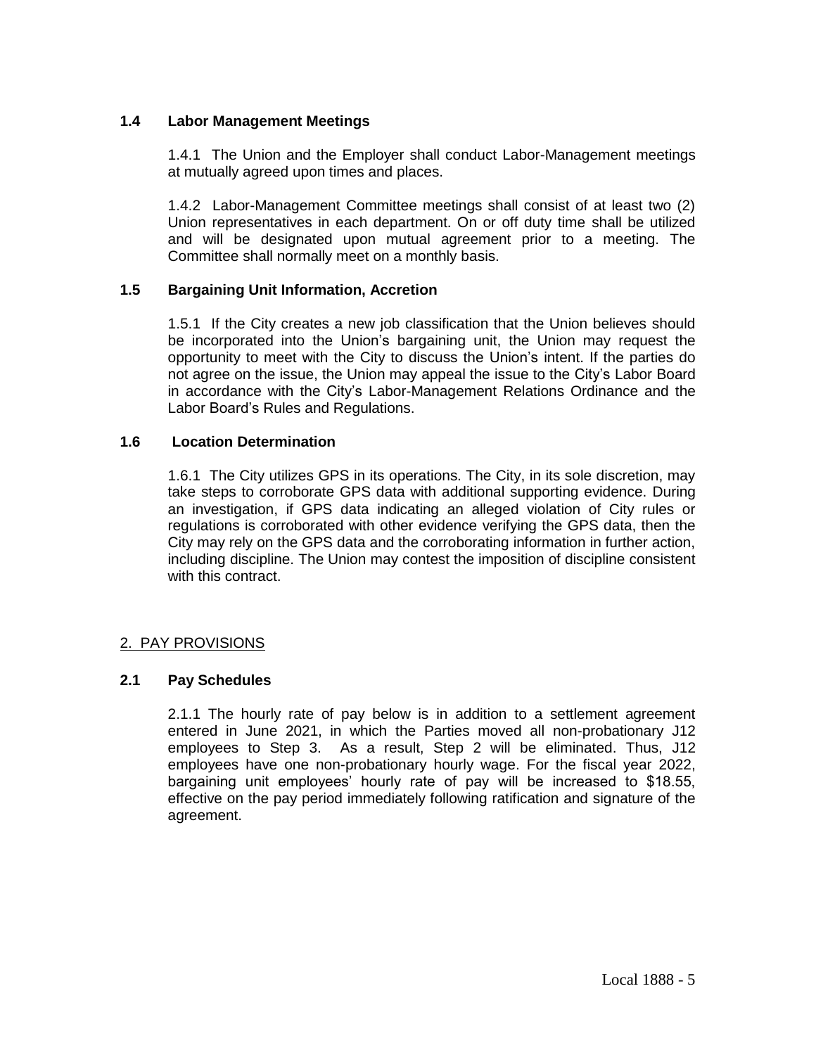### 1.4 Labor Management Meetings

1.4.1 The Union and the Employer shall conduct Labor-Management meetings at mutually agreed upon times and places.

1.4.2 Labor-Management Committee meetings shall consist of at least two (2) Union representatives in each department. On or off duty time shall be utilized and will be designated upon mutual agreement prior to a meeting. The Committee shall normally meet on a monthly basis.

### 1.5 Bargaining Unit Information, Accretion

1.5.1 If the City creates a new job classification that the Union believes should be incorporated into the Union's bargaining unit, the Union may request the opportunity to meet with the City to discuss the Union's intent. If the parties do not agree on the issue, the Union may appeal the issue to the City's Labor Board in accordance with the City's Labor-Management Relations Ordinance and the Labor Board's Rules and Regulations.

### 1.6 Location Determination

1.6.1 The City utilizes GPS in its operations. The City, in its sole discretion, may take steps to corroborate GPS data with additional supporting evidence. During an investigation, if GPS data indicating an alleged violation of City rules or regulations is corroborated with other evidence verifying the GPS data, then the City may rely on the GPS data and the corroborating information in further action, including discipline. The Union may contest the imposition of discipline consistent with this contract.

## 2. PAY PROVISIONS

### 2.1 Pay Schedules

2.1.1 The hourly rate of pay below is in addition to a settlement agreement entered in June 2021, in which the Parties moved all non-probationary J12 employees to Step 3. As a result, Step 2 will be eliminated. Thus, J12 employees have one non-probationary hourly wage. For the fiscal year 2022, bargaining unit employees' hourly rate of pay will be increased to $18.55, effective on the pay period immediately following ratification and signature of the agreement.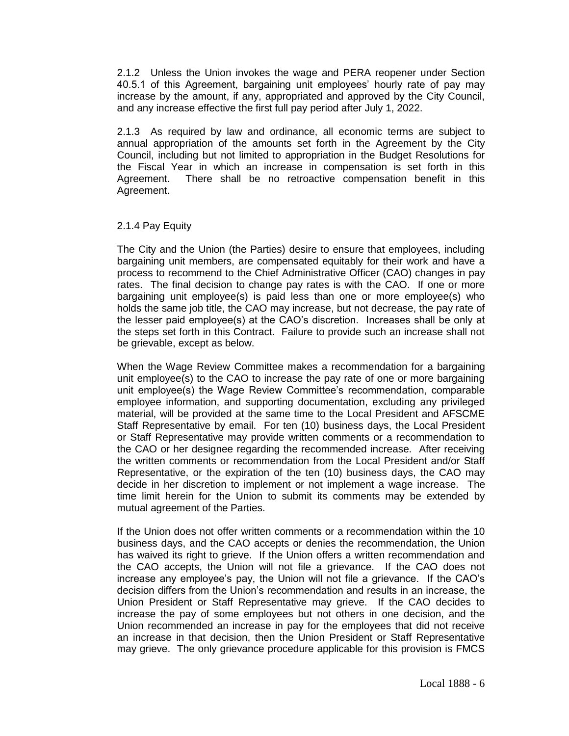2.1.2 Unless the Union invokes the wage and PERA reopener under Section 40.5.1 of this Agreement, bargaining unit employees' hourly rate of pay may increase by the amount, if any, appropriated and approved by the City Council, and any increase effective the first full pay period after July 1, 2022.

2.1.3 As required by law and ordinance, all economic terms are subject to annual appropriation of the amounts set forth in the Agreement by the City Council, including but not limited to appropriation in the Budget Resolutions for the Fiscal Year in which an increase in compensation is set forth in this Agreement. There shall be no retroactive compensation benefit in this Agreement.

2.1.4 Pay Equity

The City and the Union (the Parties) desire to ensure that employees, including bargaining unit members, are compensated equitably for their work and have a process to recommend to the Chief Administrative Officer (CAO) changes in pay rates. The final decision to change pay rates is with the CAO. If one or more bargaining unit employee(s) is paid less than one or more employee(s) who holds the same job title, the CAO may increase, but not decrease, the pay rate of the lesser paid employee(s) at the CAO's discretion. Increases shall be only at the steps set forth in this Contract. Failure to provide such an increase shall not be grievable, except as below.

When the Wage Review Committee makes a recommendation for a bargaining unit employee(s) to the CAO to increase the pay rate of one or more bargaining unit employee(s) the Wage Review Committee's recommendation, comparable employee information, and supporting documentation, excluding any privileged material, will be provided at the same time to the Local President and AFSCME Staff Representative by email. For ten (10) business days, the Local President or Staff Representative may provide written comments or a recommendation to the CAO or her designee regarding the recommended increase. After receiving the written comments or recommendation from the Local President and/or Staff Representative, or the expiration of the ten (10) business days, the CAO may decide in her discretion to implement or not implement a wage increase. The time limit herein for the Union to submit its comments may be extended by mutual agreement of the Parties.

If the Union does not offer written comments or a recommendation within the 10 business days, and the CAO accepts or denies the recommendation, the Union has waived its right to grieve. If the Union offers a written recommendation and the CAO accepts, the Union will not file a grievance. If the CAO does not increase any employee's pay, the Union will not file a grievance. If the CAO's decision differs from the Union's recommendation and results in an increase, the Union President or Staff Representative may grieve. If the CAO decides to increase the pay of some employees but not others in one decision, and the Union recommended an increase in pay for the employees that did not receive an increase in that decision, then the Union President or Staff Representative may grieve. The only grievance procedure applicable for this provision is FMCS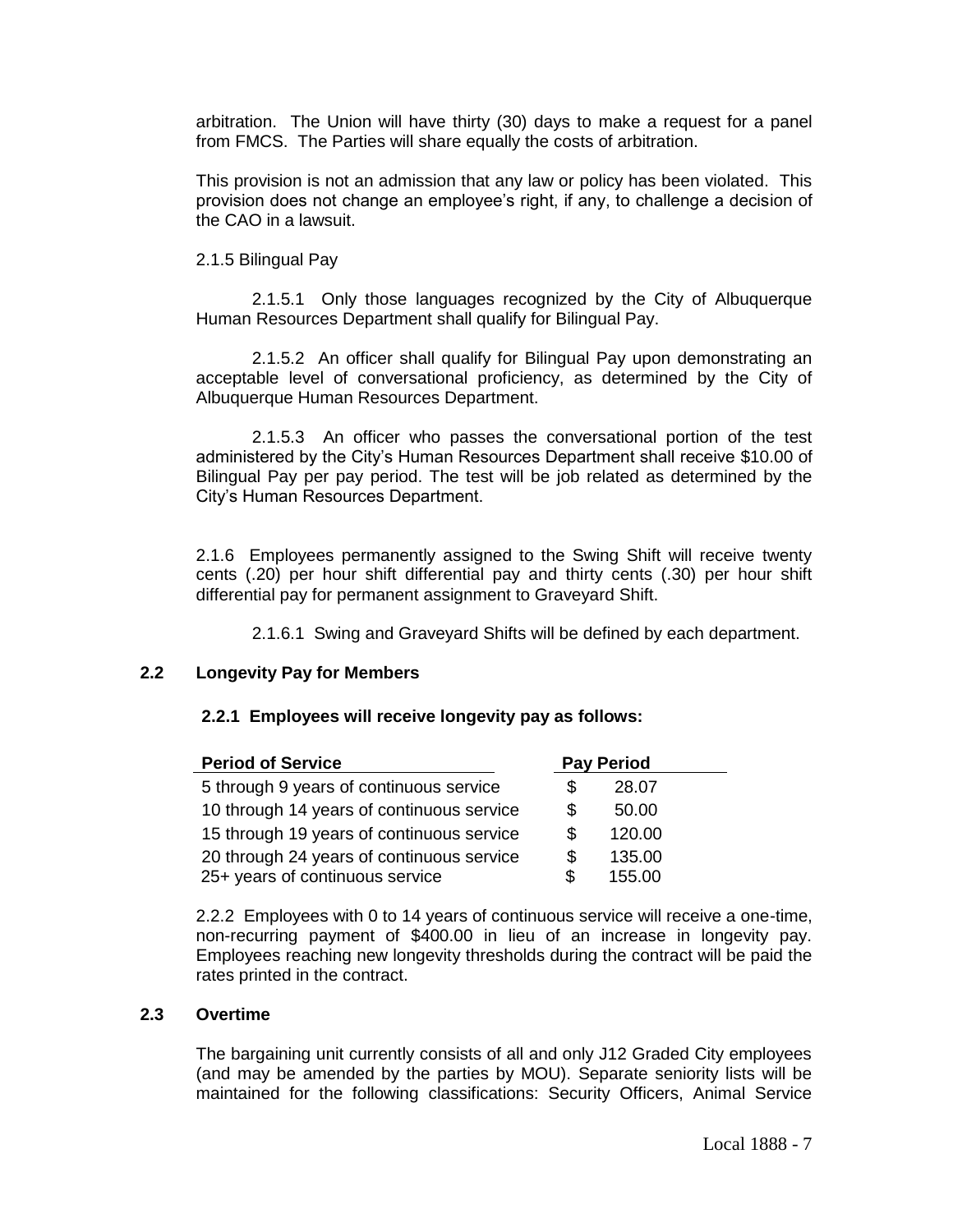arbitration. The Union will have thirty (30) days to make a request for a panel from FMCS. The Parties will share equally the costs of arbitration.

This provision is not an admission that any law or policy has been violated. This provision does not change an employee's right, if any, to challenge a decision of the CAO in a lawsuit.

2.1.5 Bilingual Pay

2.1.5.1 Only those languages recognized by the City of Albuquerque Human Resources Department shall qualify for Bilingual Pay.

2.1.5.2 An officer shall qualify for Bilingual Pay upon demonstrating an acceptable level of conversational proficiency, as determined by the City of Albuquerque Human Resources Department.

2.1.5.3 An officer who passes the conversational portion of the test administered by the City's Human Resources Department shall receive $10.00 of Bilingual Pay per pay period. The test will be job related as determined by the City's Human Resources Department.

2.1.6 Employees permanently assigned to the Swing Shift will receive twenty cents (.20) per hour shift differential pay and thirty cents (.30) per hour shift differential pay for permanent assignment to Graveyard Shift.

2.1.6.1 Swing and Graveyard Shifts will be defined by each department.

## 2.2 Longevity Pay for Members

**2.2.1 Employees will receive longevity pay as follows:**

| Period of Service | Pay Period |
|---|---|
| 5 through 9 years of continuous service | $ 28.07 |
| 10 through 14 years of continuous service | $ 50.00 |
| 15 through 19 years of continuous service | $ 120.00 |
| 20 through 24 years of continuous service | $ 135.00 |
| 25+ years of continuous service | $ 155.00 |

2.2.2 Employees with 0 to 14 years of continuous service will receive a one-time, non-recurring payment of $400.00 in lieu of an increase in longevity pay. Employees reaching new longevity thresholds during the contract will be paid the rates printed in the contract.

## 2.3 Overtime

The bargaining unit currently consists of all and only J12 Graded City employees (and may be amended by the parties by MOU). Separate seniority lists will be maintained for the following classifications: Security Officers, Animal Service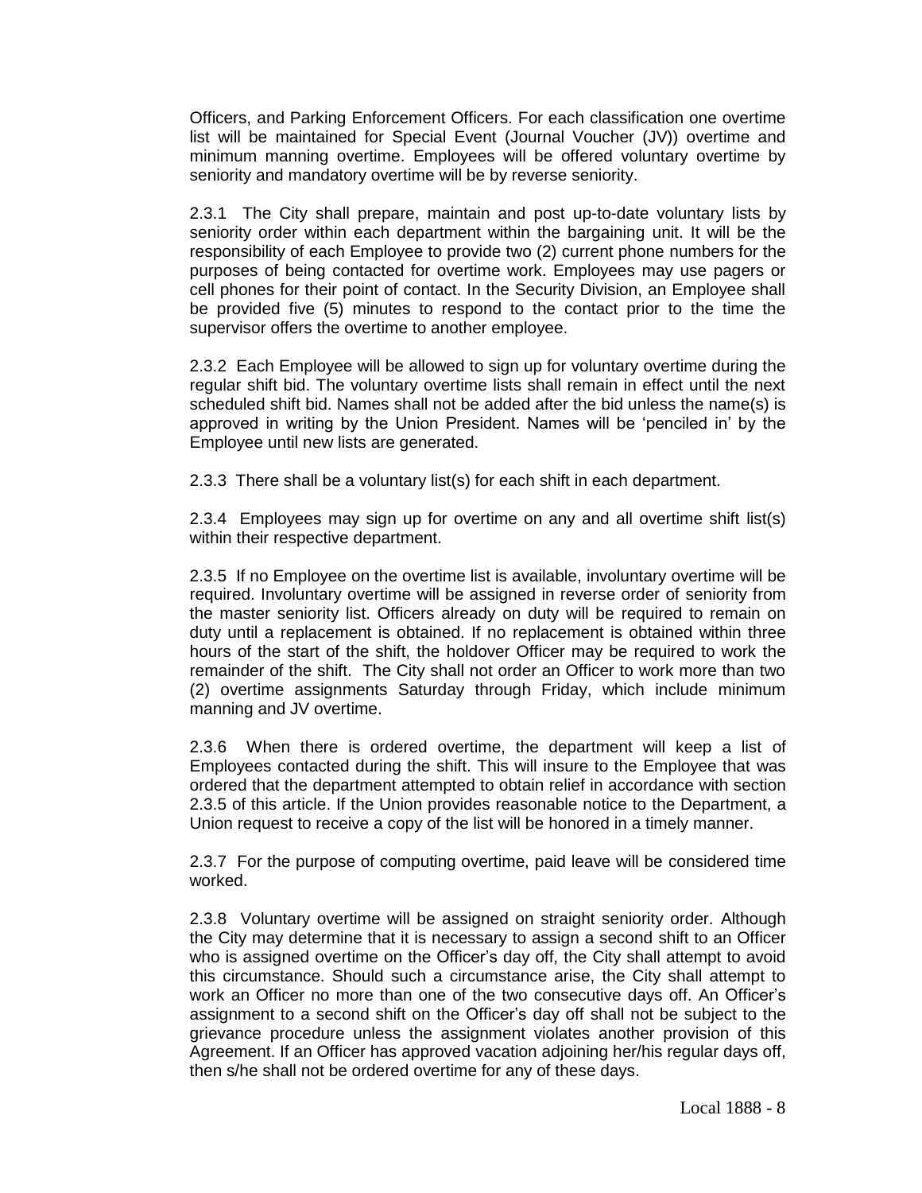Officers, and Parking Enforcement Officers. For each classification one overtime list will be maintained for Special Event (Journal Voucher (JV)) overtime and minimum manning overtime. Employees will be offered voluntary overtime by seniority and mandatory overtime will be by reverse seniority.

2.3.1 The City shall prepare, maintain and post up-to-date voluntary lists by seniority order within each department within the bargaining unit. It will be the responsibility of each Employee to provide two (2) current phone numbers for the purposes of being contacted for overtime work. Employees may use pagers or cell phones for their point of contact. In the Security Division, an Employee shall be provided five (5) minutes to respond to the contact prior to the time the supervisor offers the overtime to another employee.

2.3.2 Each Employee will be allowed to sign up for voluntary overtime during the regular shift bid. The voluntary overtime lists shall remain in effect until the next scheduled shift bid. Names shall not be added after the bid unless the name(s) is approved in writing by the Union President. Names will be 'penciled in' by the Employee until new lists are generated.

2.3.3 There shall be a voluntary list(s) for each shift in each department.

2.3.4 Employees may sign up for overtime on any and all overtime shift list(s) within their respective department.

2.3.5 If no Employee on the overtime list is available, involuntary overtime will be required. Involuntary overtime will be assigned in reverse order of seniority from the master seniority list. Officers already on duty will be required to remain on duty until a replacement is obtained. If no replacement is obtained within three hours of the start of the shift, the holdover Officer may be required to work the remainder of the shift. The City shall not order an Officer to work more than two (2) overtime assignments Saturday through Friday, which include minimum manning and JV overtime.

2.3.6 When there is ordered overtime, the department will keep a list of Employees contacted during the shift. This will insure to the Employee that was ordered that the department attempted to obtain relief in accordance with section 2.3.5 of this article. If the Union provides reasonable notice to the Department, a Union request to receive a copy of the list will be honored in a timely manner.

2.3.7 For the purpose of computing overtime, paid leave will be considered time worked.

2.3.8 Voluntary overtime will be assigned on straight seniority order. Although the City may determine that it is necessary to assign a second shift to an Officer who is assigned overtime on the Officer's day off, the City shall attempt to avoid this circumstance. Should such a circumstance arise, the City shall attempt to work an Officer no more than one of the two consecutive days off. An Officer's assignment to a second shift on the Officer's day off shall not be subject to the grievance procedure unless the assignment violates another provision of this Agreement. If an Officer has approved vacation adjoining her/his regular days off, then s/he shall not be ordered overtime for any of these days.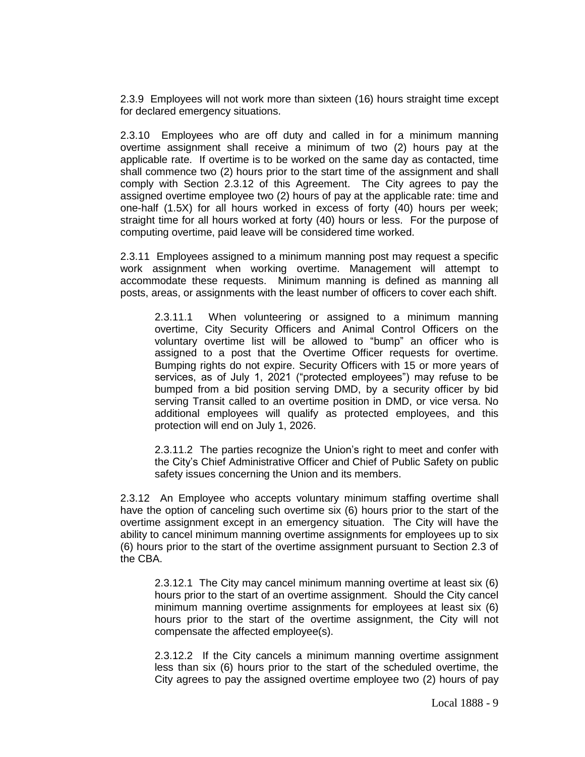2.3.9 Employees will not work more than sixteen (16) hours straight time except for declared emergency situations.

2.3.10 Employees who are off duty and called in for a minimum manning overtime assignment shall receive a minimum of two (2) hours pay at the applicable rate. If overtime is to be worked on the same day as contacted, time shall commence two (2) hours prior to the start time of the assignment and shall comply with Section 2.3.12 of this Agreement. The City agrees to pay the assigned overtime employee two (2) hours of pay at the applicable rate: time and one-half (1.5X) for all hours worked in excess of forty (40) hours per week; straight time for all hours worked at forty (40) hours or less. For the purpose of computing overtime, paid leave will be considered time worked.

2.3.11 Employees assigned to a minimum manning post may request a specific work assignment when working overtime. Management will attempt to accommodate these requests. Minimum manning is defined as manning all posts, areas, or assignments with the least number of officers to cover each shift.

> 2.3.11.1 When volunteering or assigned to a minimum manning overtime, City Security Officers and Animal Control Officers on the voluntary overtime list will be allowed to "bump" an officer who is assigned to a post that the Overtime Officer requests for overtime. Bumping rights do not expire. Security Officers with 15 or more years of services, as of July 1, 2021 ("protected employees") may refuse to be bumped from a bid position serving DMD, by a security officer by bid serving Transit called to an overtime position in DMD, or vice versa. No additional employees will qualify as protected employees, and this protection will end on July 1, 2026.
>
> 2.3.11.2 The parties recognize the Union's right to meet and confer with the City's Chief Administrative Officer and Chief of Public Safety on public safety issues concerning the Union and its members.

2.3.12 An Employee who accepts voluntary minimum staffing overtime shall have the option of canceling such overtime six (6) hours prior to the start of the overtime assignment except in an emergency situation. The City will have the ability to cancel minimum manning overtime assignments for employees up to six (6) hours prior to the start of the overtime assignment pursuant to Section 2.3 of the CBA.

> 2.3.12.1 The City may cancel minimum manning overtime at least six (6) hours prior to the start of an overtime assignment. Should the City cancel minimum manning overtime assignments for employees at least six (6) hours prior to the start of the overtime assignment, the City will not compensate the affected employee(s).
>
> 2.3.12.2 If the City cancels a minimum manning overtime assignment less than six (6) hours prior to the start of the scheduled overtime, the City agrees to pay the assigned overtime employee two (2) hours of pay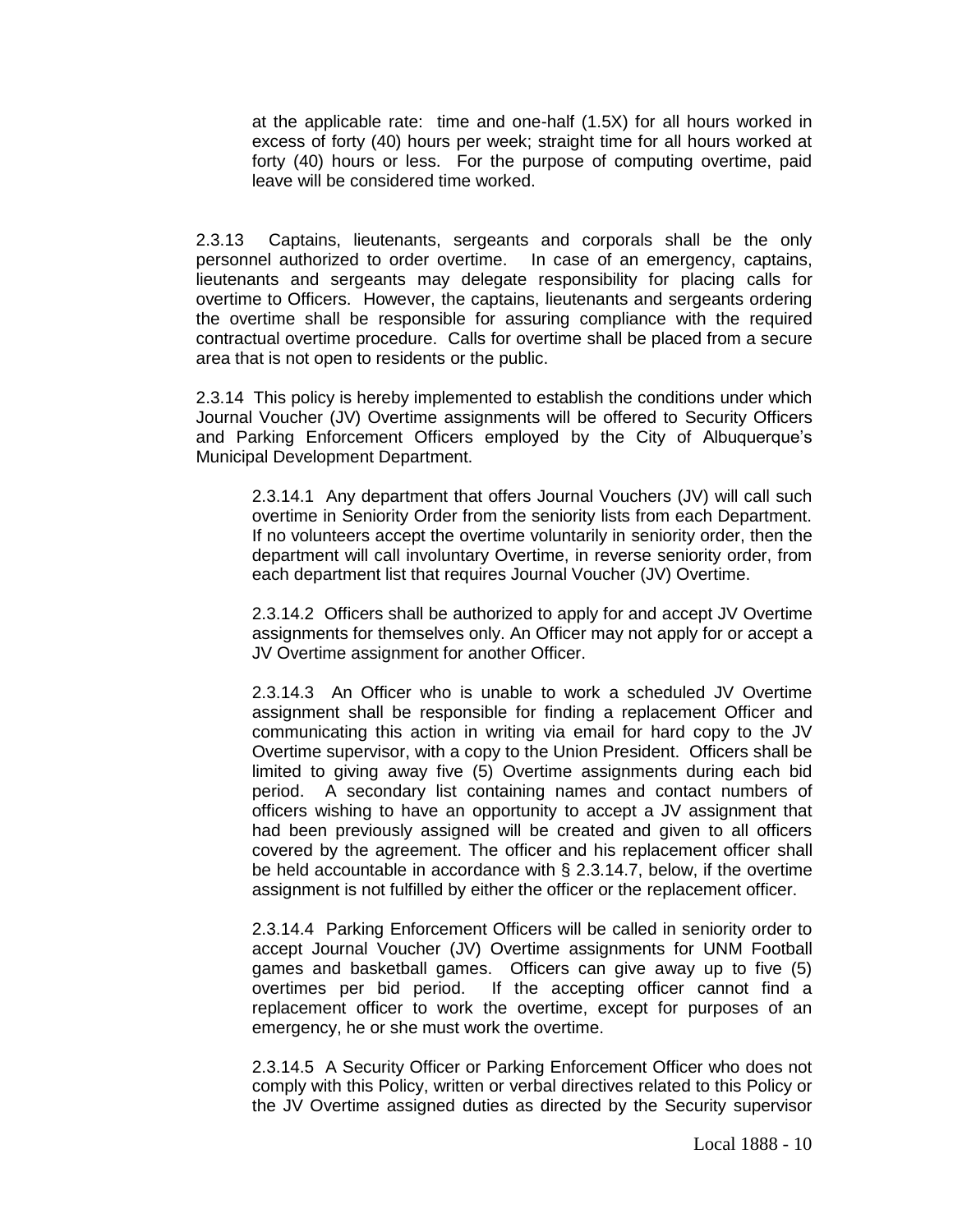at the applicable rate: time and one-half (1.5X) for all hours worked in excess of forty (40) hours per week; straight time for all hours worked at forty (40) hours or less. For the purpose of computing overtime, paid leave will be considered time worked.

2.3.13 Captains, lieutenants, sergeants and corporals shall be the only personnel authorized to order overtime. In case of an emergency, captains, lieutenants and sergeants may delegate responsibility for placing calls for overtime to Officers. However, the captains, lieutenants and sergeants ordering the overtime shall be responsible for assuring compliance with the required contractual overtime procedure. Calls for overtime shall be placed from a secure area that is not open to residents or the public.

2.3.14 This policy is hereby implemented to establish the conditions under which Journal Voucher (JV) Overtime assignments will be offered to Security Officers and Parking Enforcement Officers employed by the City of Albuquerque's Municipal Development Department.

2.3.14.1 Any department that offers Journal Vouchers (JV) will call such overtime in Seniority Order from the seniority lists from each Department. If no volunteers accept the overtime voluntarily in seniority order, then the department will call involuntary Overtime, in reverse seniority order, from each department list that requires Journal Voucher (JV) Overtime.

2.3.14.2 Officers shall be authorized to apply for and accept JV Overtime assignments for themselves only. An Officer may not apply for or accept a JV Overtime assignment for another Officer.

2.3.14.3 An Officer who is unable to work a scheduled JV Overtime assignment shall be responsible for finding a replacement Officer and communicating this action in writing via email for hard copy to the JV Overtime supervisor, with a copy to the Union President. Officers shall be limited to giving away five (5) Overtime assignments during each bid period. A secondary list containing names and contact numbers of officers wishing to have an opportunity to accept a JV assignment that had been previously assigned will be created and given to all officers covered by the agreement. The officer and his replacement officer shall be held accountable in accordance with § 2.3.14.7, below, if the overtime assignment is not fulfilled by either the officer or the replacement officer.

2.3.14.4 Parking Enforcement Officers will be called in seniority order to accept Journal Voucher (JV) Overtime assignments for UNM Football games and basketball games. Officers can give away up to five (5) overtimes per bid period. If the accepting officer cannot find a replacement officer to work the overtime, except for purposes of an emergency, he or she must work the overtime.

2.3.14.5 A Security Officer or Parking Enforcement Officer who does not comply with this Policy, written or verbal directives related to this Policy or the JV Overtime assigned duties as directed by the Security supervisor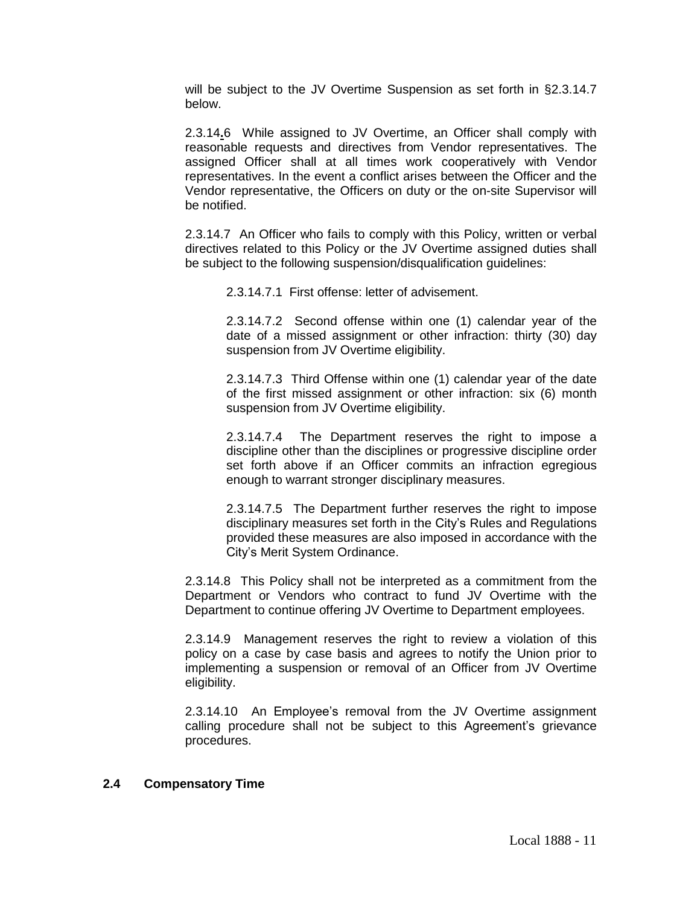will be subject to the JV Overtime Suspension as set forth in §2.3.14.7 below.

2.3.14.6 While assigned to JV Overtime, an Officer shall comply with reasonable requests and directives from Vendor representatives. The assigned Officer shall at all times work cooperatively with Vendor representatives. In the event a conflict arises between the Officer and the Vendor representative, the Officers on duty or the on-site Supervisor will be notified.

2.3.14.7 An Officer who fails to comply with this Policy, written or verbal directives related to this Policy or the JV Overtime assigned duties shall be subject to the following suspension/disqualification guidelines:

2.3.14.7.1 First offense: letter of advisement.

2.3.14.7.2 Second offense within one (1) calendar year of the date of a missed assignment or other infraction: thirty (30) day suspension from JV Overtime eligibility.

2.3.14.7.3 Third Offense within one (1) calendar year of the date of the first missed assignment or other infraction: six (6) month suspension from JV Overtime eligibility.

2.3.14.7.4 The Department reserves the right to impose a discipline other than the disciplines or progressive discipline order set forth above if an Officer commits an infraction egregious enough to warrant stronger disciplinary measures.

2.3.14.7.5 The Department further reserves the right to impose disciplinary measures set forth in the City's Rules and Regulations provided these measures are also imposed in accordance with the City's Merit System Ordinance.

2.3.14.8 This Policy shall not be interpreted as a commitment from the Department or Vendors who contract to fund JV Overtime with the Department to continue offering JV Overtime to Department employees.

2.3.14.9 Management reserves the right to review a violation of this policy on a case by case basis and agrees to notify the Union prior to implementing a suspension or removal of an Officer from JV Overtime eligibility.

2.3.14.10 An Employee's removal from the JV Overtime assignment calling procedure shall not be subject to this Agreement's grievance procedures.

## 2.4 Compensatory Time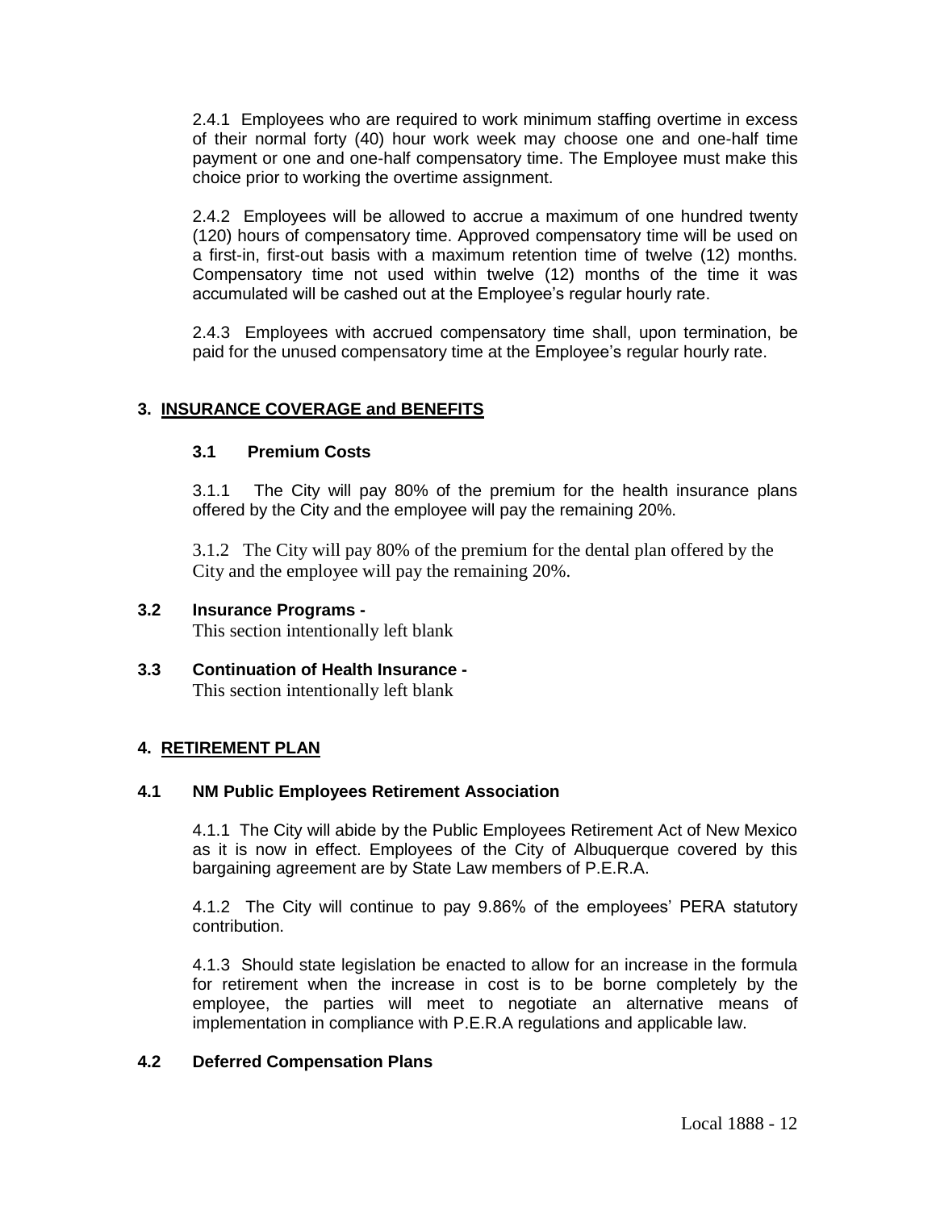2.4.1 Employees who are required to work minimum staffing overtime in excess of their normal forty (40) hour work week may choose one and one-half time payment or one and one-half compensatory time. The Employee must make this choice prior to working the overtime assignment.

2.4.2 Employees will be allowed to accrue a maximum of one hundred twenty (120) hours of compensatory time. Approved compensatory time will be used on a first-in, first-out basis with a maximum retention time of twelve (12) months. Compensatory time not used within twelve (12) months of the time it was accumulated will be cashed out at the Employee's regular hourly rate.

2.4.3 Employees with accrued compensatory time shall, upon termination, be paid for the unused compensatory time at the Employee's regular hourly rate.

## 3. INSURANCE COVERAGE and BENEFITS

### 3.1 Premium Costs

3.1.1 The City will pay 80% of the premium for the health insurance plans offered by the City and the employee will pay the remaining 20%.

3.1.2 The City will pay 80% of the premium for the dental plan offered by the City and the employee will pay the remaining 20%.

### 3.2 Insurance Programs -

This section intentionally left blank

### 3.3 Continuation of Health Insurance -

This section intentionally left blank

## 4. RETIREMENT PLAN

### 4.1 NM Public Employees Retirement Association

4.1.1 The City will abide by the Public Employees Retirement Act of New Mexico as it is now in effect. Employees of the City of Albuquerque covered by this bargaining agreement are by State Law members of P.E.R.A.

4.1.2 The City will continue to pay 9.86% of the employees' PERA statutory contribution.

4.1.3 Should state legislation be enacted to allow for an increase in the formula for retirement when the increase in cost is to be borne completely by the employee, the parties will meet to negotiate an alternative means of implementation in compliance with P.E.R.A regulations and applicable law.

### 4.2 Deferred Compensation Plans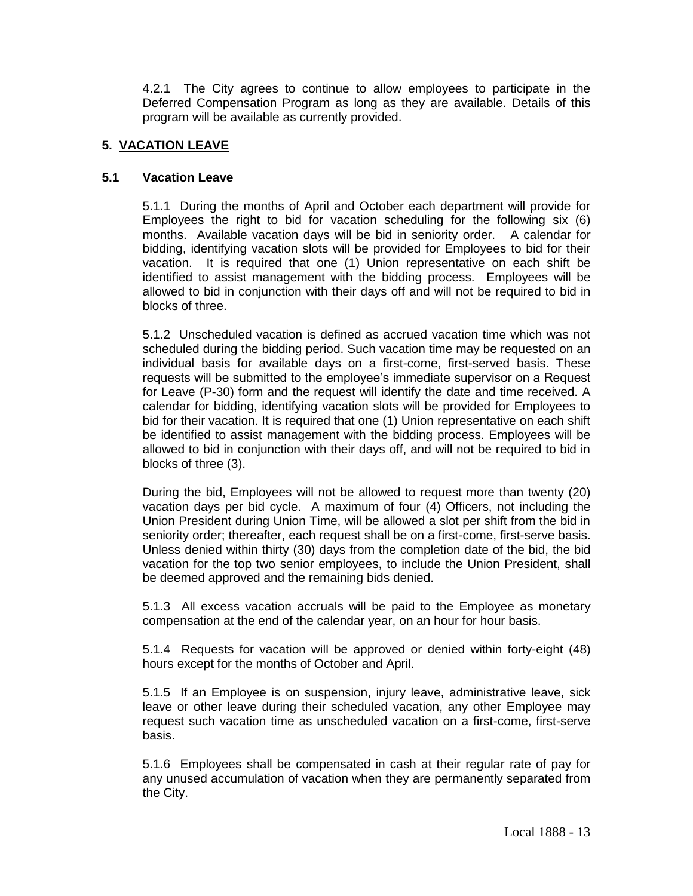4.2.1 The City agrees to continue to allow employees to participate in the Deferred Compensation Program as long as they are available. Details of this program will be available as currently provided.

## 5. VACATION LEAVE

### 5.1 Vacation Leave

5.1.1 During the months of April and October each department will provide for Employees the right to bid for vacation scheduling for the following six (6) months. Available vacation days will be bid in seniority order. A calendar for bidding, identifying vacation slots will be provided for Employees to bid for their vacation. It is required that one (1) Union representative on each shift be identified to assist management with the bidding process. Employees will be allowed to bid in conjunction with their days off and will not be required to bid in blocks of three.

5.1.2 Unscheduled vacation is defined as accrued vacation time which was not scheduled during the bidding period. Such vacation time may be requested on an individual basis for available days on a first-come, first-served basis. These requests will be submitted to the employee's immediate supervisor on a Request for Leave (P-30) form and the request will identify the date and time received. A calendar for bidding, identifying vacation slots will be provided for Employees to bid for their vacation. It is required that one (1) Union representative on each shift be identified to assist management with the bidding process. Employees will be allowed to bid in conjunction with their days off, and will not be required to bid in blocks of three (3).

During the bid, Employees will not be allowed to request more than twenty (20) vacation days per bid cycle. A maximum of four (4) Officers, not including the Union President during Union Time, will be allowed a slot per shift from the bid in seniority order; thereafter, each request shall be on a first-come, first-serve basis. Unless denied within thirty (30) days from the completion date of the bid, the bid vacation for the top two senior employees, to include the Union President, shall be deemed approved and the remaining bids denied.

5.1.3 All excess vacation accruals will be paid to the Employee as monetary compensation at the end of the calendar year, on an hour for hour basis.

5.1.4 Requests for vacation will be approved or denied within forty-eight (48) hours except for the months of October and April.

5.1.5 If an Employee is on suspension, injury leave, administrative leave, sick leave or other leave during their scheduled vacation, any other Employee may request such vacation time as unscheduled vacation on a first-come, first-serve basis.

5.1.6 Employees shall be compensated in cash at their regular rate of pay for any unused accumulation of vacation when they are permanently separated from the City.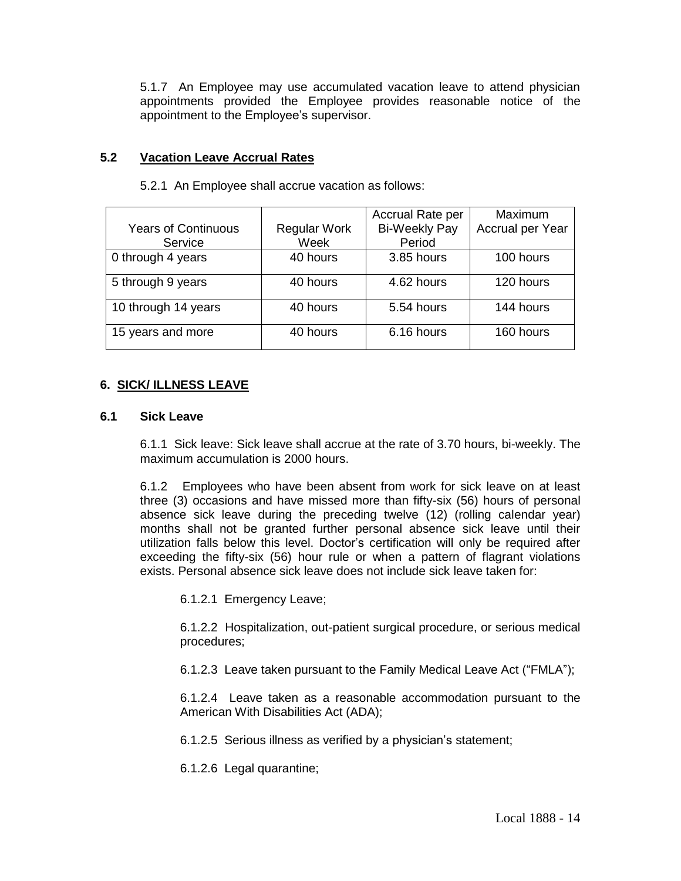5.1.7 An Employee may use accumulated vacation leave to attend physician appointments provided the Employee provides reasonable notice of the appointment to the Employee's supervisor.

## 5.2 Vacation Leave Accrual Rates

5.2.1 An Employee shall accrue vacation as follows:

| Years of Continuous Service | Regular Work Week | Accrual Rate per Bi-Weekly Pay Period | Maximum Accrual per Year |
|---|---|---|---|
| 0 through 4 years | 40 hours | 3.85 hours | 100 hours |
| 5 through 9 years | 40 hours | 4.62 hours | 120 hours |
| 10 through 14 years | 40 hours | 5.54 hours | 144 hours |
| 15 years and more | 40 hours | 6.16 hours | 160 hours |

# 6. SICK/ ILLNESS LEAVE

## 6.1 Sick Leave

6.1.1 Sick leave: Sick leave shall accrue at the rate of 3.70 hours, bi-weekly. The maximum accumulation is 2000 hours.

6.1.2 Employees who have been absent from work for sick leave on at least three (3) occasions and have missed more than fifty-six (56) hours of personal absence sick leave during the preceding twelve (12) (rolling calendar year) months shall not be granted further personal absence sick leave until their utilization falls below this level. Doctor's certification will only be required after exceeding the fifty-six (56) hour rule or when a pattern of flagrant violations exists. Personal absence sick leave does not include sick leave taken for:

6.1.2.1 Emergency Leave;

6.1.2.2 Hospitalization, out-patient surgical procedure, or serious medical procedures;

6.1.2.3 Leave taken pursuant to the Family Medical Leave Act ("FMLA");

6.1.2.4 Leave taken as a reasonable accommodation pursuant to the American With Disabilities Act (ADA);

6.1.2.5 Serious illness as verified by a physician's statement;

6.1.2.6 Legal quarantine;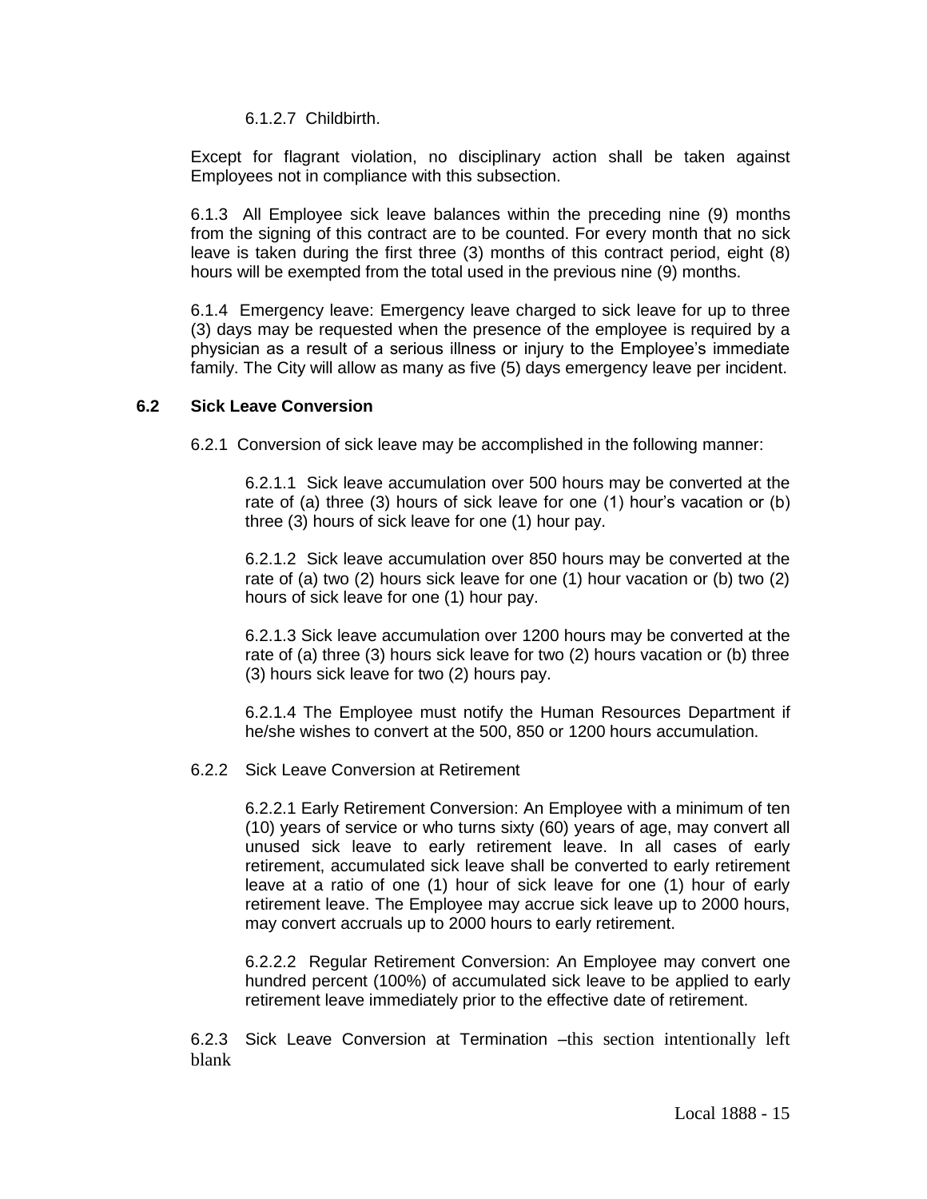6.1.2.7 Childbirth.

Except for flagrant violation, no disciplinary action shall be taken against Employees not in compliance with this subsection.

6.1.3 All Employee sick leave balances within the preceding nine (9) months from the signing of this contract are to be counted. For every month that no sick leave is taken during the first three (3) months of this contract period, eight (8) hours will be exempted from the total used in the previous nine (9) months.

6.1.4 Emergency leave: Emergency leave charged to sick leave for up to three (3) days may be requested when the presence of the employee is required by a physician as a result of a serious illness or injury to the Employee's immediate family. The City will allow as many as five (5) days emergency leave per incident.

### 6.2 Sick Leave Conversion

6.2.1 Conversion of sick leave may be accomplished in the following manner:

6.2.1.1 Sick leave accumulation over 500 hours may be converted at the rate of (a) three (3) hours of sick leave for one (1) hour's vacation or (b) three (3) hours of sick leave for one (1) hour pay.

6.2.1.2 Sick leave accumulation over 850 hours may be converted at the rate of (a) two (2) hours sick leave for one (1) hour vacation or (b) two (2) hours of sick leave for one (1) hour pay.

6.2.1.3 Sick leave accumulation over 1200 hours may be converted at the rate of (a) three (3) hours sick leave for two (2) hours vacation or (b) three (3) hours sick leave for two (2) hours pay.

6.2.1.4 The Employee must notify the Human Resources Department if he/she wishes to convert at the 500, 850 or 1200 hours accumulation.

6.2.2 Sick Leave Conversion at Retirement

6.2.2.1 Early Retirement Conversion: An Employee with a minimum of ten (10) years of service or who turns sixty (60) years of age, may convert all unused sick leave to early retirement leave. In all cases of early retirement, accumulated sick leave shall be converted to early retirement leave at a ratio of one (1) hour of sick leave for one (1) hour of early retirement leave. The Employee may accrue sick leave up to 2000 hours, may convert accruals up to 2000 hours to early retirement.

6.2.2.2 Regular Retirement Conversion: An Employee may convert one hundred percent (100%) of accumulated sick leave to be applied to early retirement leave immediately prior to the effective date of retirement.

6.2.3 Sick Leave Conversion at Termination –this section intentionally left blank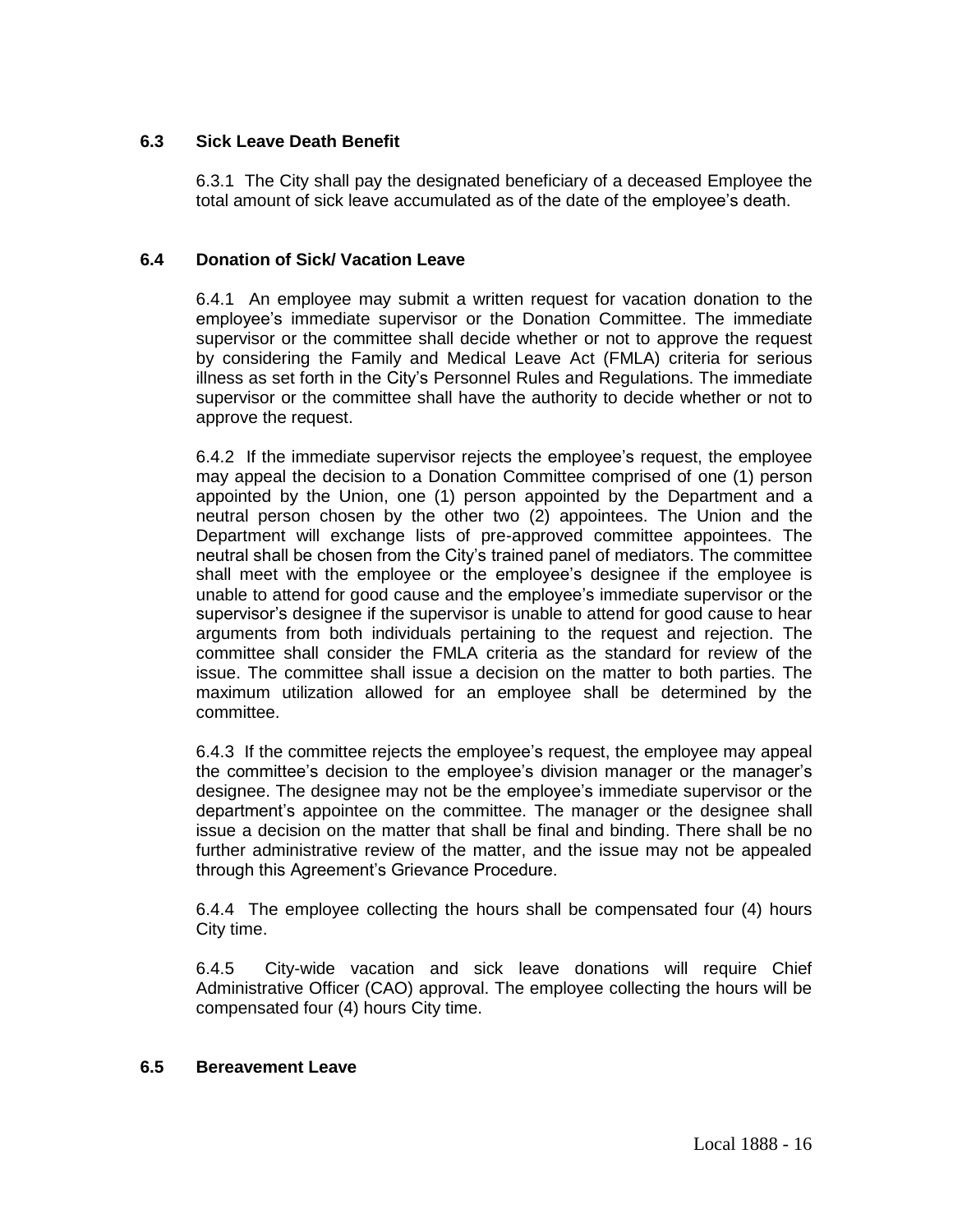### 6.3 Sick Leave Death Benefit

6.3.1 The City shall pay the designated beneficiary of a deceased Employee the total amount of sick leave accumulated as of the date of the employee's death.

### 6.4 Donation of Sick/ Vacation Leave

6.4.1 An employee may submit a written request for vacation donation to the employee's immediate supervisor or the Donation Committee. The immediate supervisor or the committee shall decide whether or not to approve the request by considering the Family and Medical Leave Act (FMLA) criteria for serious illness as set forth in the City's Personnel Rules and Regulations. The immediate supervisor or the committee shall have the authority to decide whether or not to approve the request.

6.4.2 If the immediate supervisor rejects the employee's request, the employee may appeal the decision to a Donation Committee comprised of one (1) person appointed by the Union, one (1) person appointed by the Department and a neutral person chosen by the other two (2) appointees. The Union and the Department will exchange lists of pre-approved committee appointees. The neutral shall be chosen from the City's trained panel of mediators. The committee shall meet with the employee or the employee's designee if the employee is unable to attend for good cause and the employee's immediate supervisor or the supervisor's designee if the supervisor is unable to attend for good cause to hear arguments from both individuals pertaining to the request and rejection. The committee shall consider the FMLA criteria as the standard for review of the issue. The committee shall issue a decision on the matter to both parties. The maximum utilization allowed for an employee shall be determined by the committee.

6.4.3 If the committee rejects the employee's request, the employee may appeal the committee's decision to the employee's division manager or the manager's designee. The designee may not be the employee's immediate supervisor or the department's appointee on the committee. The manager or the designee shall issue a decision on the matter that shall be final and binding. There shall be no further administrative review of the matter, and the issue may not be appealed through this Agreement's Grievance Procedure.

6.4.4 The employee collecting the hours shall be compensated four (4) hours City time.

6.4.5 City-wide vacation and sick leave donations will require Chief Administrative Officer (CAO) approval. The employee collecting the hours will be compensated four (4) hours City time.

### 6.5 Bereavement Leave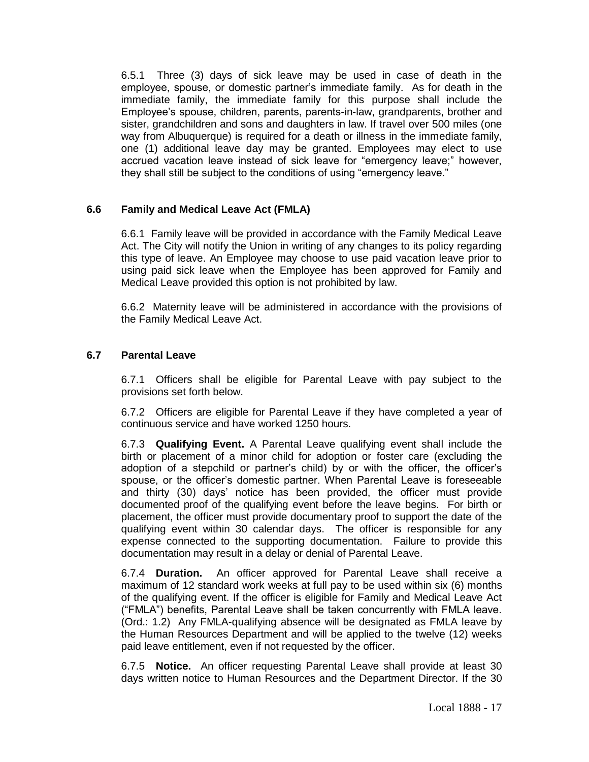6.5.1 Three (3) days of sick leave may be used in case of death in the employee, spouse, or domestic partner's immediate family. As for death in the immediate family, the immediate family for this purpose shall include the Employee's spouse, children, parents, parents-in-law, grandparents, brother and sister, grandchildren and sons and daughters in law. If travel over 500 miles (one way from Albuquerque) is required for a death or illness in the immediate family, one (1) additional leave day may be granted. Employees may elect to use accrued vacation leave instead of sick leave for "emergency leave;" however, they shall still be subject to the conditions of using "emergency leave."

### 6.6 Family and Medical Leave Act (FMLA)

6.6.1 Family leave will be provided in accordance with the Family Medical Leave Act. The City will notify the Union in writing of any changes to its policy regarding this type of leave. An Employee may choose to use paid vacation leave prior to using paid sick leave when the Employee has been approved for Family and Medical Leave provided this option is not prohibited by law.

6.6.2 Maternity leave will be administered in accordance with the provisions of the Family Medical Leave Act.

### 6.7 Parental Leave

6.7.1 Officers shall be eligible for Parental Leave with pay subject to the provisions set forth below.

6.7.2 Officers are eligible for Parental Leave if they have completed a year of continuous service and have worked 1250 hours.

6.7.3 **Qualifying Event.** A Parental Leave qualifying event shall include the birth or placement of a minor child for adoption or foster care (excluding the adoption of a stepchild or partner's child) by or with the officer, the officer's spouse, or the officer's domestic partner. When Parental Leave is foreseeable and thirty (30) days' notice has been provided, the officer must provide documented proof of the qualifying event before the leave begins. For birth or placement, the officer must provide documentary proof to support the date of the qualifying event within 30 calendar days. The officer is responsible for any expense connected to the supporting documentation. Failure to provide this documentation may result in a delay or denial of Parental Leave.

6.7.4 **Duration.** An officer approved for Parental Leave shall receive a maximum of 12 standard work weeks at full pay to be used within six (6) months of the qualifying event. If the officer is eligible for Family and Medical Leave Act ("FMLA") benefits, Parental Leave shall be taken concurrently with FMLA leave. (Ord.: 1.2) Any FMLA-qualifying absence will be designated as FMLA leave by the Human Resources Department and will be applied to the twelve (12) weeks paid leave entitlement, even if not requested by the officer.

6.7.5 **Notice.** An officer requesting Parental Leave shall provide at least 30 days written notice to Human Resources and the Department Director. If the 30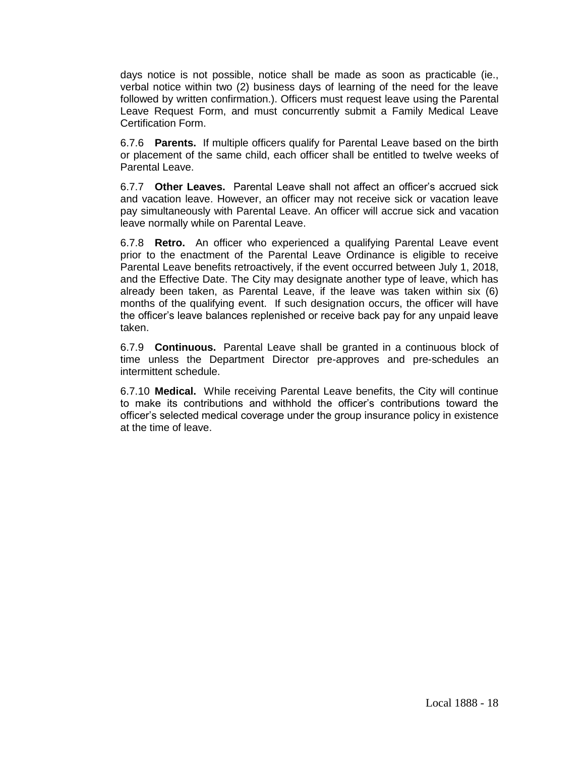days notice is not possible, notice shall be made as soon as practicable (ie., verbal notice within two (2) business days of learning of the need for the leave followed by written confirmation.). Officers must request leave using the Parental Leave Request Form, and must concurrently submit a Family Medical Leave Certification Form.

6.7.6 **Parents.** If multiple officers qualify for Parental Leave based on the birth or placement of the same child, each officer shall be entitled to twelve weeks of Parental Leave.

6.7.7 **Other Leaves.** Parental Leave shall not affect an officer's accrued sick and vacation leave. However, an officer may not receive sick or vacation leave pay simultaneously with Parental Leave. An officer will accrue sick and vacation leave normally while on Parental Leave.

6.7.8 **Retro.** An officer who experienced a qualifying Parental Leave event prior to the enactment of the Parental Leave Ordinance is eligible to receive Parental Leave benefits retroactively, if the event occurred between July 1, 2018, and the Effective Date. The City may designate another type of leave, which has already been taken, as Parental Leave, if the leave was taken within six (6) months of the qualifying event. If such designation occurs, the officer will have the officer's leave balances replenished or receive back pay for any unpaid leave taken.

6.7.9 **Continuous.** Parental Leave shall be granted in a continuous block of time unless the Department Director pre-approves and pre-schedules an intermittent schedule.

6.7.10 **Medical.** While receiving Parental Leave benefits, the City will continue to make its contributions and withhold the officer's contributions toward the officer's selected medical coverage under the group insurance policy in existence at the time of leave.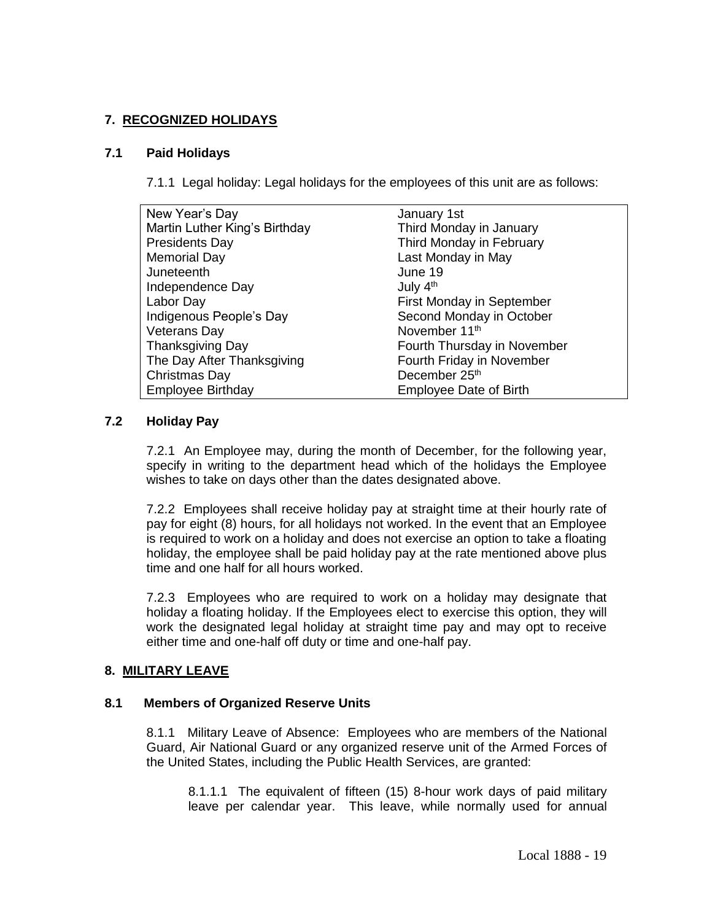## 7. RECOGNIZED HOLIDAYS

### 7.1 Paid Holidays

7.1.1 Legal holiday: Legal holidays for the employees of this unit are as follows:

| Holiday | Date |
|---|---|
| New Year's Day | January 1st |
| Martin Luther King's Birthday | Third Monday in January |
| Presidents Day | Third Monday in February |
| Memorial Day | Last Monday in May |
| Juneteenth | June 19 |
| Independence Day | July 4th |
| Labor Day | First Monday in September |
| Indigenous People's Day | Second Monday in October |
| Veterans Day | November 11th |
| Thanksgiving Day | Fourth Thursday in November |
| The Day After Thanksgiving | Fourth Friday in November |
| Christmas Day | December 25th |
| Employee Birthday | Employee Date of Birth |

### 7.2 Holiday Pay

7.2.1 An Employee may, during the month of December, for the following year, specify in writing to the department head which of the holidays the Employee wishes to take on days other than the dates designated above.

7.2.2 Employees shall receive holiday pay at straight time at their hourly rate of pay for eight (8) hours, for all holidays not worked. In the event that an Employee is required to work on a holiday and does not exercise an option to take a floating holiday, the employee shall be paid holiday pay at the rate mentioned above plus time and one half for all hours worked.

7.2.3 Employees who are required to work on a holiday may designate that holiday a floating holiday. If the Employees elect to exercise this option, they will work the designated legal holiday at straight time pay and may opt to receive either time and one-half off duty or time and one-half pay.

## 8. MILITARY LEAVE

### 8.1 Members of Organized Reserve Units

8.1.1 Military Leave of Absence: Employees who are members of the National Guard, Air National Guard or any organized reserve unit of the Armed Forces of the United States, including the Public Health Services, are granted:

8.1.1.1 The equivalent of fifteen (15) 8-hour work days of paid military leave per calendar year. This leave, while normally used for annual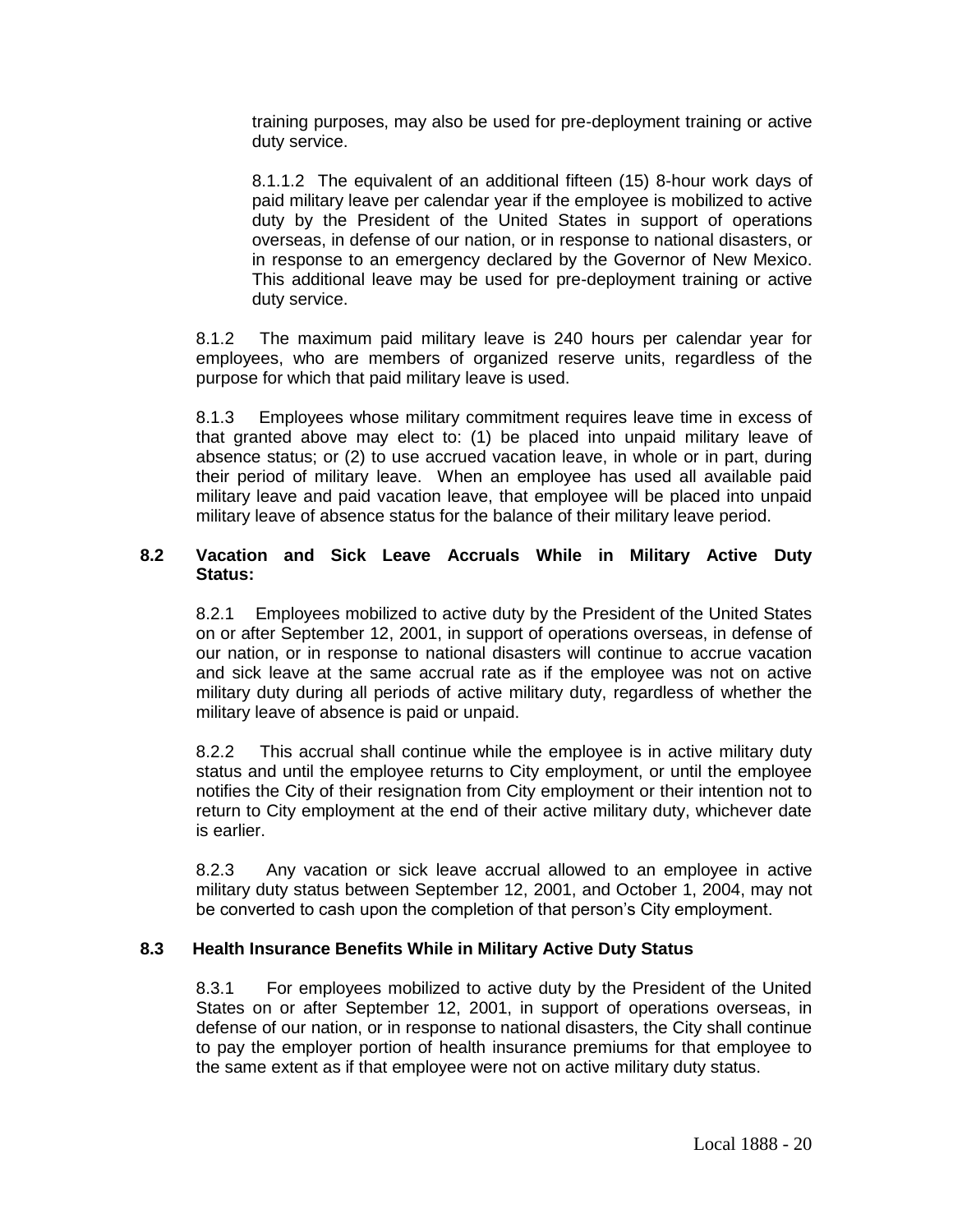training purposes, may also be used for pre-deployment training or active duty service.

8.1.1.2 The equivalent of an additional fifteen (15) 8-hour work days of paid military leave per calendar year if the employee is mobilized to active duty by the President of the United States in support of operations overseas, in defense of our nation, or in response to national disasters, or in response to an emergency declared by the Governor of New Mexico. This additional leave may be used for pre-deployment training or active duty service.

8.1.2 The maximum paid military leave is 240 hours per calendar year for employees, who are members of organized reserve units, regardless of the purpose for which that paid military leave is used.

8.1.3 Employees whose military commitment requires leave time in excess of that granted above may elect to: (1) be placed into unpaid military leave of absence status; or (2) to use accrued vacation leave, in whole or in part, during their period of military leave. When an employee has used all available paid military leave and paid vacation leave, that employee will be placed into unpaid military leave of absence status for the balance of their military leave period.

**8.2 Vacation and Sick Leave Accruals While in Military Active Duty Status:**

8.2.1 Employees mobilized to active duty by the President of the United States on or after September 12, 2001, in support of operations overseas, in defense of our nation, or in response to national disasters will continue to accrue vacation and sick leave at the same accrual rate as if the employee was not on active military duty during all periods of active military duty, regardless of whether the military leave of absence is paid or unpaid.

8.2.2 This accrual shall continue while the employee is in active military duty status and until the employee returns to City employment, or until the employee notifies the City of their resignation from City employment or their intention not to return to City employment at the end of their active military duty, whichever date is earlier.

8.2.3 Any vacation or sick leave accrual allowed to an employee in active military duty status between September 12, 2001, and October 1, 2004, may not be converted to cash upon the completion of that person's City employment.

**8.3 Health Insurance Benefits While in Military Active Duty Status**

8.3.1 For employees mobilized to active duty by the President of the United States on or after September 12, 2001, in support of operations overseas, in defense of our nation, or in response to national disasters, the City shall continue to pay the employer portion of health insurance premiums for that employee to the same extent as if that employee were not on active military duty status.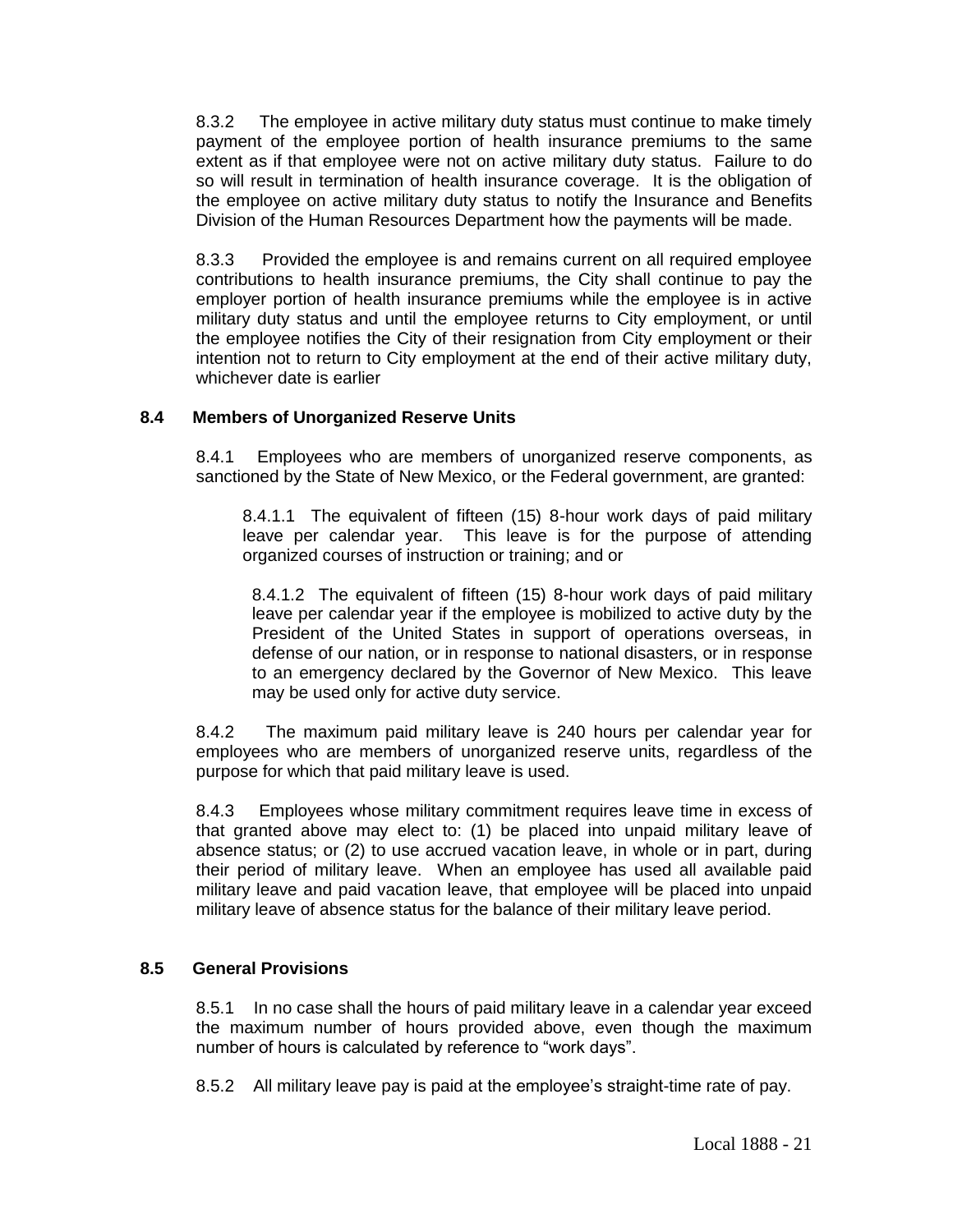8.3.2 The employee in active military duty status must continue to make timely payment of the employee portion of health insurance premiums to the same extent as if that employee were not on active military duty status. Failure to do so will result in termination of health insurance coverage. It is the obligation of the employee on active military duty status to notify the Insurance and Benefits Division of the Human Resources Department how the payments will be made.

8.3.3 Provided the employee is and remains current on all required employee contributions to health insurance premiums, the City shall continue to pay the employer portion of health insurance premiums while the employee is in active military duty status and until the employee returns to City employment, or until the employee notifies the City of their resignation from City employment or their intention not to return to City employment at the end of their active military duty, whichever date is earlier

### 8.4 Members of Unorganized Reserve Units

8.4.1 Employees who are members of unorganized reserve components, as sanctioned by the State of New Mexico, or the Federal government, are granted:

8.4.1.1 The equivalent of fifteen (15) 8-hour work days of paid military leave per calendar year. This leave is for the purpose of attending organized courses of instruction or training; and or

8.4.1.2 The equivalent of fifteen (15) 8-hour work days of paid military leave per calendar year if the employee is mobilized to active duty by the President of the United States in support of operations overseas, in defense of our nation, or in response to national disasters, or in response to an emergency declared by the Governor of New Mexico. This leave may be used only for active duty service.

8.4.2 The maximum paid military leave is 240 hours per calendar year for employees who are members of unorganized reserve units, regardless of the purpose for which that paid military leave is used.

8.4.3 Employees whose military commitment requires leave time in excess of that granted above may elect to: (1) be placed into unpaid military leave of absence status; or (2) to use accrued vacation leave, in whole or in part, during their period of military leave. When an employee has used all available paid military leave and paid vacation leave, that employee will be placed into unpaid military leave of absence status for the balance of their military leave period.

### 8.5 General Provisions

8.5.1 In no case shall the hours of paid military leave in a calendar year exceed the maximum number of hours provided above, even though the maximum number of hours is calculated by reference to "work days".

8.5.2 All military leave pay is paid at the employee's straight-time rate of pay.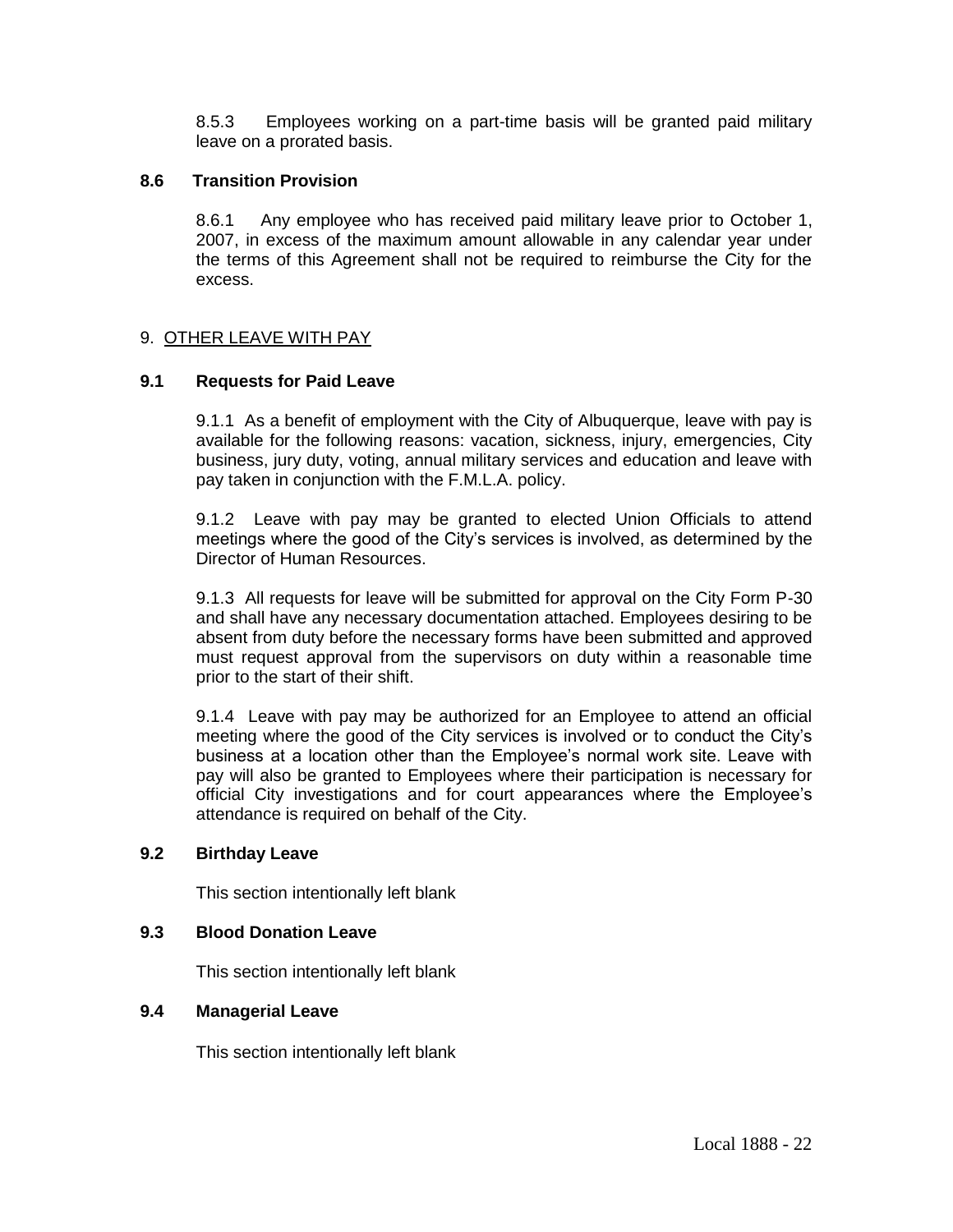8.5.3 Employees working on a part-time basis will be granted paid military leave on a prorated basis.

### 8.6 Transition Provision

8.6.1 Any employee who has received paid military leave prior to October 1, 2007, in excess of the maximum amount allowable in any calendar year under the terms of this Agreement shall not be required to reimburse the City for the excess.

## 9. <u>OTHER LEAVE WITH PAY</u>

### 9.1 Requests for Paid Leave

9.1.1 As a benefit of employment with the City of Albuquerque, leave with pay is available for the following reasons: vacation, sickness, injury, emergencies, City business, jury duty, voting, annual military services and education and leave with pay taken in conjunction with the F.M.L.A. policy.

9.1.2 Leave with pay may be granted to elected Union Officials to attend meetings where the good of the City's services is involved, as determined by the Director of Human Resources.

9.1.3 All requests for leave will be submitted for approval on the City Form P-30 and shall have any necessary documentation attached. Employees desiring to be absent from duty before the necessary forms have been submitted and approved must request approval from the supervisors on duty within a reasonable time prior to the start of their shift.

9.1.4 Leave with pay may be authorized for an Employee to attend an official meeting where the good of the City services is involved or to conduct the City's business at a location other than the Employee's normal work site. Leave with pay will also be granted to Employees where their participation is necessary for official City investigations and for court appearances where the Employee's attendance is required on behalf of the City.

### 9.2 Birthday Leave

This section intentionally left blank

### 9.3 Blood Donation Leave

This section intentionally left blank

### 9.4 Managerial Leave

This section intentionally left blank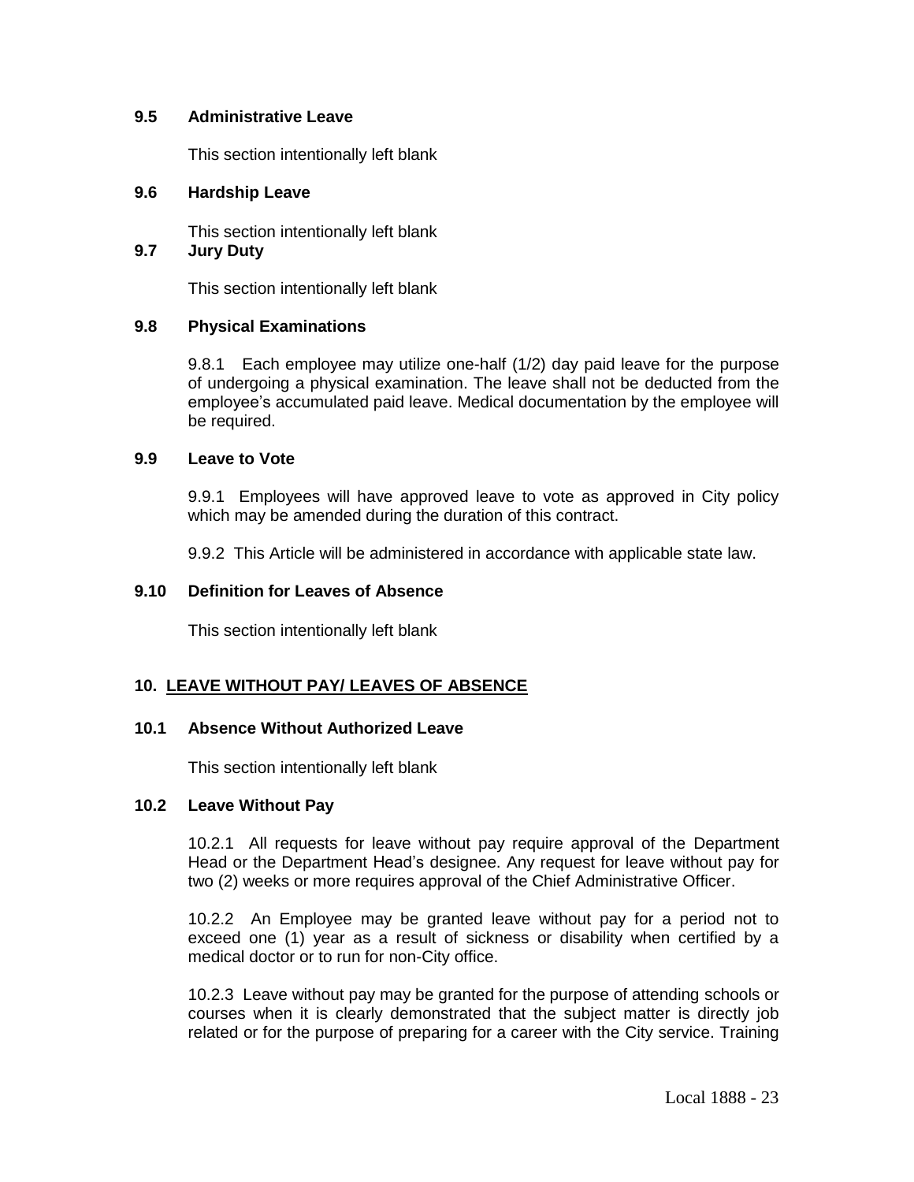### 9.5 Administrative Leave

This section intentionally left blank

### 9.6 Hardship Leave

This section intentionally left blank

### 9.7 Jury Duty

This section intentionally left blank

### 9.8 Physical Examinations

9.8.1 Each employee may utilize one-half (1/2) day paid leave for the purpose of undergoing a physical examination. The leave shall not be deducted from the employee's accumulated paid leave. Medical documentation by the employee will be required.

### 9.9 Leave to Vote

9.9.1 Employees will have approved leave to vote as approved in City policy which may be amended during the duration of this contract.

9.9.2 This Article will be administered in accordance with applicable state law.

### 9.10 Definition for Leaves of Absence

This section intentionally left blank

## 10. LEAVE WITHOUT PAY/ LEAVES OF ABSENCE

### 10.1 Absence Without Authorized Leave

This section intentionally left blank

### 10.2 Leave Without Pay

10.2.1 All requests for leave without pay require approval of the Department Head or the Department Head's designee. Any request for leave without pay for two (2) weeks or more requires approval of the Chief Administrative Officer.

10.2.2 An Employee may be granted leave without pay for a period not to exceed one (1) year as a result of sickness or disability when certified by a medical doctor or to run for non-City office.

10.2.3 Leave without pay may be granted for the purpose of attending schools or courses when it is clearly demonstrated that the subject matter is directly job related or for the purpose of preparing for a career with the City service. Training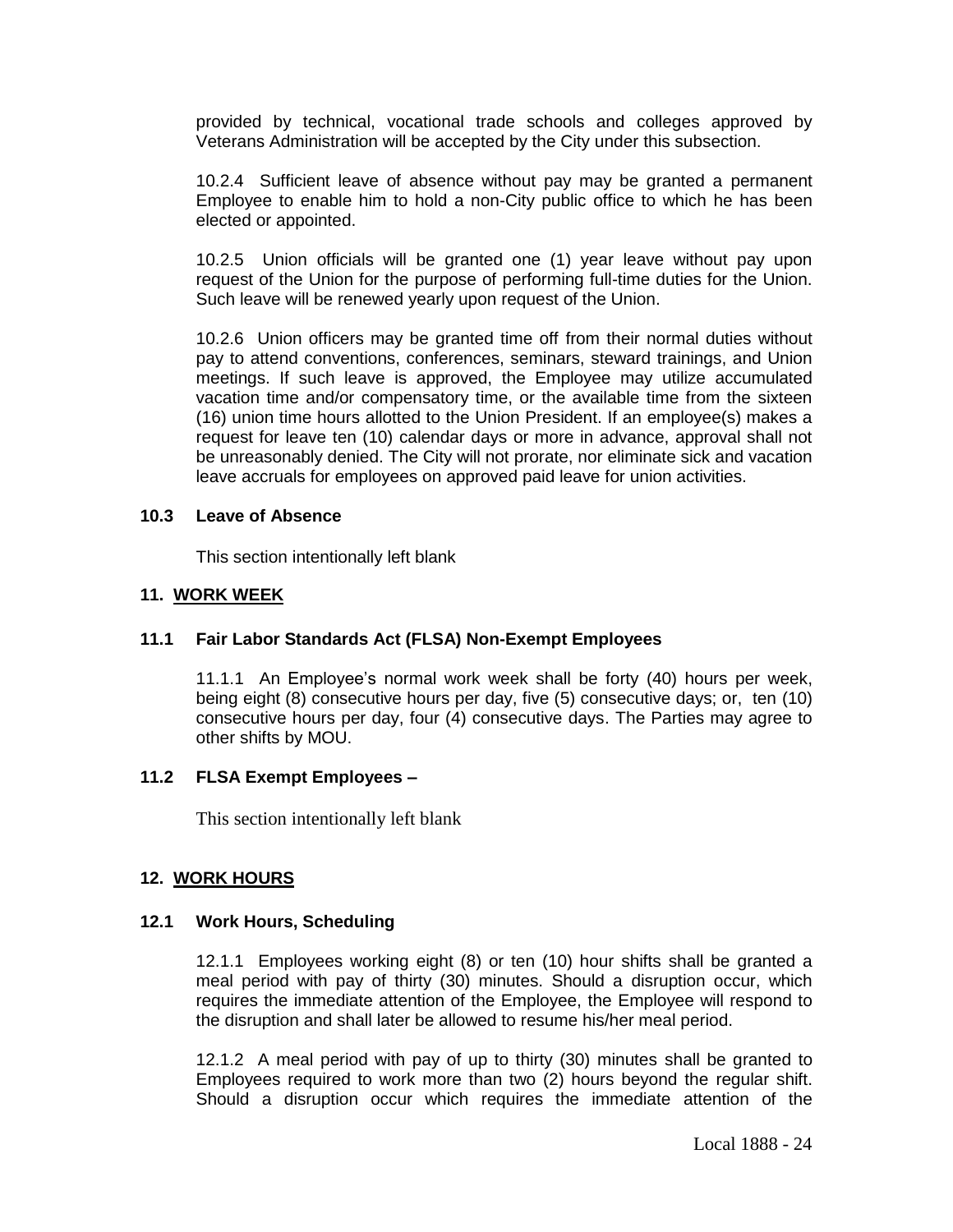provided by technical, vocational trade schools and colleges approved by Veterans Administration will be accepted by the City under this subsection.

10.2.4 Sufficient leave of absence without pay may be granted a permanent Employee to enable him to hold a non-City public office to which he has been elected or appointed.

10.2.5 Union officials will be granted one (1) year leave without pay upon request of the Union for the purpose of performing full-time duties for the Union. Such leave will be renewed yearly upon request of the Union.

10.2.6 Union officers may be granted time off from their normal duties without pay to attend conventions, conferences, seminars, steward trainings, and Union meetings. If such leave is approved, the Employee may utilize accumulated vacation time and/or compensatory time, or the available time from the sixteen (16) union time hours allotted to the Union President. If an employee(s) makes a request for leave ten (10) calendar days or more in advance, approval shall not be unreasonably denied. The City will not prorate, nor eliminate sick and vacation leave accruals for employees on approved paid leave for union activities.

### 10.3 Leave of Absence

This section intentionally left blank

## 11. WORK WEEK

### 11.1 Fair Labor Standards Act (FLSA) Non-Exempt Employees

11.1.1 An Employee's normal work week shall be forty (40) hours per week, being eight (8) consecutive hours per day, five (5) consecutive days; or, ten (10) consecutive hours per day, four (4) consecutive days. The Parties may agree to other shifts by MOU.

### 11.2 FLSA Exempt Employees –

This section intentionally left blank

## 12. WORK HOURS

### 12.1 Work Hours, Scheduling

12.1.1 Employees working eight (8) or ten (10) hour shifts shall be granted a meal period with pay of thirty (30) minutes. Should a disruption occur, which requires the immediate attention of the Employee, the Employee will respond to the disruption and shall later be allowed to resume his/her meal period.

12.1.2 A meal period with pay of up to thirty (30) minutes shall be granted to Employees required to work more than two (2) hours beyond the regular shift. Should a disruption occur which requires the immediate attention of the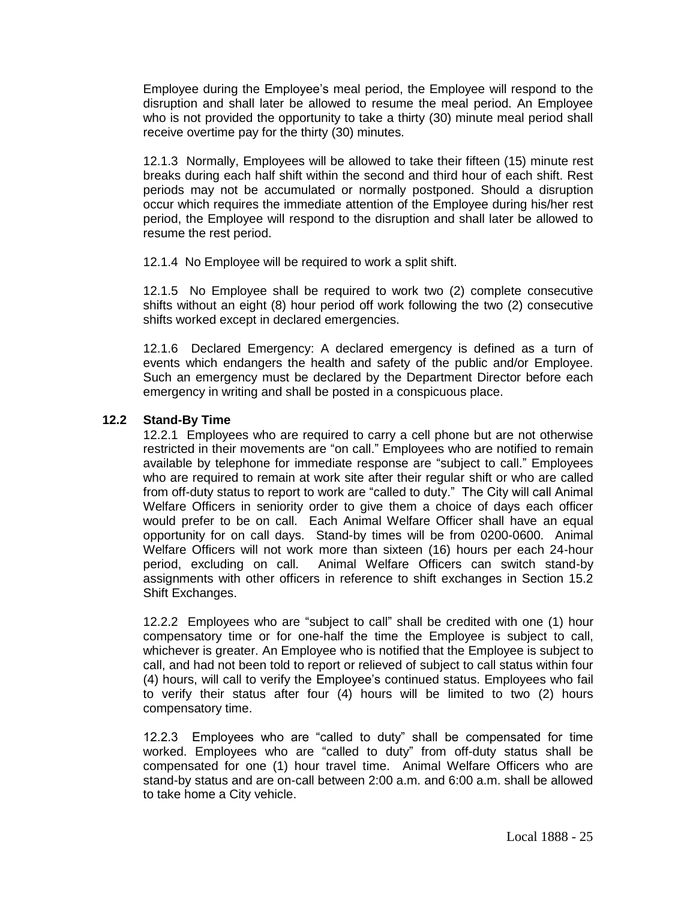Employee during the Employee's meal period, the Employee will respond to the disruption and shall later be allowed to resume the meal period. An Employee who is not provided the opportunity to take a thirty (30) minute meal period shall receive overtime pay for the thirty (30) minutes.

12.1.3 Normally, Employees will be allowed to take their fifteen (15) minute rest breaks during each half shift within the second and third hour of each shift. Rest periods may not be accumulated or normally postponed. Should a disruption occur which requires the immediate attention of the Employee during his/her rest period, the Employee will respond to the disruption and shall later be allowed to resume the rest period.

12.1.4 No Employee will be required to work a split shift.

12.1.5 No Employee shall be required to work two (2) complete consecutive shifts without an eight (8) hour period off work following the two (2) consecutive shifts worked except in declared emergencies.

12.1.6 Declared Emergency: A declared emergency is defined as a turn of events which endangers the health and safety of the public and/or Employee. Such an emergency must be declared by the Department Director before each emergency in writing and shall be posted in a conspicuous place.

## 12.2 Stand-By Time

12.2.1 Employees who are required to carry a cell phone but are not otherwise restricted in their movements are "on call." Employees who are notified to remain available by telephone for immediate response are "subject to call." Employees who are required to remain at work site after their regular shift or who are called from off-duty status to report to work are "called to duty." The City will call Animal Welfare Officers in seniority order to give them a choice of days each officer would prefer to be on call. Each Animal Welfare Officer shall have an equal opportunity for on call days. Stand-by times will be from 0200-0600. Animal Welfare Officers will not work more than sixteen (16) hours per each 24-hour period, excluding on call. Animal Welfare Officers can switch stand-by assignments with other officers in reference to shift exchanges in Section 15.2 Shift Exchanges.

12.2.2 Employees who are "subject to call" shall be credited with one (1) hour compensatory time or for one-half the time the Employee is subject to call, whichever is greater. An Employee who is notified that the Employee is subject to call, and had not been told to report or relieved of subject to call status within four (4) hours, will call to verify the Employee's continued status. Employees who fail to verify their status after four (4) hours will be limited to two (2) hours compensatory time.

12.2.3 Employees who are "called to duty" shall be compensated for time worked. Employees who are "called to duty" from off-duty status shall be compensated for one (1) hour travel time. Animal Welfare Officers who are stand-by status and are on-call between 2:00 a.m. and 6:00 a.m. shall be allowed to take home a City vehicle.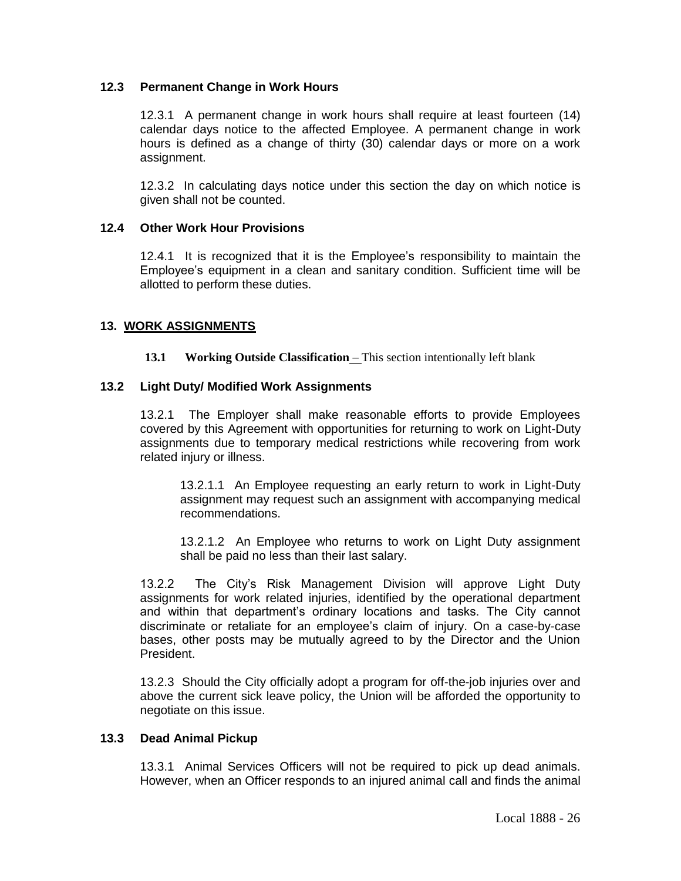### 12.3 Permanent Change in Work Hours

12.3.1 A permanent change in work hours shall require at least fourteen (14) calendar days notice to the affected Employee. A permanent change in work hours is defined as a change of thirty (30) calendar days or more on a work assignment.

12.3.2 In calculating days notice under this section the day on which notice is given shall not be counted.

### 12.4 Other Work Hour Provisions

12.4.1 It is recognized that it is the Employee's responsibility to maintain the Employee's equipment in a clean and sanitary condition. Sufficient time will be allotted to perform these duties.

## 13. WORK ASSIGNMENTS

**13.1 Working Outside Classification** – This section intentionally left blank

### 13.2 Light Duty/ Modified Work Assignments

13.2.1 The Employer shall make reasonable efforts to provide Employees covered by this Agreement with opportunities for returning to work on Light-Duty assignments due to temporary medical restrictions while recovering from work related injury or illness.

13.2.1.1 An Employee requesting an early return to work in Light-Duty assignment may request such an assignment with accompanying medical recommendations.

13.2.1.2 An Employee who returns to work on Light Duty assignment shall be paid no less than their last salary.

13.2.2 The City's Risk Management Division will approve Light Duty assignments for work related injuries, identified by the operational department and within that department's ordinary locations and tasks. The City cannot discriminate or retaliate for an employee's claim of injury. On a case-by-case bases, other posts may be mutually agreed to by the Director and the Union President.

13.2.3 Should the City officially adopt a program for off-the-job injuries over and above the current sick leave policy, the Union will be afforded the opportunity to negotiate on this issue.

### 13.3 Dead Animal Pickup

13.3.1 Animal Services Officers will not be required to pick up dead animals. However, when an Officer responds to an injured animal call and finds the animal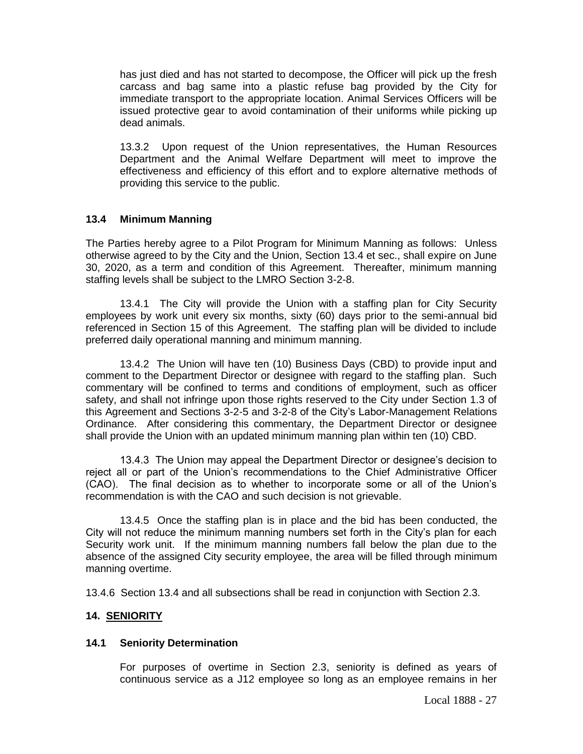has just died and has not started to decompose, the Officer will pick up the fresh carcass and bag same into a plastic refuse bag provided by the City for immediate transport to the appropriate location. Animal Services Officers will be issued protective gear to avoid contamination of their uniforms while picking up dead animals.

13.3.2 Upon request of the Union representatives, the Human Resources Department and the Animal Welfare Department will meet to improve the effectiveness and efficiency of this effort and to explore alternative methods of providing this service to the public.

### 13.4 Minimum Manning

The Parties hereby agree to a Pilot Program for Minimum Manning as follows: Unless otherwise agreed to by the City and the Union, Section 13.4 et sec., shall expire on June 30, 2020, as a term and condition of this Agreement. Thereafter, minimum manning staffing levels shall be subject to the LMRO Section 3-2-8.

13.4.1 The City will provide the Union with a staffing plan for City Security employees by work unit every six months, sixty (60) days prior to the semi-annual bid referenced in Section 15 of this Agreement. The staffing plan will be divided to include preferred daily operational manning and minimum manning.

13.4.2 The Union will have ten (10) Business Days (CBD) to provide input and comment to the Department Director or designee with regard to the staffing plan. Such commentary will be confined to terms and conditions of employment, such as officer safety, and shall not infringe upon those rights reserved to the City under Section 1.3 of this Agreement and Sections 3-2-5 and 3-2-8 of the City's Labor-Management Relations Ordinance. After considering this commentary, the Department Director or designee shall provide the Union with an updated minimum manning plan within ten (10) CBD.

13.4.3 The Union may appeal the Department Director or designee's decision to reject all or part of the Union's recommendations to the Chief Administrative Officer (CAO). The final decision as to whether to incorporate some or all of the Union's recommendation is with the CAO and such decision is not grievable.

13.4.5 Once the staffing plan is in place and the bid has been conducted, the City will not reduce the minimum manning numbers set forth in the City's plan for each Security work unit. If the minimum manning numbers fall below the plan due to the absence of the assigned City security employee, the area will be filled through minimum manning overtime.

13.4.6 Section 13.4 and all subsections shall be read in conjunction with Section 2.3.

## 14. SENIORITY

### 14.1 Seniority Determination

For purposes of overtime in Section 2.3, seniority is defined as years of continuous service as a J12 employee so long as an employee remains in her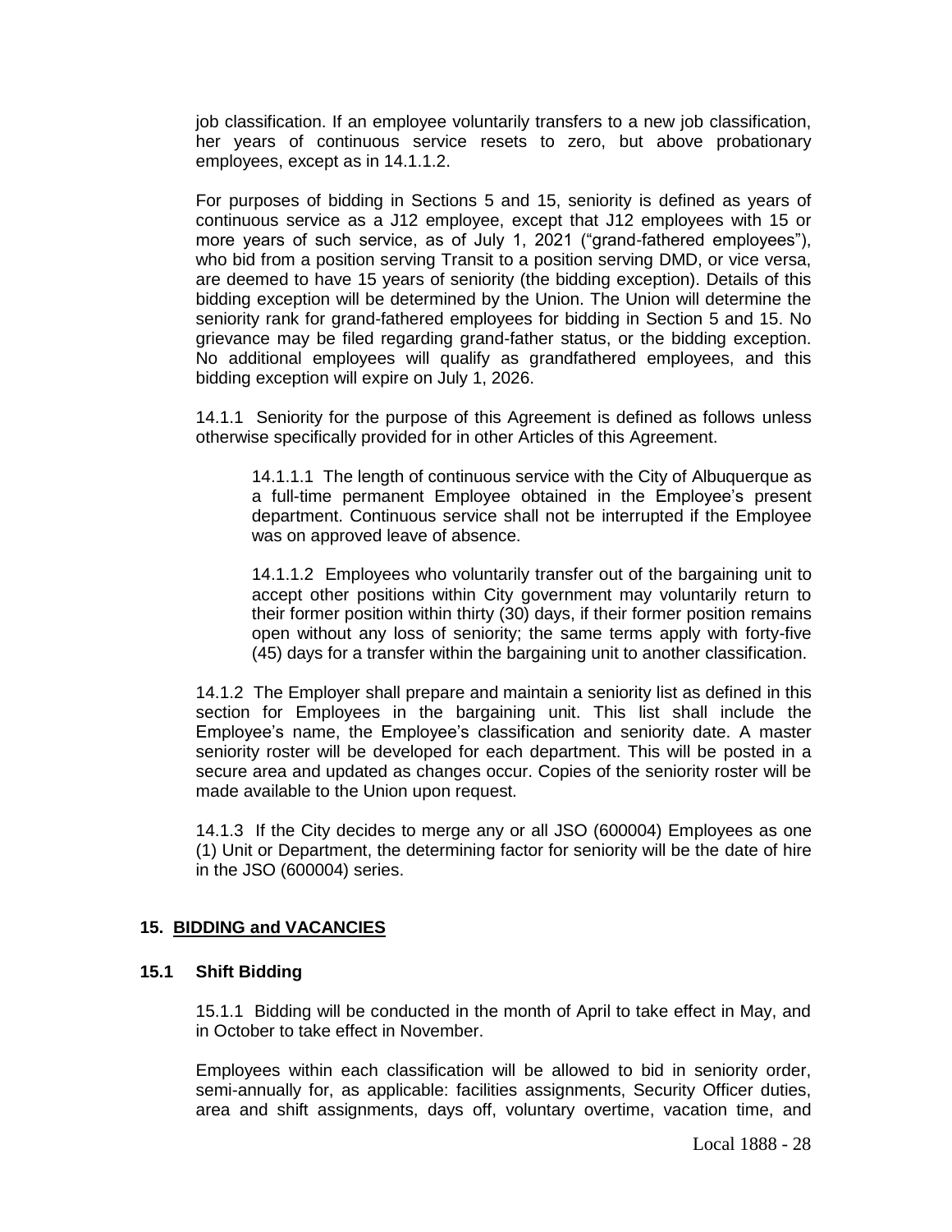job classification. If an employee voluntarily transfers to a new job classification, her years of continuous service resets to zero, but above probationary employees, except as in 14.1.1.2.

For purposes of bidding in Sections 5 and 15, seniority is defined as years of continuous service as a J12 employee, except that J12 employees with 15 or more years of such service, as of July 1, 2021 ("grand-fathered employees"), who bid from a position serving Transit to a position serving DMD, or vice versa, are deemed to have 15 years of seniority (the bidding exception). Details of this bidding exception will be determined by the Union. The Union will determine the seniority rank for grand-fathered employees for bidding in Section 5 and 15. No grievance may be filed regarding grand-father status, or the bidding exception. No additional employees will qualify as grandfathered employees, and this bidding exception will expire on July 1, 2026.

14.1.1 Seniority for the purpose of this Agreement is defined as follows unless otherwise specifically provided for in other Articles of this Agreement.

> 14.1.1.1 The length of continuous service with the City of Albuquerque as a full-time permanent Employee obtained in the Employee's present department. Continuous service shall not be interrupted if the Employee was on approved leave of absence.
>
> 14.1.1.2 Employees who voluntarily transfer out of the bargaining unit to accept other positions within City government may voluntarily return to their former position within thirty (30) days, if their former position remains open without any loss of seniority; the same terms apply with forty-five (45) days for a transfer within the bargaining unit to another classification.

14.1.2 The Employer shall prepare and maintain a seniority list as defined in this section for Employees in the bargaining unit. This list shall include the Employee's name, the Employee's classification and seniority date. A master seniority roster will be developed for each department. This will be posted in a secure area and updated as changes occur. Copies of the seniority roster will be made available to the Union upon request.

14.1.3 If the City decides to merge any or all JSO (600004) Employees as one (1) Unit or Department, the determining factor for seniority will be the date of hire in the JSO (600004) series.

## 15. BIDDING and VACANCIES

### 15.1 Shift Bidding

15.1.1 Bidding will be conducted in the month of April to take effect in May, and in October to take effect in November.

Employees within each classification will be allowed to bid in seniority order, semi-annually for, as applicable: facilities assignments, Security Officer duties, area and shift assignments, days off, voluntary overtime, vacation time, and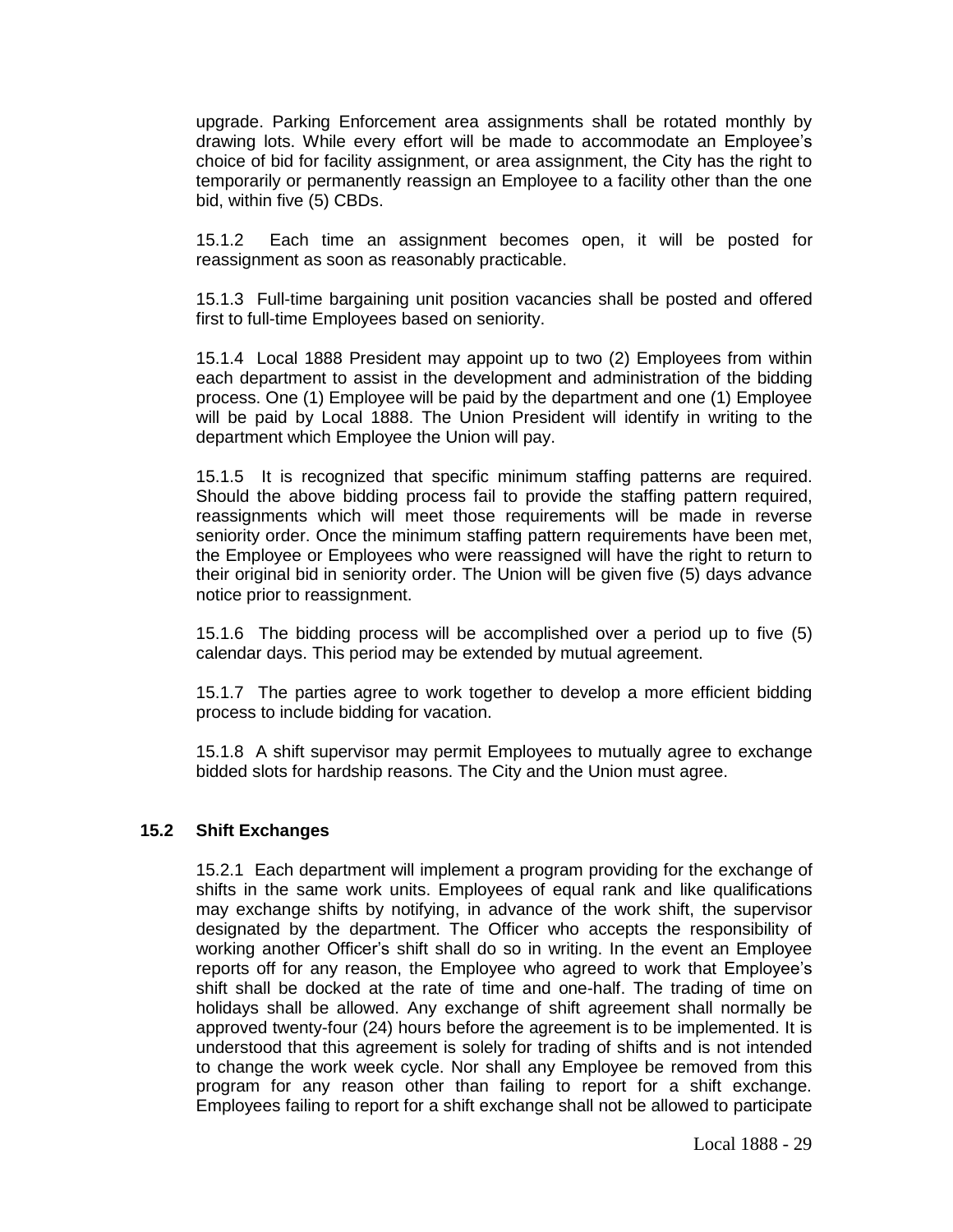upgrade. Parking Enforcement area assignments shall be rotated monthly by drawing lots. While every effort will be made to accommodate an Employee's choice of bid for facility assignment, or area assignment, the City has the right to temporarily or permanently reassign an Employee to a facility other than the one bid, within five (5) CBDs.

15.1.2 Each time an assignment becomes open, it will be posted for reassignment as soon as reasonably practicable.

15.1.3 Full-time bargaining unit position vacancies shall be posted and offered first to full-time Employees based on seniority.

15.1.4 Local 1888 President may appoint up to two (2) Employees from within each department to assist in the development and administration of the bidding process. One (1) Employee will be paid by the department and one (1) Employee will be paid by Local 1888. The Union President will identify in writing to the department which Employee the Union will pay.

15.1.5 It is recognized that specific minimum staffing patterns are required. Should the above bidding process fail to provide the staffing pattern required, reassignments which will meet those requirements will be made in reverse seniority order. Once the minimum staffing pattern requirements have been met, the Employee or Employees who were reassigned will have the right to return to their original bid in seniority order. The Union will be given five (5) days advance notice prior to reassignment.

15.1.6 The bidding process will be accomplished over a period up to five (5) calendar days. This period may be extended by mutual agreement.

15.1.7 The parties agree to work together to develop a more efficient bidding process to include bidding for vacation.

15.1.8 A shift supervisor may permit Employees to mutually agree to exchange bidded slots for hardship reasons. The City and the Union must agree.

### 15.2 Shift Exchanges

15.2.1 Each department will implement a program providing for the exchange of shifts in the same work units. Employees of equal rank and like qualifications may exchange shifts by notifying, in advance of the work shift, the supervisor designated by the department. The Officer who accepts the responsibility of working another Officer's shift shall do so in writing. In the event an Employee reports off for any reason, the Employee who agreed to work that Employee's shift shall be docked at the rate of time and one-half. The trading of time on holidays shall be allowed. Any exchange of shift agreement shall normally be approved twenty-four (24) hours before the agreement is to be implemented. It is understood that this agreement is solely for trading of shifts and is not intended to change the work week cycle. Nor shall any Employee be removed from this program for any reason other than failing to report for a shift exchange. Employees failing to report for a shift exchange shall not be allowed to participate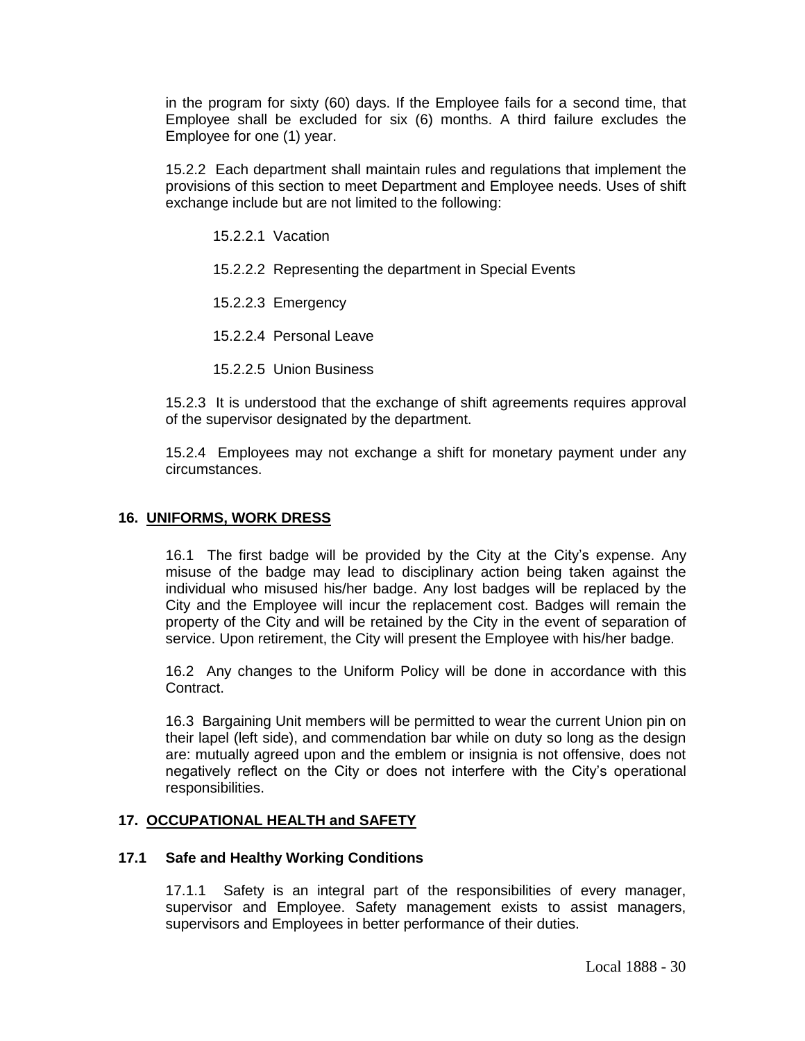in the program for sixty (60) days. If the Employee fails for a second time, that Employee shall be excluded for six (6) months. A third failure excludes the Employee for one (1) year.

15.2.2 Each department shall maintain rules and regulations that implement the provisions of this section to meet Department and Employee needs. Uses of shift exchange include but are not limited to the following:

15.2.2.1 Vacation

15.2.2.2 Representing the department in Special Events

15.2.2.3 Emergency

15.2.2.4 Personal Leave

15.2.2.5 Union Business

15.2.3 It is understood that the exchange of shift agreements requires approval of the supervisor designated by the department.

15.2.4 Employees may not exchange a shift for monetary payment under any circumstances.

## 16. UNIFORMS, WORK DRESS

16.1 The first badge will be provided by the City at the City's expense. Any misuse of the badge may lead to disciplinary action being taken against the individual who misused his/her badge. Any lost badges will be replaced by the City and the Employee will incur the replacement cost. Badges will remain the property of the City and will be retained by the City in the event of separation of service. Upon retirement, the City will present the Employee with his/her badge.

16.2 Any changes to the Uniform Policy will be done in accordance with this Contract.

16.3 Bargaining Unit members will be permitted to wear the current Union pin on their lapel (left side), and commendation bar while on duty so long as the design are: mutually agreed upon and the emblem or insignia is not offensive, does not negatively reflect on the City or does not interfere with the City's operational responsibilities.

## 17. OCCUPATIONAL HEALTH and SAFETY

### 17.1 Safe and Healthy Working Conditions

17.1.1 Safety is an integral part of the responsibilities of every manager, supervisor and Employee. Safety management exists to assist managers, supervisors and Employees in better performance of their duties.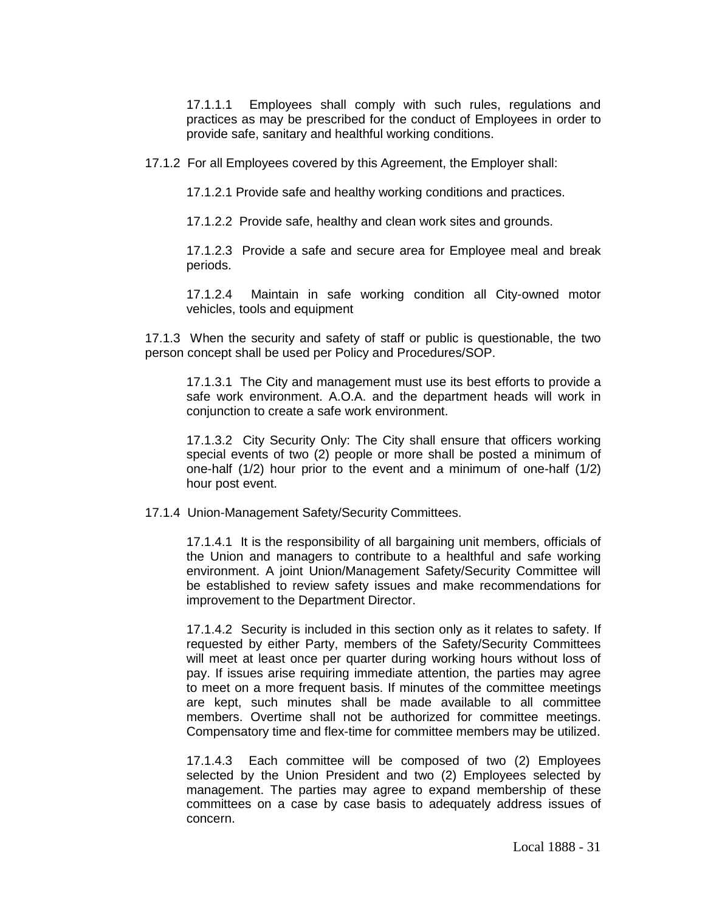17.1.1.1 Employees shall comply with such rules, regulations and practices as may be prescribed for the conduct of Employees in order to provide safe, sanitary and healthful working conditions.

17.1.2 For all Employees covered by this Agreement, the Employer shall:

17.1.2.1 Provide safe and healthy working conditions and practices.

17.1.2.2 Provide safe, healthy and clean work sites and grounds.

17.1.2.3 Provide a safe and secure area for Employee meal and break periods.

17.1.2.4 Maintain in safe working condition all City-owned motor vehicles, tools and equipment

17.1.3 When the security and safety of staff or public is questionable, the two person concept shall be used per Policy and Procedures/SOP.

17.1.3.1 The City and management must use its best efforts to provide a safe work environment. A.O.A. and the department heads will work in conjunction to create a safe work environment.

17.1.3.2 City Security Only: The City shall ensure that officers working special events of two (2) people or more shall be posted a minimum of one-half (1/2) hour prior to the event and a minimum of one-half (1/2) hour post event.

17.1.4 Union-Management Safety/Security Committees.

17.1.4.1 It is the responsibility of all bargaining unit members, officials of the Union and managers to contribute to a healthful and safe working environment. A joint Union/Management Safety/Security Committee will be established to review safety issues and make recommendations for improvement to the Department Director.

17.1.4.2 Security is included in this section only as it relates to safety. If requested by either Party, members of the Safety/Security Committees will meet at least once per quarter during working hours without loss of pay. If issues arise requiring immediate attention, the parties may agree to meet on a more frequent basis. If minutes of the committee meetings are kept, such minutes shall be made available to all committee members. Overtime shall not be authorized for committee meetings. Compensatory time and flex-time for committee members may be utilized.

17.1.4.3 Each committee will be composed of two (2) Employees selected by the Union President and two (2) Employees selected by management. The parties may agree to expand membership of these committees on a case by case basis to adequately address issues of concern.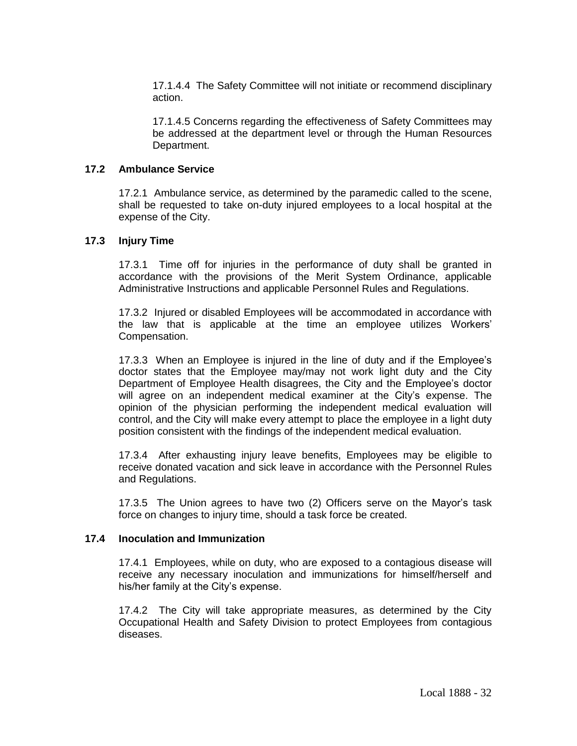17.1.4.4 The Safety Committee will not initiate or recommend disciplinary action.

17.1.4.5 Concerns regarding the effectiveness of Safety Committees may be addressed at the department level or through the Human Resources Department.

### 17.2 Ambulance Service

17.2.1 Ambulance service, as determined by the paramedic called to the scene, shall be requested to take on-duty injured employees to a local hospital at the expense of the City.

### 17.3 Injury Time

17.3.1 Time off for injuries in the performance of duty shall be granted in accordance with the provisions of the Merit System Ordinance, applicable Administrative Instructions and applicable Personnel Rules and Regulations.

17.3.2 Injured or disabled Employees will be accommodated in accordance with the law that is applicable at the time an employee utilizes Workers' Compensation.

17.3.3 When an Employee is injured in the line of duty and if the Employee's doctor states that the Employee may/may not work light duty and the City Department of Employee Health disagrees, the City and the Employee's doctor will agree on an independent medical examiner at the City's expense. The opinion of the physician performing the independent medical evaluation will control, and the City will make every attempt to place the employee in a light duty position consistent with the findings of the independent medical evaluation.

17.3.4 After exhausting injury leave benefits, Employees may be eligible to receive donated vacation and sick leave in accordance with the Personnel Rules and Regulations.

17.3.5 The Union agrees to have two (2) Officers serve on the Mayor's task force on changes to injury time, should a task force be created.

### 17.4 Inoculation and Immunization

17.4.1 Employees, while on duty, who are exposed to a contagious disease will receive any necessary inoculation and immunizations for himself/herself and his/her family at the City's expense.

17.4.2 The City will take appropriate measures, as determined by the City Occupational Health and Safety Division to protect Employees from contagious diseases.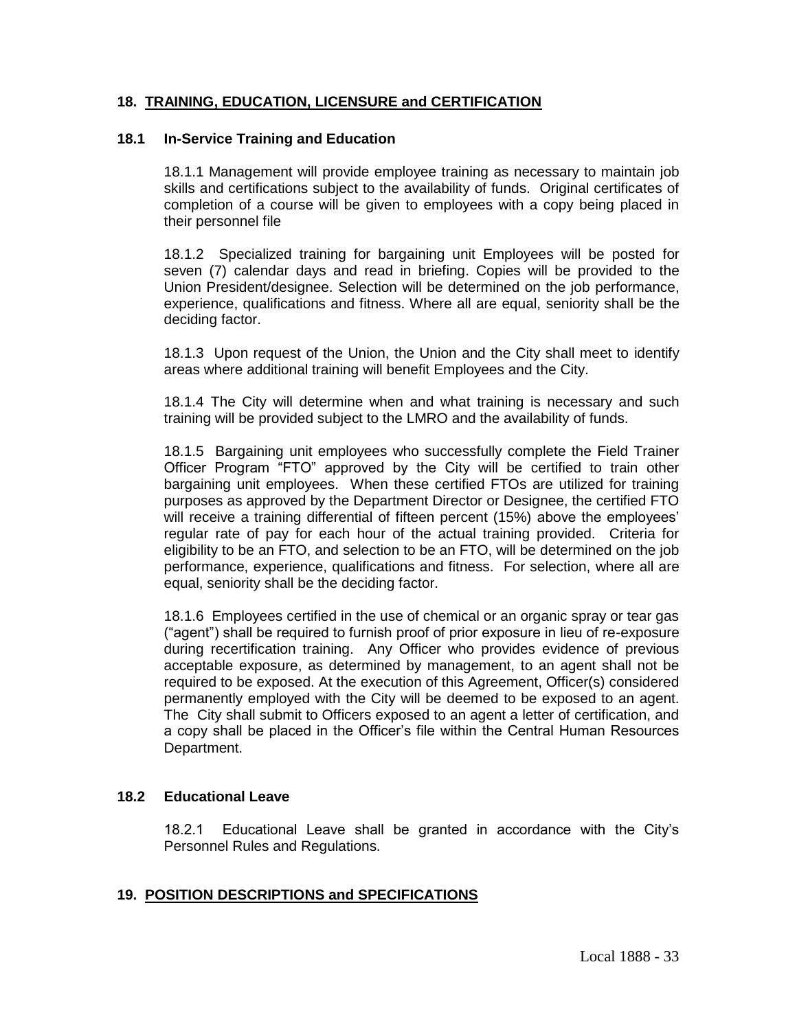## 18. TRAINING, EDUCATION, LICENSURE and CERTIFICATION

### 18.1 In-Service Training and Education

18.1.1 Management will provide employee training as necessary to maintain job skills and certifications subject to the availability of funds. Original certificates of completion of a course will be given to employees with a copy being placed in their personnel file

18.1.2 Specialized training for bargaining unit Employees will be posted for seven (7) calendar days and read in briefing. Copies will be provided to the Union President/designee. Selection will be determined on the job performance, experience, qualifications and fitness. Where all are equal, seniority shall be the deciding factor.

18.1.3 Upon request of the Union, the Union and the City shall meet to identify areas where additional training will benefit Employees and the City.

18.1.4 The City will determine when and what training is necessary and such training will be provided subject to the LMRO and the availability of funds.

18.1.5 Bargaining unit employees who successfully complete the Field Trainer Officer Program "FTO" approved by the City will be certified to train other bargaining unit employees. When these certified FTOs are utilized for training purposes as approved by the Department Director or Designee, the certified FTO will receive a training differential of fifteen percent (15%) above the employees' regular rate of pay for each hour of the actual training provided. Criteria for eligibility to be an FTO, and selection to be an FTO, will be determined on the job performance, experience, qualifications and fitness. For selection, where all are equal, seniority shall be the deciding factor.

18.1.6 Employees certified in the use of chemical or an organic spray or tear gas ("agent") shall be required to furnish proof of prior exposure in lieu of re-exposure during recertification training. Any Officer who provides evidence of previous acceptable exposure, as determined by management, to an agent shall not be required to be exposed. At the execution of this Agreement, Officer(s) considered permanently employed with the City will be deemed to be exposed to an agent. The City shall submit to Officers exposed to an agent a letter of certification, and a copy shall be placed in the Officer's file within the Central Human Resources Department.

### 18.2 Educational Leave

18.2.1 Educational Leave shall be granted in accordance with the City's Personnel Rules and Regulations.

## 19. POSITION DESCRIPTIONS and SPECIFICATIONS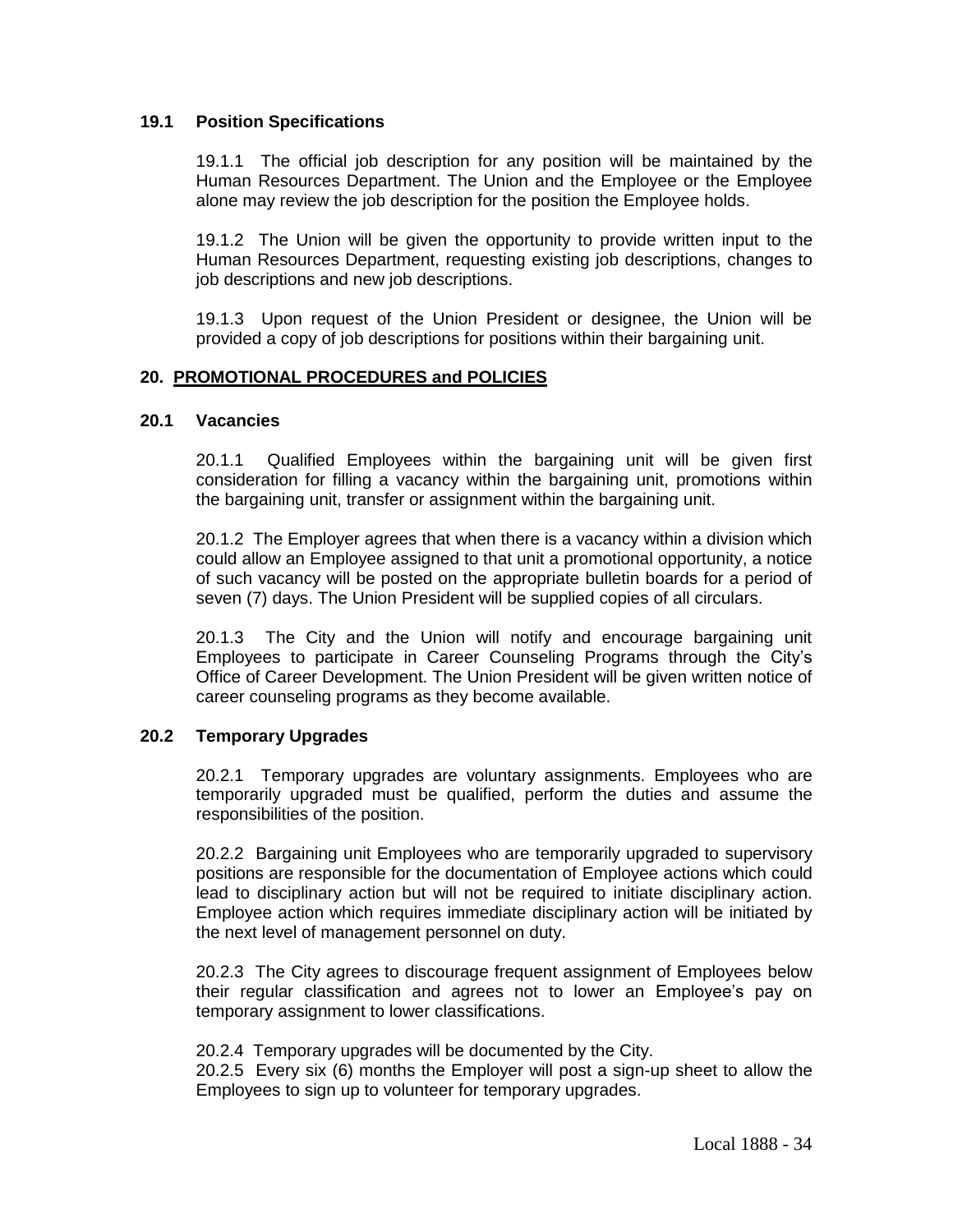### 19.1 Position Specifications

19.1.1 The official job description for any position will be maintained by the Human Resources Department. The Union and the Employee or the Employee alone may review the job description for the position the Employee holds.

19.1.2 The Union will be given the opportunity to provide written input to the Human Resources Department, requesting existing job descriptions, changes to job descriptions and new job descriptions.

19.1.3 Upon request of the Union President or designee, the Union will be provided a copy of job descriptions for positions within their bargaining unit.

## 20. PROMOTIONAL PROCEDURES and POLICIES

### 20.1 Vacancies

20.1.1 Qualified Employees within the bargaining unit will be given first consideration for filling a vacancy within the bargaining unit, promotions within the bargaining unit, transfer or assignment within the bargaining unit.

20.1.2 The Employer agrees that when there is a vacancy within a division which could allow an Employee assigned to that unit a promotional opportunity, a notice of such vacancy will be posted on the appropriate bulletin boards for a period of seven (7) days. The Union President will be supplied copies of all circulars.

20.1.3 The City and the Union will notify and encourage bargaining unit Employees to participate in Career Counseling Programs through the City's Office of Career Development. The Union President will be given written notice of career counseling programs as they become available.

### 20.2 Temporary Upgrades

20.2.1 Temporary upgrades are voluntary assignments. Employees who are temporarily upgraded must be qualified, perform the duties and assume the responsibilities of the position.

20.2.2 Bargaining unit Employees who are temporarily upgraded to supervisory positions are responsible for the documentation of Employee actions which could lead to disciplinary action but will not be required to initiate disciplinary action. Employee action which requires immediate disciplinary action will be initiated by the next level of management personnel on duty.

20.2.3 The City agrees to discourage frequent assignment of Employees below their regular classification and agrees not to lower an Employee's pay on temporary assignment to lower classifications.

20.2.4 Temporary upgrades will be documented by the City.

20.2.5 Every six (6) months the Employer will post a sign-up sheet to allow the Employees to sign up to volunteer for temporary upgrades.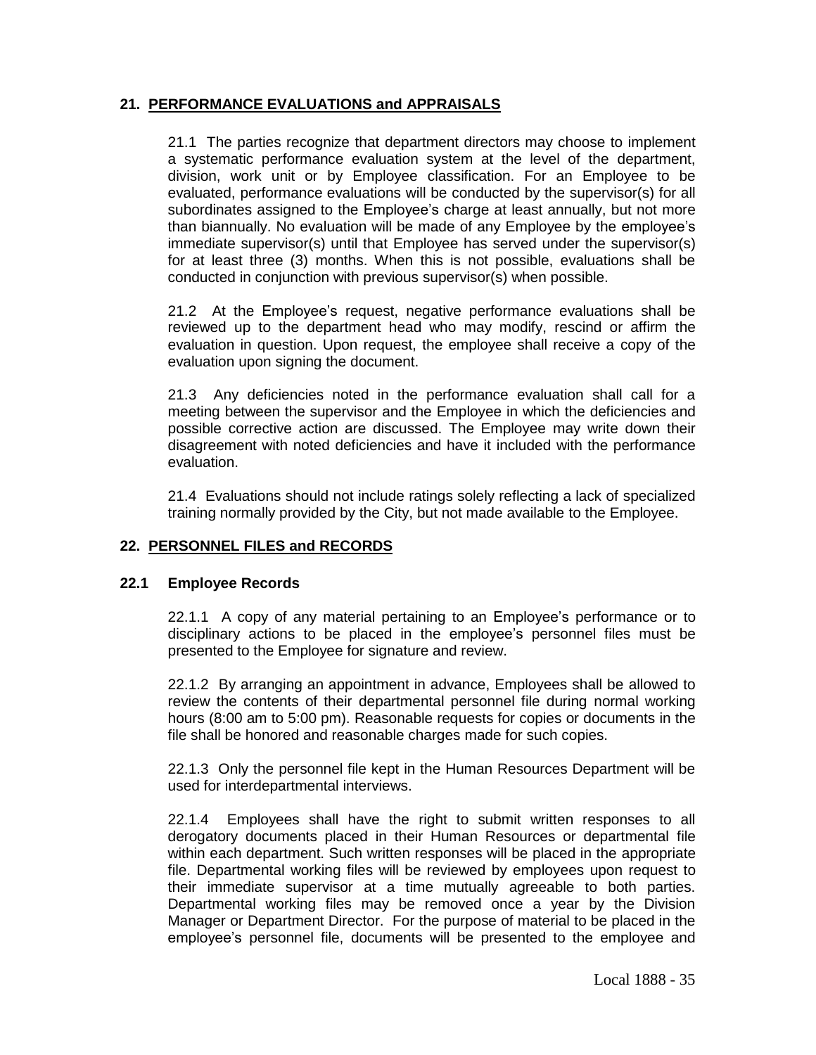## 21. PERFORMANCE EVALUATIONS and APPRAISALS

21.1 The parties recognize that department directors may choose to implement a systematic performance evaluation system at the level of the department, division, work unit or by Employee classification. For an Employee to be evaluated, performance evaluations will be conducted by the supervisor(s) for all subordinates assigned to the Employee's charge at least annually, but not more than biannually. No evaluation will be made of any Employee by the employee's immediate supervisor(s) until that Employee has served under the supervisor(s) for at least three (3) months. When this is not possible, evaluations shall be conducted in conjunction with previous supervisor(s) when possible.

21.2 At the Employee's request, negative performance evaluations shall be reviewed up to the department head who may modify, rescind or affirm the evaluation in question. Upon request, the employee shall receive a copy of the evaluation upon signing the document.

21.3 Any deficiencies noted in the performance evaluation shall call for a meeting between the supervisor and the Employee in which the deficiencies and possible corrective action are discussed. The Employee may write down their disagreement with noted deficiencies and have it included with the performance evaluation.

21.4 Evaluations should not include ratings solely reflecting a lack of specialized training normally provided by the City, but not made available to the Employee.

## 22. PERSONNEL FILES and RECORDS

### 22.1 Employee Records

22.1.1 A copy of any material pertaining to an Employee's performance or to disciplinary actions to be placed in the employee's personnel files must be presented to the Employee for signature and review.

22.1.2 By arranging an appointment in advance, Employees shall be allowed to review the contents of their departmental personnel file during normal working hours (8:00 am to 5:00 pm). Reasonable requests for copies or documents in the file shall be honored and reasonable charges made for such copies.

22.1.3 Only the personnel file kept in the Human Resources Department will be used for interdepartmental interviews.

22.1.4 Employees shall have the right to submit written responses to all derogatory documents placed in their Human Resources or departmental file within each department. Such written responses will be placed in the appropriate file. Departmental working files will be reviewed by employees upon request to their immediate supervisor at a time mutually agreeable to both parties. Departmental working files may be removed once a year by the Division Manager or Department Director. For the purpose of material to be placed in the employee's personnel file, documents will be presented to the employee and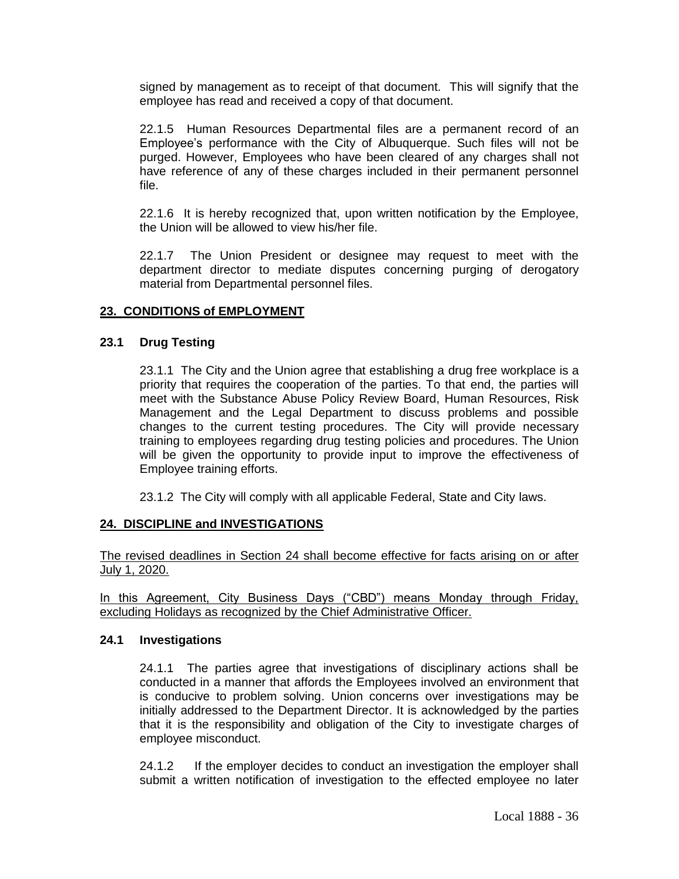signed by management as to receipt of that document. This will signify that the employee has read and received a copy of that document.

22.1.5 Human Resources Departmental files are a permanent record of an Employee's performance with the City of Albuquerque. Such files will not be purged. However, Employees who have been cleared of any charges shall not have reference of any of these charges included in their permanent personnel file.

22.1.6 It is hereby recognized that, upon written notification by the Employee, the Union will be allowed to view his/her file.

22.1.7 The Union President or designee may request to meet with the department director to mediate disputes concerning purging of derogatory material from Departmental personnel files.

## 23. CONDITIONS of EMPLOYMENT

### 23.1 Drug Testing

23.1.1 The City and the Union agree that establishing a drug free workplace is a priority that requires the cooperation of the parties. To that end, the parties will meet with the Substance Abuse Policy Review Board, Human Resources, Risk Management and the Legal Department to discuss problems and possible changes to the current testing procedures. The City will provide necessary training to employees regarding drug testing policies and procedures. The Union will be given the opportunity to provide input to improve the effectiveness of Employee training efforts.

23.1.2 The City will comply with all applicable Federal, State and City laws.

## 24. DISCIPLINE and INVESTIGATIONS

The revised deadlines in Section 24 shall become effective for facts arising on or after July 1, 2020.

In this Agreement, City Business Days ("CBD") means Monday through Friday, excluding Holidays as recognized by the Chief Administrative Officer.

### 24.1 Investigations

24.1.1 The parties agree that investigations of disciplinary actions shall be conducted in a manner that affords the Employees involved an environment that is conducive to problem solving. Union concerns over investigations may be initially addressed to the Department Director. It is acknowledged by the parties that it is the responsibility and obligation of the City to investigate charges of employee misconduct.

24.1.2 If the employer decides to conduct an investigation the employer shall submit a written notification of investigation to the effected employee no later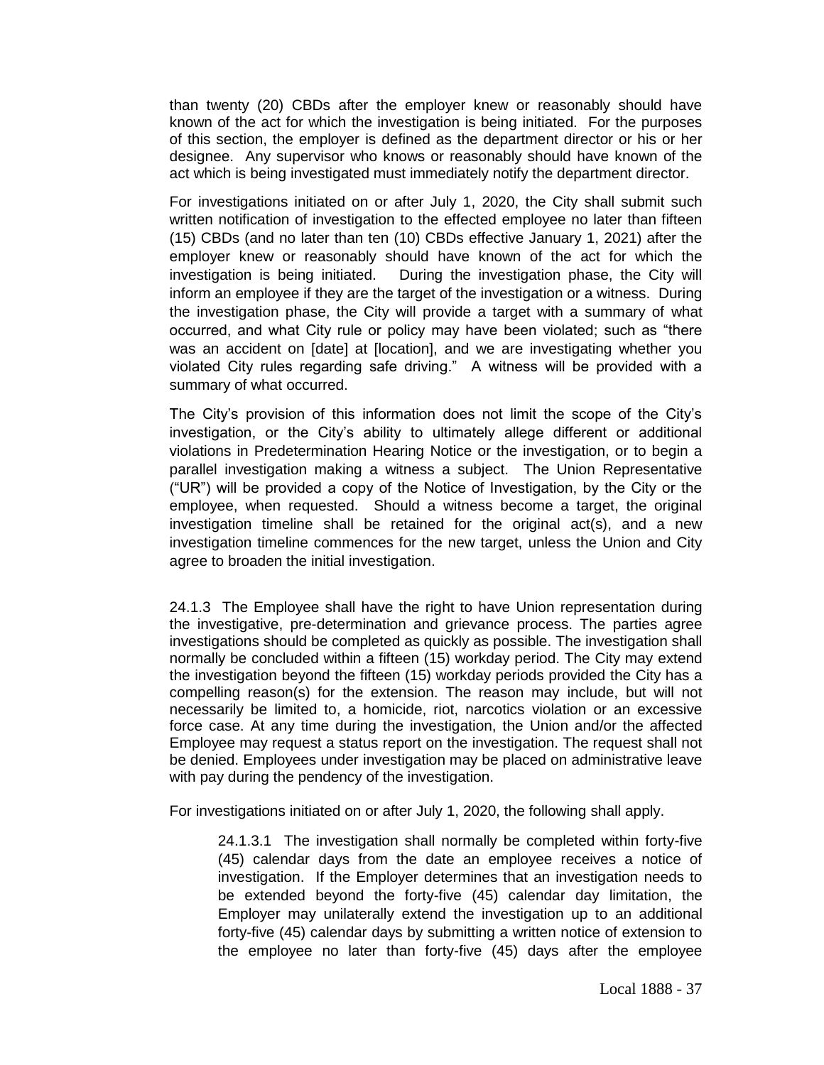than twenty (20) CBDs after the employer knew or reasonably should have known of the act for which the investigation is being initiated. For the purposes of this section, the employer is defined as the department director or his or her designee. Any supervisor who knows or reasonably should have known of the act which is being investigated must immediately notify the department director.

For investigations initiated on or after July 1, 2020, the City shall submit such written notification of investigation to the effected employee no later than fifteen (15) CBDs (and no later than ten (10) CBDs effective January 1, 2021) after the employer knew or reasonably should have known of the act for which the investigation is being initiated. During the investigation phase, the City will inform an employee if they are the target of the investigation or a witness. During the investigation phase, the City will provide a target with a summary of what occurred, and what City rule or policy may have been violated; such as "there was an accident on [date] at [location], and we are investigating whether you violated City rules regarding safe driving." A witness will be provided with a summary of what occurred.

The City's provision of this information does not limit the scope of the City's investigation, or the City's ability to ultimately allege different or additional violations in Predetermination Hearing Notice or the investigation, or to begin a parallel investigation making a witness a subject. The Union Representative ("UR") will be provided a copy of the Notice of Investigation, by the City or the employee, when requested. Should a witness become a target, the original investigation timeline shall be retained for the original act(s), and a new investigation timeline commences for the new target, unless the Union and City agree to broaden the initial investigation.

24.1.3 The Employee shall have the right to have Union representation during the investigative, pre-determination and grievance process. The parties agree investigations should be completed as quickly as possible. The investigation shall normally be concluded within a fifteen (15) workday period. The City may extend the investigation beyond the fifteen (15) workday periods provided the City has a compelling reason(s) for the extension. The reason may include, but will not necessarily be limited to, a homicide, riot, narcotics violation or an excessive force case. At any time during the investigation, the Union and/or the affected Employee may request a status report on the investigation. The request shall not be denied. Employees under investigation may be placed on administrative leave with pay during the pendency of the investigation.

For investigations initiated on or after July 1, 2020, the following shall apply.

> 24.1.3.1 The investigation shall normally be completed within forty-five (45) calendar days from the date an employee receives a notice of investigation. If the Employer determines that an investigation needs to be extended beyond the forty-five (45) calendar day limitation, the Employer may unilaterally extend the investigation up to an additional forty-five (45) calendar days by submitting a written notice of extension to the employee no later than forty-five (45) days after the employee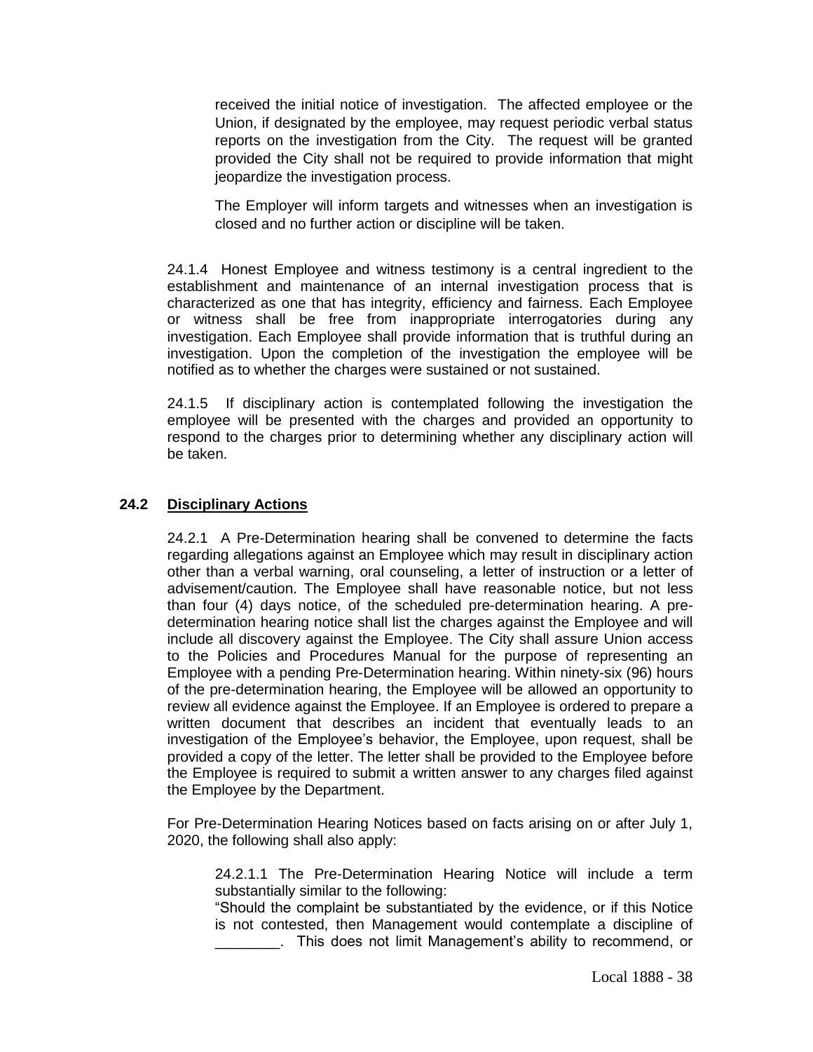received the initial notice of investigation. The affected employee or the Union, if designated by the employee, may request periodic verbal status reports on the investigation from the City. The request will be granted provided the City shall not be required to provide information that might jeopardize the investigation process.

The Employer will inform targets and witnesses when an investigation is closed and no further action or discipline will be taken.

24.1.4 Honest Employee and witness testimony is a central ingredient to the establishment and maintenance of an internal investigation process that is characterized as one that has integrity, efficiency and fairness. Each Employee or witness shall be free from inappropriate interrogatories during any investigation. Each Employee shall provide information that is truthful during an investigation. Upon the completion of the investigation the employee will be notified as to whether the charges were sustained or not sustained.

24.1.5 If disciplinary action is contemplated following the investigation the employee will be presented with the charges and provided an opportunity to respond to the charges prior to determining whether any disciplinary action will be taken.

## 24.2 Disciplinary Actions

24.2.1 A Pre-Determination hearing shall be convened to determine the facts regarding allegations against an Employee which may result in disciplinary action other than a verbal warning, oral counseling, a letter of instruction or a letter of advisement/caution. The Employee shall have reasonable notice, but not less than four (4) days notice, of the scheduled pre-determination hearing. A pre-determination hearing notice shall list the charges against the Employee and will include all discovery against the Employee. The City shall assure Union access to the Policies and Procedures Manual for the purpose of representing an Employee with a pending Pre-Determination hearing. Within ninety-six (96) hours of the pre-determination hearing, the Employee will be allowed an opportunity to review all evidence against the Employee. If an Employee is ordered to prepare a written document that describes an incident that eventually leads to an investigation of the Employee's behavior, the Employee, upon request, shall be provided a copy of the letter. The letter shall be provided to the Employee before the Employee is required to submit a written answer to any charges filed against the Employee by the Department.

For Pre-Determination Hearing Notices based on facts arising on or after July 1, 2020, the following shall also apply:

24.2.1.1 The Pre-Determination Hearing Notice will include a term substantially similar to the following:
"Should the complaint be substantiated by the evidence, or if this Notice is not contested, then Management would contemplate a discipline of ________. This does not limit Management's ability to recommend, or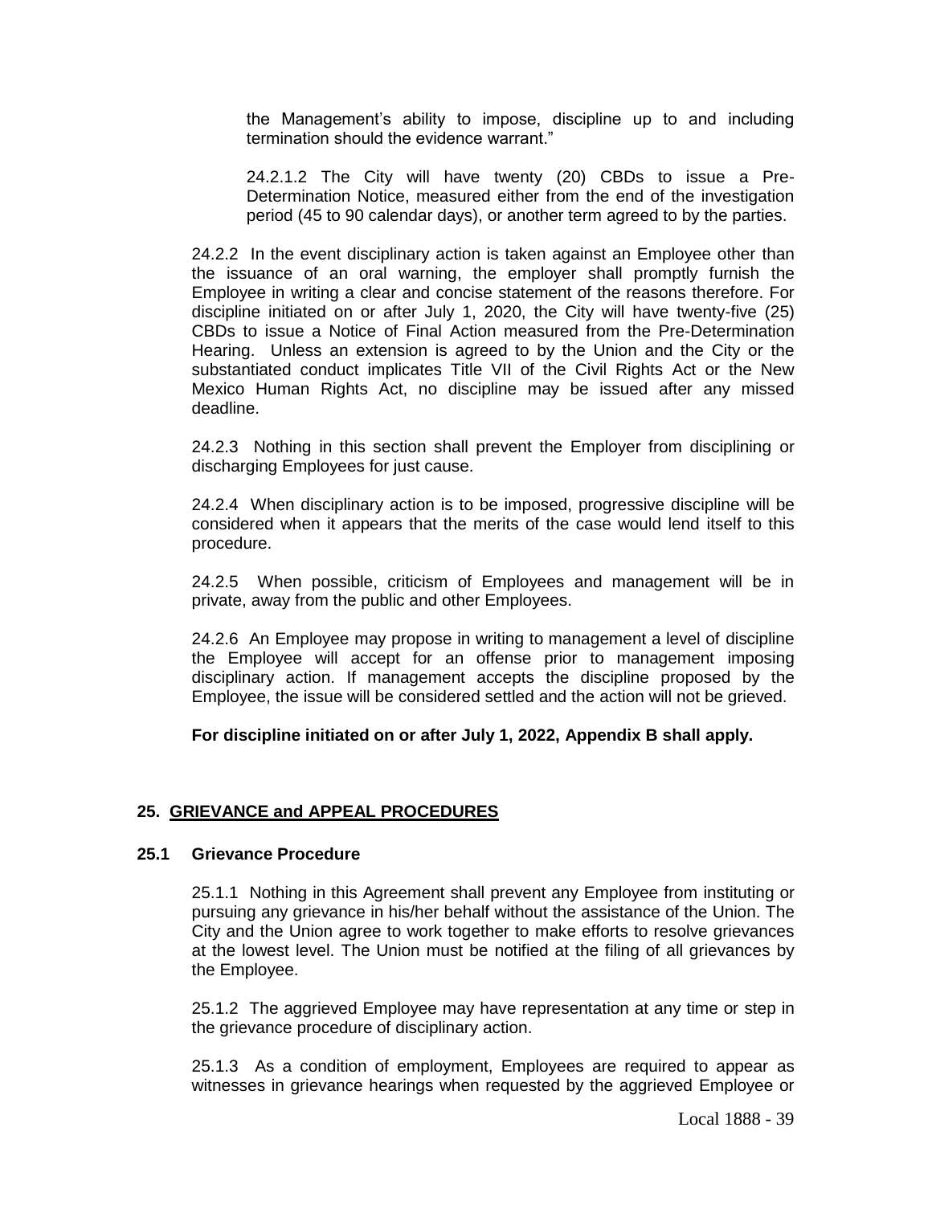the Management's ability to impose, discipline up to and including termination should the evidence warrant."

24.2.1.2 The City will have twenty (20) CBDs to issue a Pre-Determination Notice, measured either from the end of the investigation period (45 to 90 calendar days), or another term agreed to by the parties.

24.2.2 In the event disciplinary action is taken against an Employee other than the issuance of an oral warning, the employer shall promptly furnish the Employee in writing a clear and concise statement of the reasons therefore. For discipline initiated on or after July 1, 2020, the City will have twenty-five (25) CBDs to issue a Notice of Final Action measured from the Pre-Determination Hearing. Unless an extension is agreed to by the Union and the City or the substantiated conduct implicates Title VII of the Civil Rights Act or the New Mexico Human Rights Act, no discipline may be issued after any missed deadline.

24.2.3 Nothing in this section shall prevent the Employer from disciplining or discharging Employees for just cause.

24.2.4 When disciplinary action is to be imposed, progressive discipline will be considered when it appears that the merits of the case would lend itself to this procedure.

24.2.5 When possible, criticism of Employees and management will be in private, away from the public and other Employees.

24.2.6 An Employee may propose in writing to management a level of discipline the Employee will accept for an offense prior to management imposing disciplinary action. If management accepts the discipline proposed by the Employee, the issue will be considered settled and the action will not be grieved.

**For discipline initiated on or after July 1, 2022, Appendix B shall apply.**

## 25. GRIEVANCE and APPEAL PROCEDURES

### 25.1 Grievance Procedure

25.1.1 Nothing in this Agreement shall prevent any Employee from instituting or pursuing any grievance in his/her behalf without the assistance of the Union. The City and the Union agree to work together to make efforts to resolve grievances at the lowest level. The Union must be notified at the filing of all grievances by the Employee.

25.1.2 The aggrieved Employee may have representation at any time or step in the grievance procedure of disciplinary action.

25.1.3 As a condition of employment, Employees are required to appear as witnesses in grievance hearings when requested by the aggrieved Employee or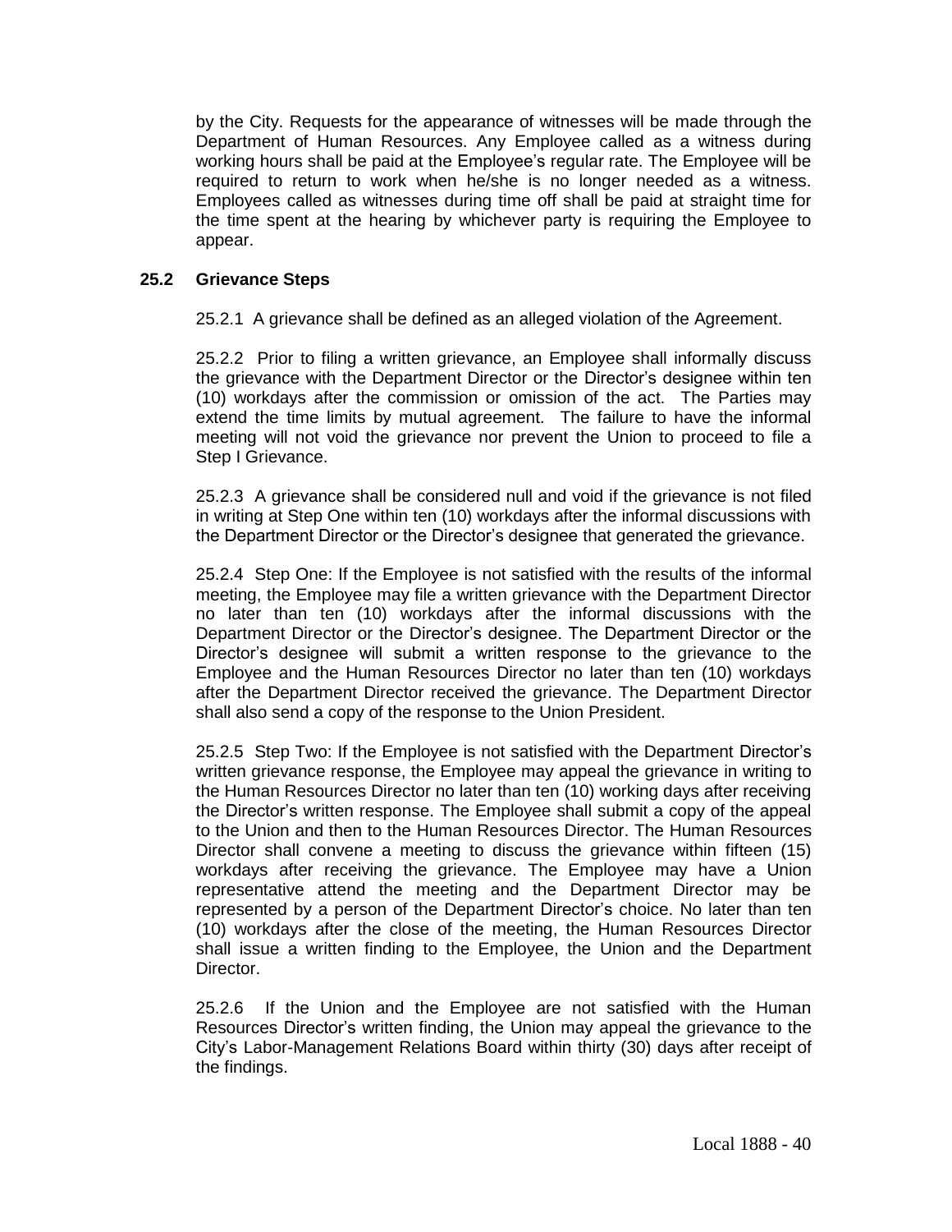by the City. Requests for the appearance of witnesses will be made through the Department of Human Resources. Any Employee called as a witness during working hours shall be paid at the Employee's regular rate. The Employee will be required to return to work when he/she is no longer needed as a witness. Employees called as witnesses during time off shall be paid at straight time for the time spent at the hearing by whichever party is requiring the Employee to appear.

### 25.2 Grievance Steps

25.2.1 A grievance shall be defined as an alleged violation of the Agreement.

25.2.2 Prior to filing a written grievance, an Employee shall informally discuss the grievance with the Department Director or the Director's designee within ten (10) workdays after the commission or omission of the act. The Parties may extend the time limits by mutual agreement. The failure to have the informal meeting will not void the grievance nor prevent the Union to proceed to file a Step I Grievance.

25.2.3 A grievance shall be considered null and void if the grievance is not filed in writing at Step One within ten (10) workdays after the informal discussions with the Department Director or the Director's designee that generated the grievance.

25.2.4 Step One: If the Employee is not satisfied with the results of the informal meeting, the Employee may file a written grievance with the Department Director no later than ten (10) workdays after the informal discussions with the Department Director or the Director's designee. The Department Director or the Director's designee will submit a written response to the grievance to the Employee and the Human Resources Director no later than ten (10) workdays after the Department Director received the grievance. The Department Director shall also send a copy of the response to the Union President.

25.2.5 Step Two: If the Employee is not satisfied with the Department Director's written grievance response, the Employee may appeal the grievance in writing to the Human Resources Director no later than ten (10) working days after receiving the Director's written response. The Employee shall submit a copy of the appeal to the Union and then to the Human Resources Director. The Human Resources Director shall convene a meeting to discuss the grievance within fifteen (15) workdays after receiving the grievance. The Employee may have a Union representative attend the meeting and the Department Director may be represented by a person of the Department Director's choice. No later than ten (10) workdays after the close of the meeting, the Human Resources Director shall issue a written finding to the Employee, the Union and the Department Director.

25.2.6 If the Union and the Employee are not satisfied with the Human Resources Director's written finding, the Union may appeal the grievance to the City's Labor-Management Relations Board within thirty (30) days after receipt of the findings.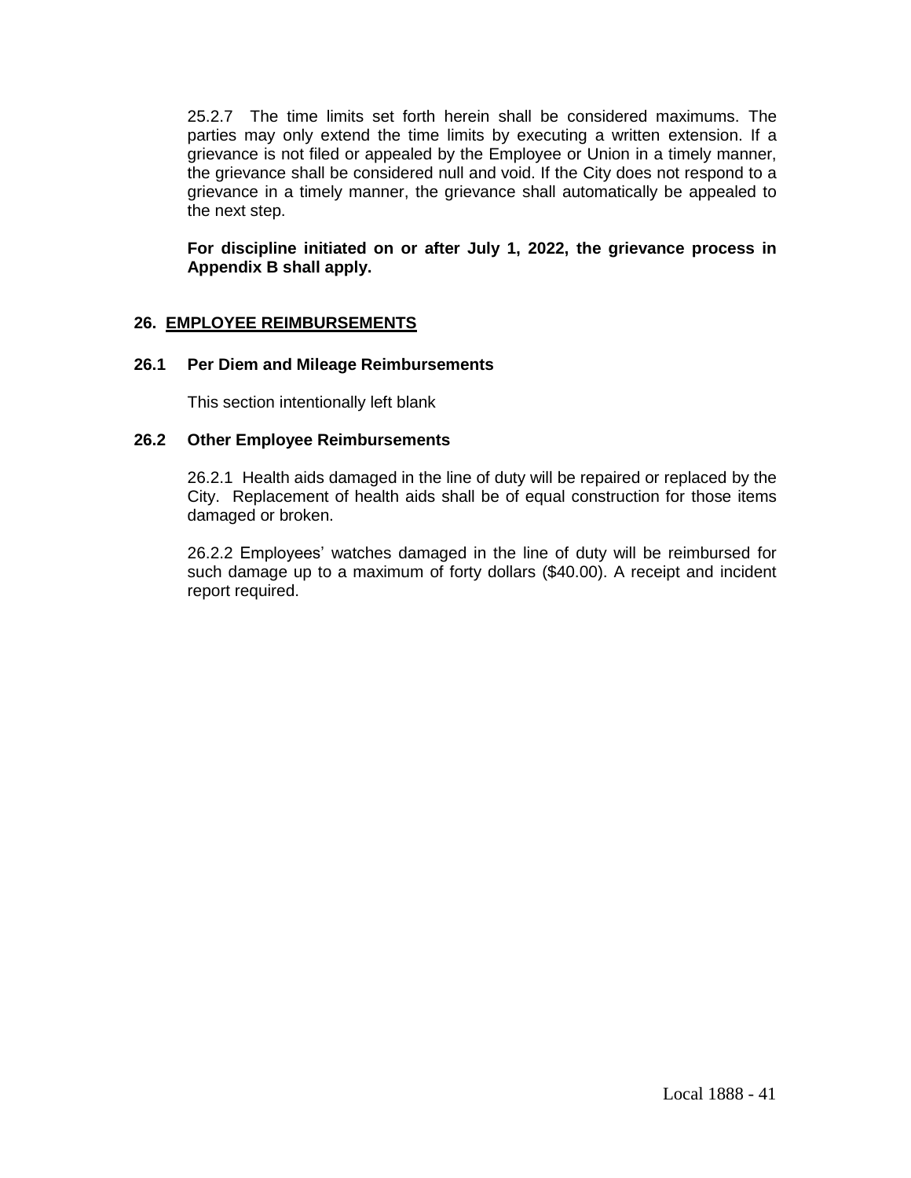25.2.7 The time limits set forth herein shall be considered maximums. The parties may only extend the time limits by executing a written extension. If a grievance is not filed or appealed by the Employee or Union in a timely manner, the grievance shall be considered null and void. If the City does not respond to a grievance in a timely manner, the grievance shall automatically be appealed to the next step.

**For discipline initiated on or after July 1, 2022, the grievance process in Appendix B shall apply.**

## 26. EMPLOYEE REIMBURSEMENTS

### 26.1 Per Diem and Mileage Reimbursements

This section intentionally left blank

### 26.2 Other Employee Reimbursements

26.2.1 Health aids damaged in the line of duty will be repaired or replaced by the City. Replacement of health aids shall be of equal construction for those items damaged or broken.

26.2.2 Employees' watches damaged in the line of duty will be reimbursed for such damage up to a maximum of forty dollars ($40.00). A receipt and incident report required.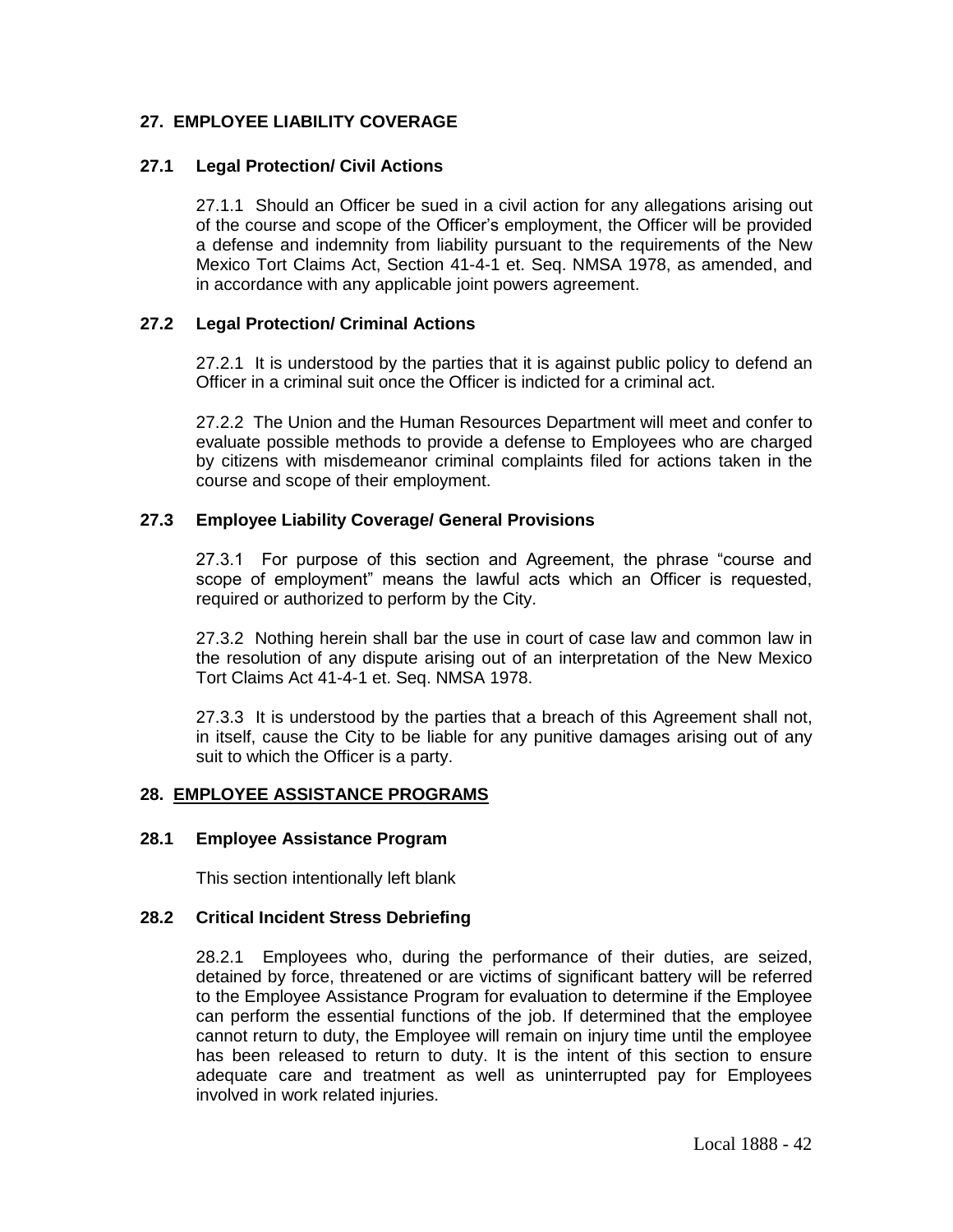## 27. EMPLOYEE LIABILITY COVERAGE

### 27.1 Legal Protection/ Civil Actions

27.1.1 Should an Officer be sued in a civil action for any allegations arising out of the course and scope of the Officer's employment, the Officer will be provided a defense and indemnity from liability pursuant to the requirements of the New Mexico Tort Claims Act, Section 41-4-1 et. Seq. NMSA 1978, as amended, and in accordance with any applicable joint powers agreement.

### 27.2 Legal Protection/ Criminal Actions

27.2.1 It is understood by the parties that it is against public policy to defend an Officer in a criminal suit once the Officer is indicted for a criminal act.

27.2.2 The Union and the Human Resources Department will meet and confer to evaluate possible methods to provide a defense to Employees who are charged by citizens with misdemeanor criminal complaints filed for actions taken in the course and scope of their employment.

### 27.3 Employee Liability Coverage/ General Provisions

27.3.1 For purpose of this section and Agreement, the phrase "course and scope of employment" means the lawful acts which an Officer is requested, required or authorized to perform by the City.

27.3.2 Nothing herein shall bar the use in court of case law and common law in the resolution of any dispute arising out of an interpretation of the New Mexico Tort Claims Act 41-4-1 et. Seq. NMSA 1978.

27.3.3 It is understood by the parties that a breach of this Agreement shall not, in itself, cause the City to be liable for any punitive damages arising out of any suit to which the Officer is a party.

## 28. EMPLOYEE ASSISTANCE PROGRAMS

### 28.1 Employee Assistance Program

This section intentionally left blank

### 28.2 Critical Incident Stress Debriefing

28.2.1 Employees who, during the performance of their duties, are seized, detained by force, threatened or are victims of significant battery will be referred to the Employee Assistance Program for evaluation to determine if the Employee can perform the essential functions of the job. If determined that the employee cannot return to duty, the Employee will remain on injury time until the employee has been released to return to duty. It is the intent of this section to ensure adequate care and treatment as well as uninterrupted pay for Employees involved in work related injuries.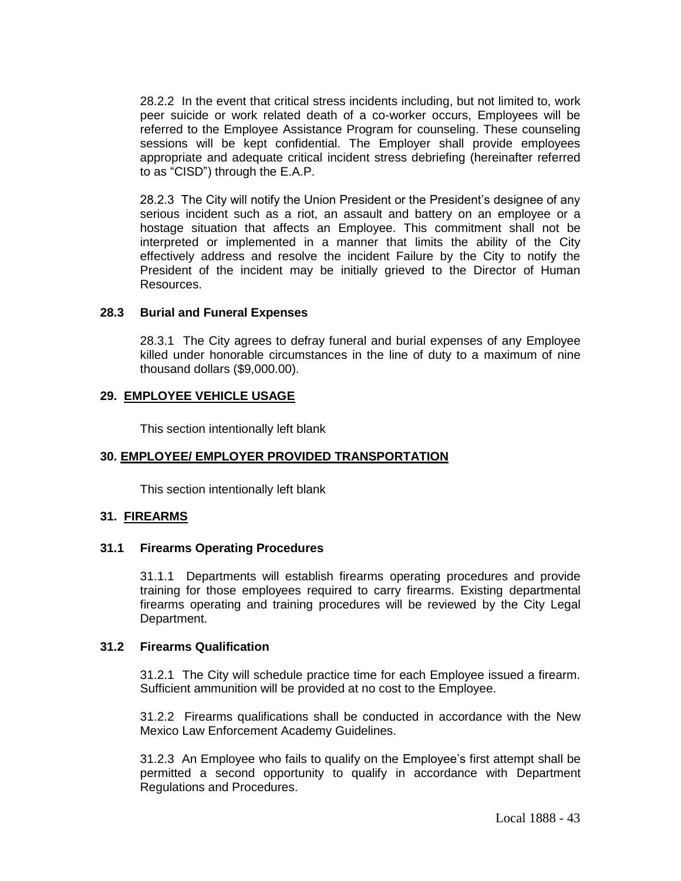28.2.2 In the event that critical stress incidents including, but not limited to, work peer suicide or work related death of a co-worker occurs, Employees will be referred to the Employee Assistance Program for counseling. These counseling sessions will be kept confidential. The Employer shall provide employees appropriate and adequate critical incident stress debriefing (hereinafter referred to as "CISD") through the E.A.P.

28.2.3 The City will notify the Union President or the President's designee of any serious incident such as a riot, an assault and battery on an employee or a hostage situation that affects an Employee. This commitment shall not be interpreted or implemented in a manner that limits the ability of the City effectively address and resolve the incident Failure by the City to notify the President of the incident may be initially grieved to the Director of Human Resources.

### 28.3 Burial and Funeral Expenses

28.3.1 The City agrees to defray funeral and burial expenses of any Employee killed under honorable circumstances in the line of duty to a maximum of nine thousand dollars ($9,000.00).

## 29. EMPLOYEE VEHICLE USAGE

This section intentionally left blank

## 30. EMPLOYEE/ EMPLOYER PROVIDED TRANSPORTATION

This section intentionally left blank

## 31. FIREARMS

### 31.1 Firearms Operating Procedures

31.1.1 Departments will establish firearms operating procedures and provide training for those employees required to carry firearms. Existing departmental firearms operating and training procedures will be reviewed by the City Legal Department.

### 31.2 Firearms Qualification

31.2.1 The City will schedule practice time for each Employee issued a firearm. Sufficient ammunition will be provided at no cost to the Employee.

31.2.2 Firearms qualifications shall be conducted in accordance with the New Mexico Law Enforcement Academy Guidelines.

31.2.3 An Employee who fails to qualify on the Employee's first attempt shall be permitted a second opportunity to qualify in accordance with Department Regulations and Procedures.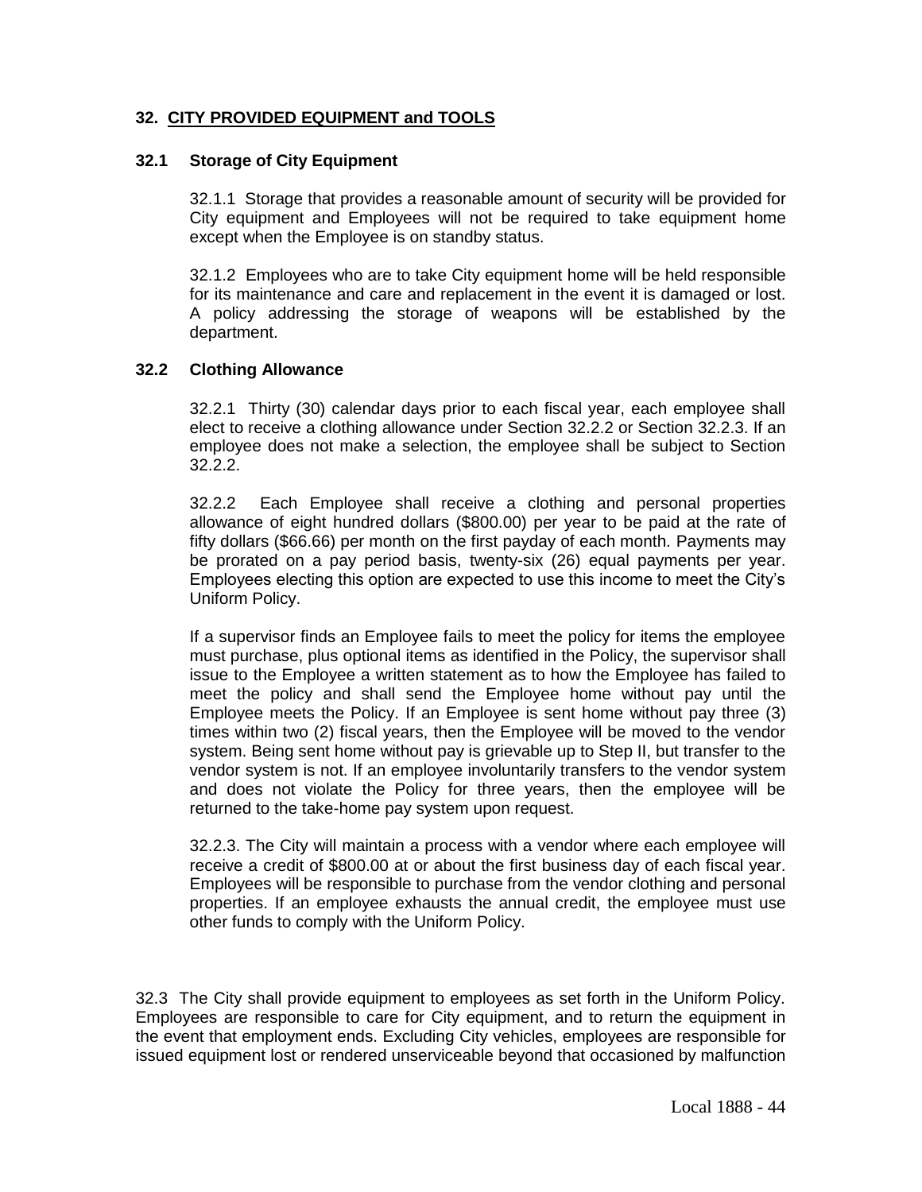## 32. CITY PROVIDED EQUIPMENT and TOOLS

### 32.1 Storage of City Equipment

32.1.1 Storage that provides a reasonable amount of security will be provided for City equipment and Employees will not be required to take equipment home except when the Employee is on standby status.

32.1.2 Employees who are to take City equipment home will be held responsible for its maintenance and care and replacement in the event it is damaged or lost. A policy addressing the storage of weapons will be established by the department.

### 32.2 Clothing Allowance

32.2.1 Thirty (30) calendar days prior to each fiscal year, each employee shall elect to receive a clothing allowance under Section 32.2.2 or Section 32.2.3. If an employee does not make a selection, the employee shall be subject to Section 32.2.2.

32.2.2 Each Employee shall receive a clothing and personal properties allowance of eight hundred dollars ($800.00) per year to be paid at the rate of fifty dollars ($66.66) per month on the first payday of each month. Payments may be prorated on a pay period basis, twenty-six (26) equal payments per year. Employees electing this option are expected to use this income to meet the City's Uniform Policy.

If a supervisor finds an Employee fails to meet the policy for items the employee must purchase, plus optional items as identified in the Policy, the supervisor shall issue to the Employee a written statement as to how the Employee has failed to meet the policy and shall send the Employee home without pay until the Employee meets the Policy. If an Employee is sent home without pay three (3) times within two (2) fiscal years, then the Employee will be moved to the vendor system. Being sent home without pay is grievable up to Step II, but transfer to the vendor system is not. If an employee involuntarily transfers to the vendor system and does not violate the Policy for three years, then the employee will be returned to the take-home pay system upon request.

32.2.3. The City will maintain a process with a vendor where each employee will receive a credit of $800.00 at or about the first business day of each fiscal year. Employees will be responsible to purchase from the vendor clothing and personal properties. If an employee exhausts the annual credit, the employee must use other funds to comply with the Uniform Policy.

32.3 The City shall provide equipment to employees as set forth in the Uniform Policy. Employees are responsible to care for City equipment, and to return the equipment in the event that employment ends. Excluding City vehicles, employees are responsible for issued equipment lost or rendered unserviceable beyond that occasioned by malfunction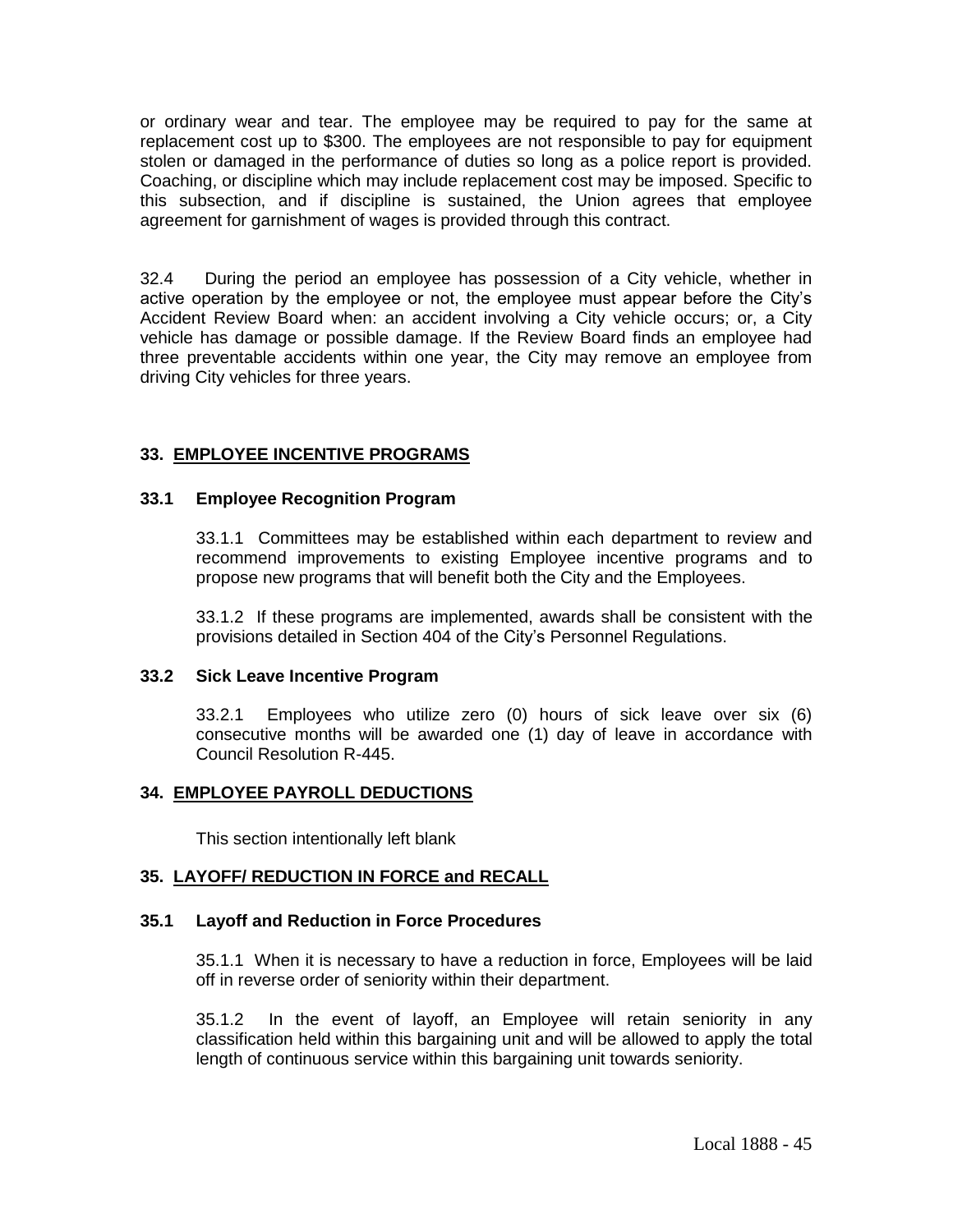or ordinary wear and tear. The employee may be required to pay for the same at replacement cost up to $300. The employees are not responsible to pay for equipment stolen or damaged in the performance of duties so long as a police report is provided. Coaching, or discipline which may include replacement cost may be imposed. Specific to this subsection, and if discipline is sustained, the Union agrees that employee agreement for garnishment of wages is provided through this contract.

32.4 During the period an employee has possession of a City vehicle, whether in active operation by the employee or not, the employee must appear before the City's Accident Review Board when: an accident involving a City vehicle occurs; or, a City vehicle has damage or possible damage. If the Review Board finds an employee had three preventable accidents within one year, the City may remove an employee from driving City vehicles for three years.

## 33. EMPLOYEE INCENTIVE PROGRAMS

### 33.1 Employee Recognition Program

33.1.1 Committees may be established within each department to review and recommend improvements to existing Employee incentive programs and to propose new programs that will benefit both the City and the Employees.

33.1.2 If these programs are implemented, awards shall be consistent with the provisions detailed in Section 404 of the City's Personnel Regulations.

### 33.2 Sick Leave Incentive Program

33.2.1 Employees who utilize zero (0) hours of sick leave over six (6) consecutive months will be awarded one (1) day of leave in accordance with Council Resolution R-445.

## 34. EMPLOYEE PAYROLL DEDUCTIONS

This section intentionally left blank

## 35. LAYOFF/ REDUCTION IN FORCE and RECALL

### 35.1 Layoff and Reduction in Force Procedures

35.1.1 When it is necessary to have a reduction in force, Employees will be laid off in reverse order of seniority within their department.

35.1.2 In the event of layoff, an Employee will retain seniority in any classification held within this bargaining unit and will be allowed to apply the total length of continuous service within this bargaining unit towards seniority.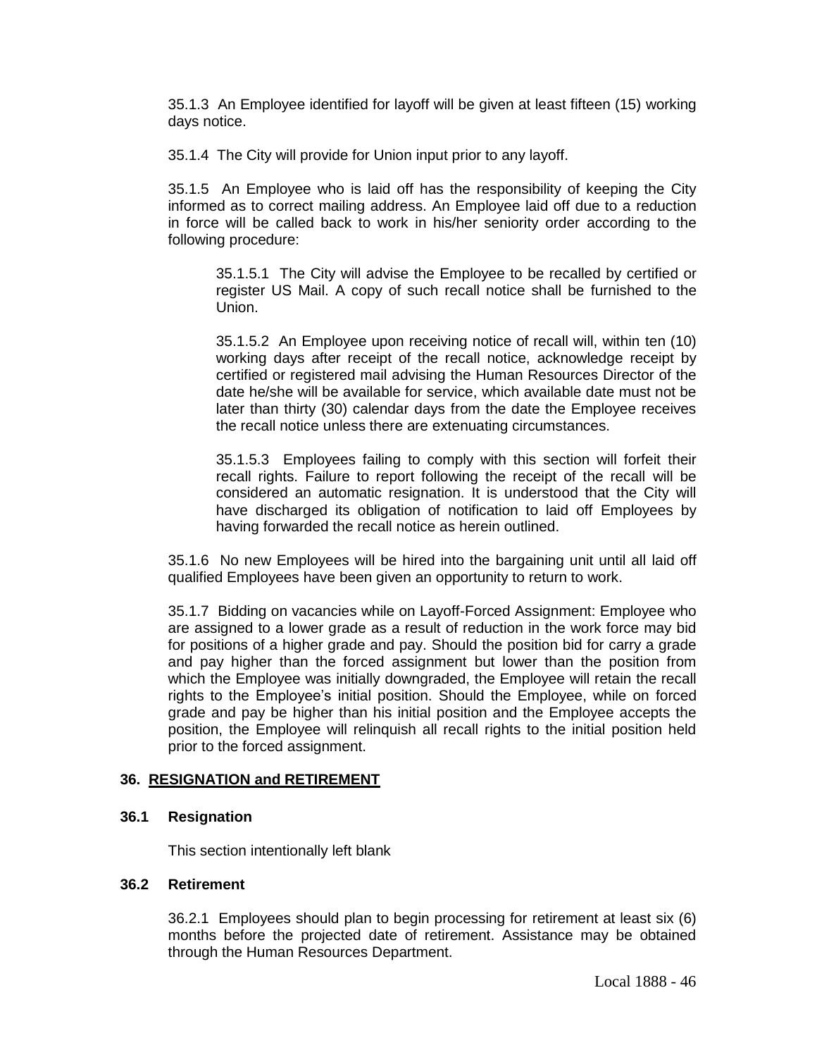35.1.3 An Employee identified for layoff will be given at least fifteen (15) working days notice.

35.1.4 The City will provide for Union input prior to any layoff.

35.1.5 An Employee who is laid off has the responsibility of keeping the City informed as to correct mailing address. An Employee laid off due to a reduction in force will be called back to work in his/her seniority order according to the following procedure:

> 35.1.5.1 The City will advise the Employee to be recalled by certified or register US Mail. A copy of such recall notice shall be furnished to the Union.
>
> 35.1.5.2 An Employee upon receiving notice of recall will, within ten (10) working days after receipt of the recall notice, acknowledge receipt by certified or registered mail advising the Human Resources Director of the date he/she will be available for service, which available date must not be later than thirty (30) calendar days from the date the Employee receives the recall notice unless there are extenuating circumstances.
>
> 35.1.5.3 Employees failing to comply with this section will forfeit their recall rights. Failure to report following the receipt of the recall will be considered an automatic resignation. It is understood that the City will have discharged its obligation of notification to laid off Employees by having forwarded the recall notice as herein outlined.

35.1.6 No new Employees will be hired into the bargaining unit until all laid off qualified Employees have been given an opportunity to return to work.

35.1.7 Bidding on vacancies while on Layoff-Forced Assignment: Employee who are assigned to a lower grade as a result of reduction in the work force may bid for positions of a higher grade and pay. Should the position bid for carry a grade and pay higher than the forced assignment but lower than the position from which the Employee was initially downgraded, the Employee will retain the recall rights to the Employee's initial position. Should the Employee, while on forced grade and pay be higher than his initial position and the Employee accepts the position, the Employee will relinquish all recall rights to the initial position held prior to the forced assignment.

## 36. RESIGNATION and RETIREMENT

### 36.1 Resignation

This section intentionally left blank

### 36.2 Retirement

36.2.1 Employees should plan to begin processing for retirement at least six (6) months before the projected date of retirement. Assistance may be obtained through the Human Resources Department.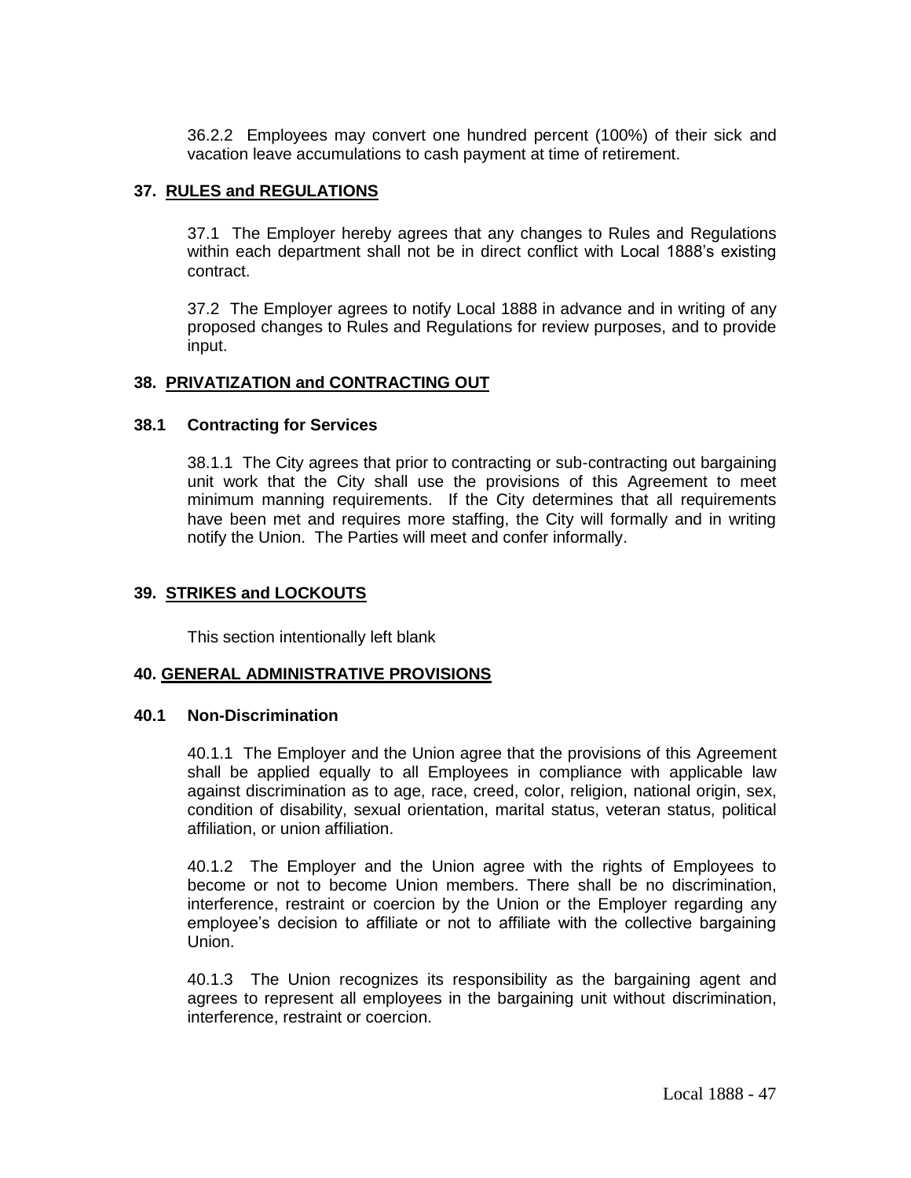36.2.2 Employees may convert one hundred percent (100%) of their sick and vacation leave accumulations to cash payment at time of retirement.

## 37. RULES and REGULATIONS

37.1 The Employer hereby agrees that any changes to Rules and Regulations within each department shall not be in direct conflict with Local 1888's existing contract.

37.2 The Employer agrees to notify Local 1888 in advance and in writing of any proposed changes to Rules and Regulations for review purposes, and to provide input.

## 38. PRIVATIZATION and CONTRACTING OUT

### 38.1 Contracting for Services

38.1.1 The City agrees that prior to contracting or sub-contracting out bargaining unit work that the City shall use the provisions of this Agreement to meet minimum manning requirements. If the City determines that all requirements have been met and requires more staffing, the City will formally and in writing notify the Union. The Parties will meet and confer informally.

## 39. STRIKES and LOCKOUTS

This section intentionally left blank

## 40. GENERAL ADMINISTRATIVE PROVISIONS

### 40.1 Non-Discrimination

40.1.1 The Employer and the Union agree that the provisions of this Agreement shall be applied equally to all Employees in compliance with applicable law against discrimination as to age, race, creed, color, religion, national origin, sex, condition of disability, sexual orientation, marital status, veteran status, political affiliation, or union affiliation.

40.1.2 The Employer and the Union agree with the rights of Employees to become or not to become Union members. There shall be no discrimination, interference, restraint or coercion by the Union or the Employer regarding any employee's decision to affiliate or not to affiliate with the collective bargaining Union.

40.1.3 The Union recognizes its responsibility as the bargaining agent and agrees to represent all employees in the bargaining unit without discrimination, interference, restraint or coercion.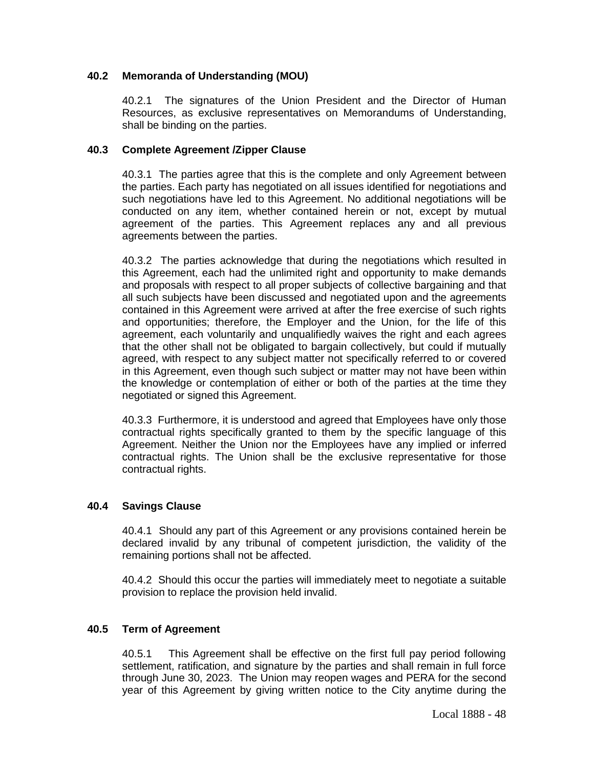### 40.2 Memoranda of Understanding (MOU)

40.2.1 The signatures of the Union President and the Director of Human Resources, as exclusive representatives on Memorandums of Understanding, shall be binding on the parties.

### 40.3 Complete Agreement /Zipper Clause

40.3.1 The parties agree that this is the complete and only Agreement between the parties. Each party has negotiated on all issues identified for negotiations and such negotiations have led to this Agreement. No additional negotiations will be conducted on any item, whether contained herein or not, except by mutual agreement of the parties. This Agreement replaces any and all previous agreements between the parties.

40.3.2 The parties acknowledge that during the negotiations which resulted in this Agreement, each had the unlimited right and opportunity to make demands and proposals with respect to all proper subjects of collective bargaining and that all such subjects have been discussed and negotiated upon and the agreements contained in this Agreement were arrived at after the free exercise of such rights and opportunities; therefore, the Employer and the Union, for the life of this agreement, each voluntarily and unqualifiedly waives the right and each agrees that the other shall not be obligated to bargain collectively, but could if mutually agreed, with respect to any subject matter not specifically referred to or covered in this Agreement, even though such subject or matter may not have been within the knowledge or contemplation of either or both of the parties at the time they negotiated or signed this Agreement.

40.3.3 Furthermore, it is understood and agreed that Employees have only those contractual rights specifically granted to them by the specific language of this Agreement. Neither the Union nor the Employees have any implied or inferred contractual rights. The Union shall be the exclusive representative for those contractual rights.

### 40.4 Savings Clause

40.4.1 Should any part of this Agreement or any provisions contained herein be declared invalid by any tribunal of competent jurisdiction, the validity of the remaining portions shall not be affected.

40.4.2 Should this occur the parties will immediately meet to negotiate a suitable provision to replace the provision held invalid.

### 40.5 Term of Agreement

40.5.1 This Agreement shall be effective on the first full pay period following settlement, ratification, and signature by the parties and shall remain in full force through June 30, 2023. The Union may reopen wages and PERA for the second year of this Agreement by giving written notice to the City anytime during the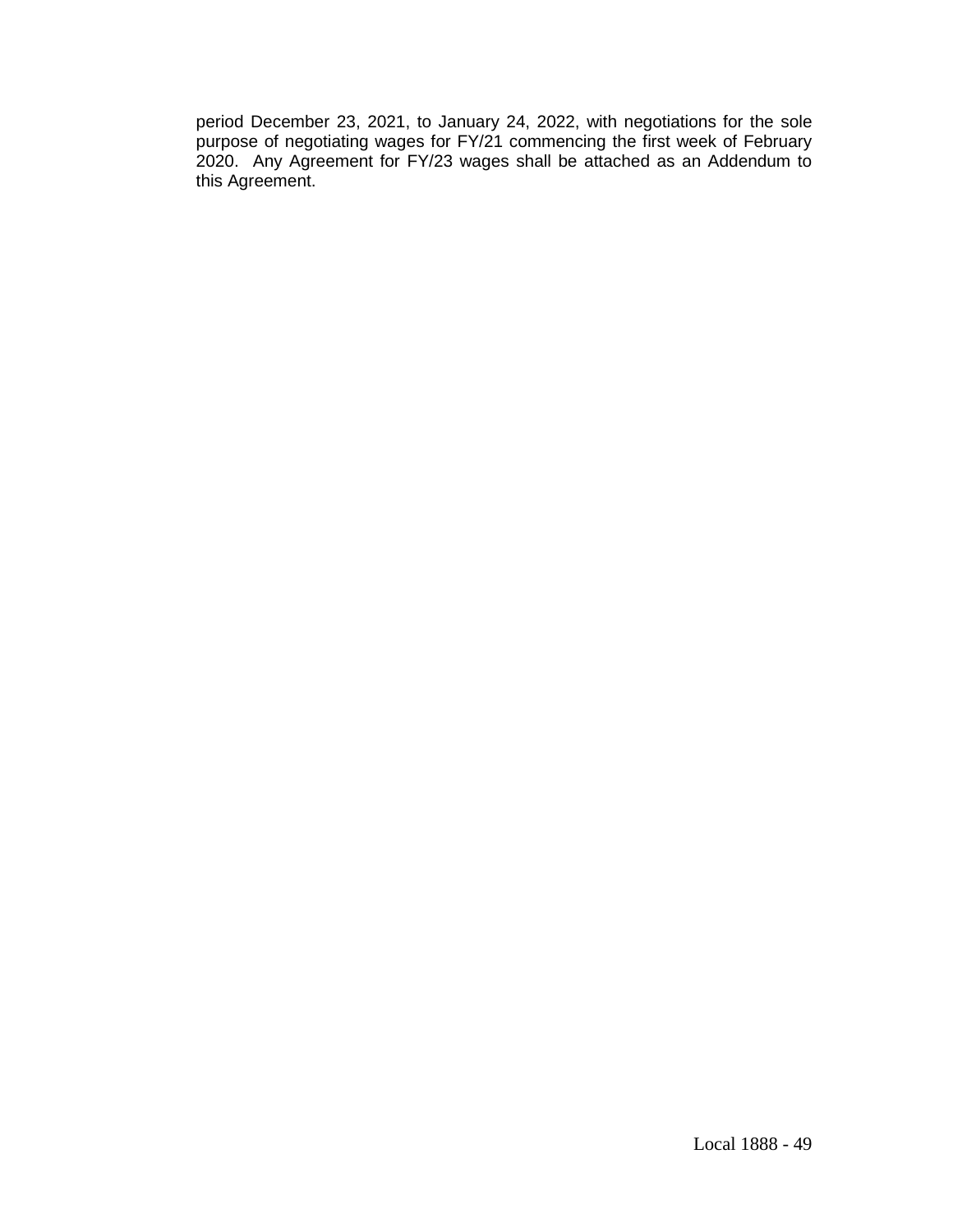period December 23, 2021, to January 24, 2022, with negotiations for the sole purpose of negotiating wages for FY/21 commencing the first week of February 2020. Any Agreement for FY/23 wages shall be attached as an Addendum to this Agreement.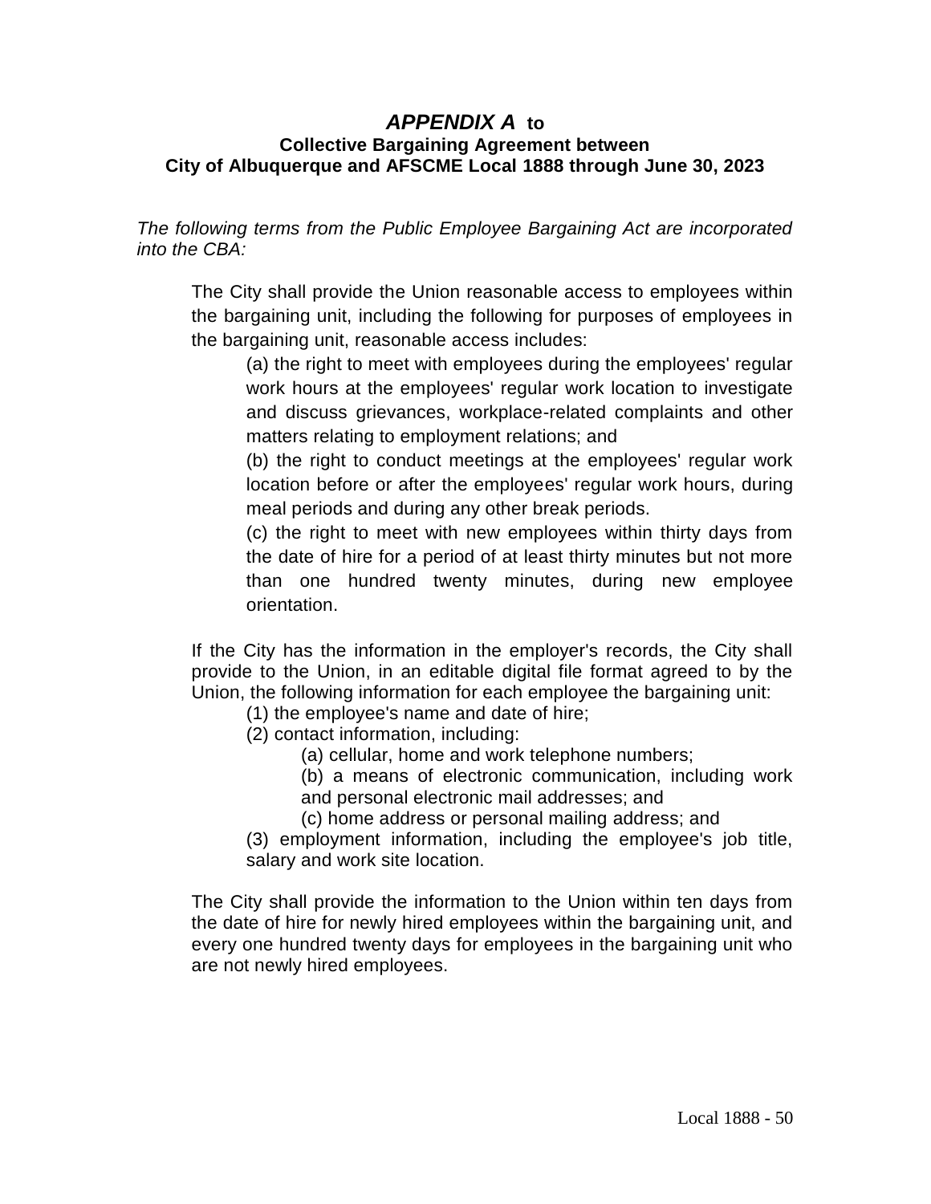## *APPENDIX A* to

### Collective Bargaining Agreement between City of Albuquerque and AFSCME Local 1888 through June 30, 2023

*The following terms from the Public Employee Bargaining Act are incorporated into the CBA:*

The City shall provide the Union reasonable access to employees within the bargaining unit, including the following for purposes of employees in the bargaining unit, reasonable access includes:

(a) the right to meet with employees during the employees' regular work hours at the employees' regular work location to investigate and discuss grievances, workplace-related complaints and other matters relating to employment relations; and

(b) the right to conduct meetings at the employees' regular work location before or after the employees' regular work hours, during meal periods and during any other break periods.

(c) the right to meet with new employees within thirty days from the date of hire for a period of at least thirty minutes but not more than one hundred twenty minutes, during new employee orientation.

If the City has the information in the employer's records, the City shall provide to the Union, in an editable digital file format agreed to by the Union, the following information for each employee the bargaining unit:

(1) the employee's name and date of hire;

(2) contact information, including:

(a) cellular, home and work telephone numbers;

(b) a means of electronic communication, including work and personal electronic mail addresses; and

(c) home address or personal mailing address; and

(3) employment information, including the employee's job title, salary and work site location.

The City shall provide the information to the Union within ten days from the date of hire for newly hired employees within the bargaining unit, and every one hundred twenty days for employees in the bargaining unit who are not newly hired employees.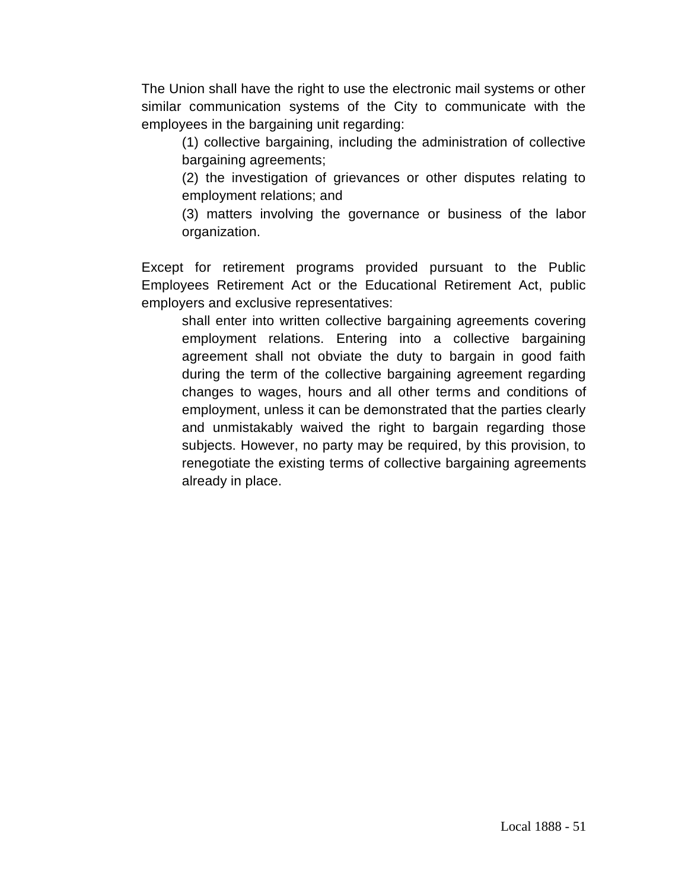The Union shall have the right to use the electronic mail systems or other similar communication systems of the City to communicate with the employees in the bargaining unit regarding:

> (1) collective bargaining, including the administration of collective bargaining agreements;
>
> (2) the investigation of grievances or other disputes relating to employment relations; and
>
> (3) matters involving the governance or business of the labor organization.

Except for retirement programs provided pursuant to the Public Employees Retirement Act or the Educational Retirement Act, public employers and exclusive representatives:

> shall enter into written collective bargaining agreements covering employment relations. Entering into a collective bargaining agreement shall not obviate the duty to bargain in good faith during the term of the collective bargaining agreement regarding changes to wages, hours and all other terms and conditions of employment, unless it can be demonstrated that the parties clearly and unmistakably waived the right to bargain regarding those subjects. However, no party may be required, by this provision, to renegotiate the existing terms of collective bargaining agreements already in place.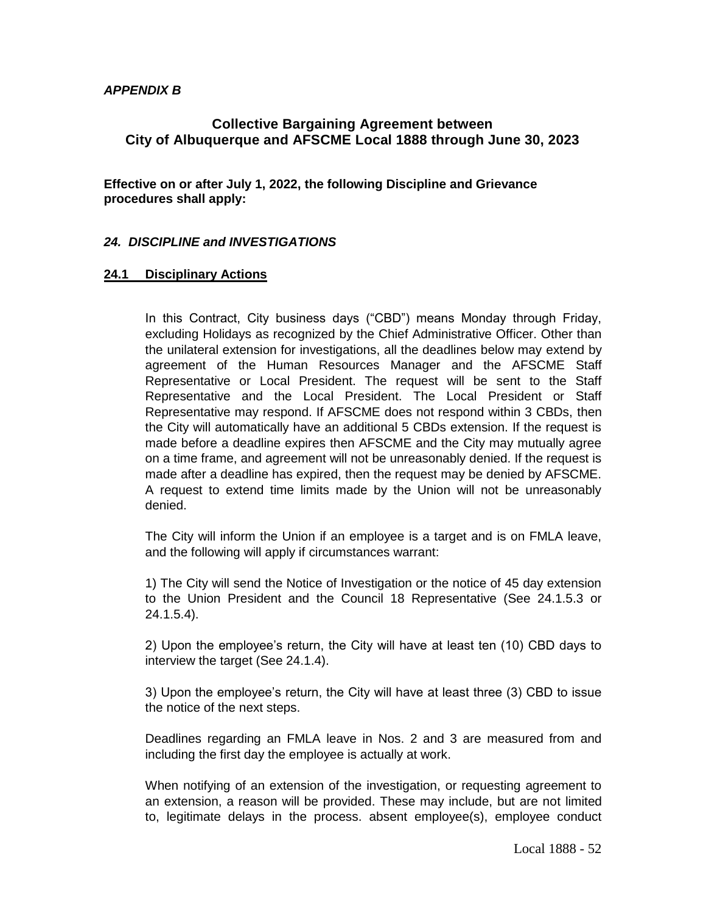***APPENDIX B***

## Collective Bargaining Agreement between City of Albuquerque and AFSCME Local 1888 through June 30, 2023

**Effective on or after July 1, 2022, the following Discipline and Grievance procedures shall apply:**

### *24. DISCIPLINE and INVESTIGATIONS*

#### **24.1 Disciplinary Actions**

In this Contract, City business days ("CBD") means Monday through Friday, excluding Holidays as recognized by the Chief Administrative Officer. Other than the unilateral extension for investigations, all the deadlines below may extend by agreement of the Human Resources Manager and the AFSCME Staff Representative or Local President. The request will be sent to the Staff Representative and the Local President. The Local President or Staff Representative may respond. If AFSCME does not respond within 3 CBDs, then the City will automatically have an additional 5 CBDs extension. If the request is made before a deadline expires then AFSCME and the City may mutually agree on a time frame, and agreement will not be unreasonably denied. If the request is made after a deadline has expired, then the request may be denied by AFSCME. A request to extend time limits made by the Union will not be unreasonably denied.

The City will inform the Union if an employee is a target and is on FMLA leave, and the following will apply if circumstances warrant:

1) The City will send the Notice of Investigation or the notice of 45 day extension to the Union President and the Council 18 Representative (See 24.1.5.3 or 24.1.5.4).

2) Upon the employee's return, the City will have at least ten (10) CBD days to interview the target (See 24.1.4).

3) Upon the employee's return, the City will have at least three (3) CBD to issue the notice of the next steps.

Deadlines regarding an FMLA leave in Nos. 2 and 3 are measured from and including the first day the employee is actually at work.

When notifying of an extension of the investigation, or requesting agreement to an extension, a reason will be provided. These may include, but are not limited to, legitimate delays in the process. absent employee(s), employee conduct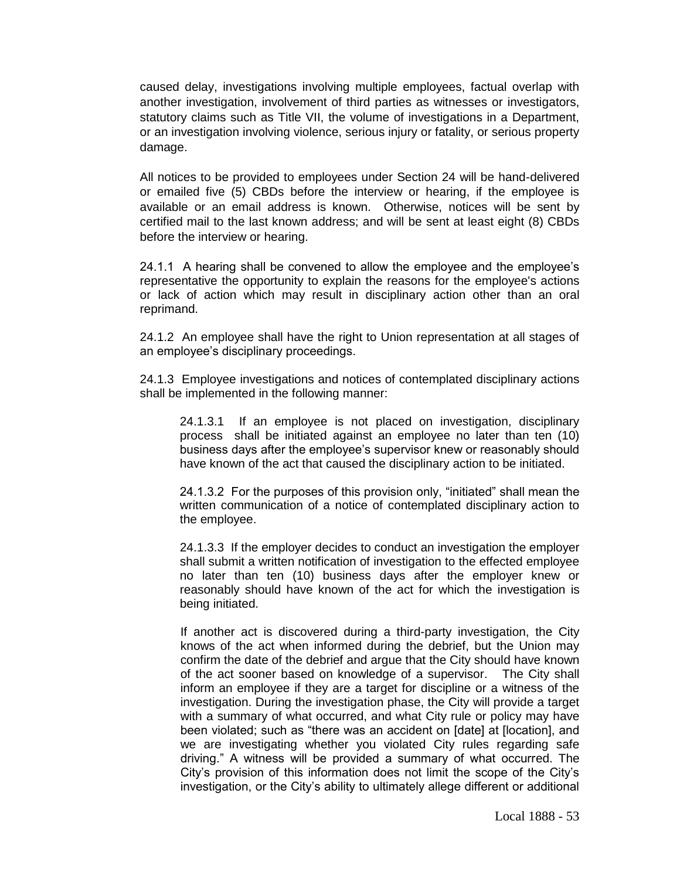caused delay, investigations involving multiple employees, factual overlap with another investigation, involvement of third parties as witnesses or investigators, statutory claims such as Title VII, the volume of investigations in a Department, or an investigation involving violence, serious injury or fatality, or serious property damage.

All notices to be provided to employees under Section 24 will be hand-delivered or emailed five (5) CBDs before the interview or hearing, if the employee is available or an email address is known. Otherwise, notices will be sent by certified mail to the last known address; and will be sent at least eight (8) CBDs before the interview or hearing.

24.1.1 A hearing shall be convened to allow the employee and the employee's representative the opportunity to explain the reasons for the employee's actions or lack of action which may result in disciplinary action other than an oral reprimand.

24.1.2 An employee shall have the right to Union representation at all stages of an employee's disciplinary proceedings.

24.1.3 Employee investigations and notices of contemplated disciplinary actions shall be implemented in the following manner:

> 24.1.3.1 If an employee is not placed on investigation, disciplinary process shall be initiated against an employee no later than ten (10) business days after the employee's supervisor knew or reasonably should have known of the act that caused the disciplinary action to be initiated.
>
> 24.1.3.2 For the purposes of this provision only, "initiated" shall mean the written communication of a notice of contemplated disciplinary action to the employee.
>
> 24.1.3.3 If the employer decides to conduct an investigation the employer shall submit a written notification of investigation to the effected employee no later than ten (10) business days after the employer knew or reasonably should have known of the act for which the investigation is being initiated.
>
> If another act is discovered during a third-party investigation, the City knows of the act when informed during the debrief, but the Union may confirm the date of the debrief and argue that the City should have known of the act sooner based on knowledge of a supervisor. The City shall inform an employee if they are a target for discipline or a witness of the investigation. During the investigation phase, the City will provide a target with a summary of what occurred, and what City rule or policy may have been violated; such as "there was an accident on [date] at [location], and we are investigating whether you violated City rules regarding safe driving." A witness will be provided a summary of what occurred. The City's provision of this information does not limit the scope of the City's investigation, or the City's ability to ultimately allege different or additional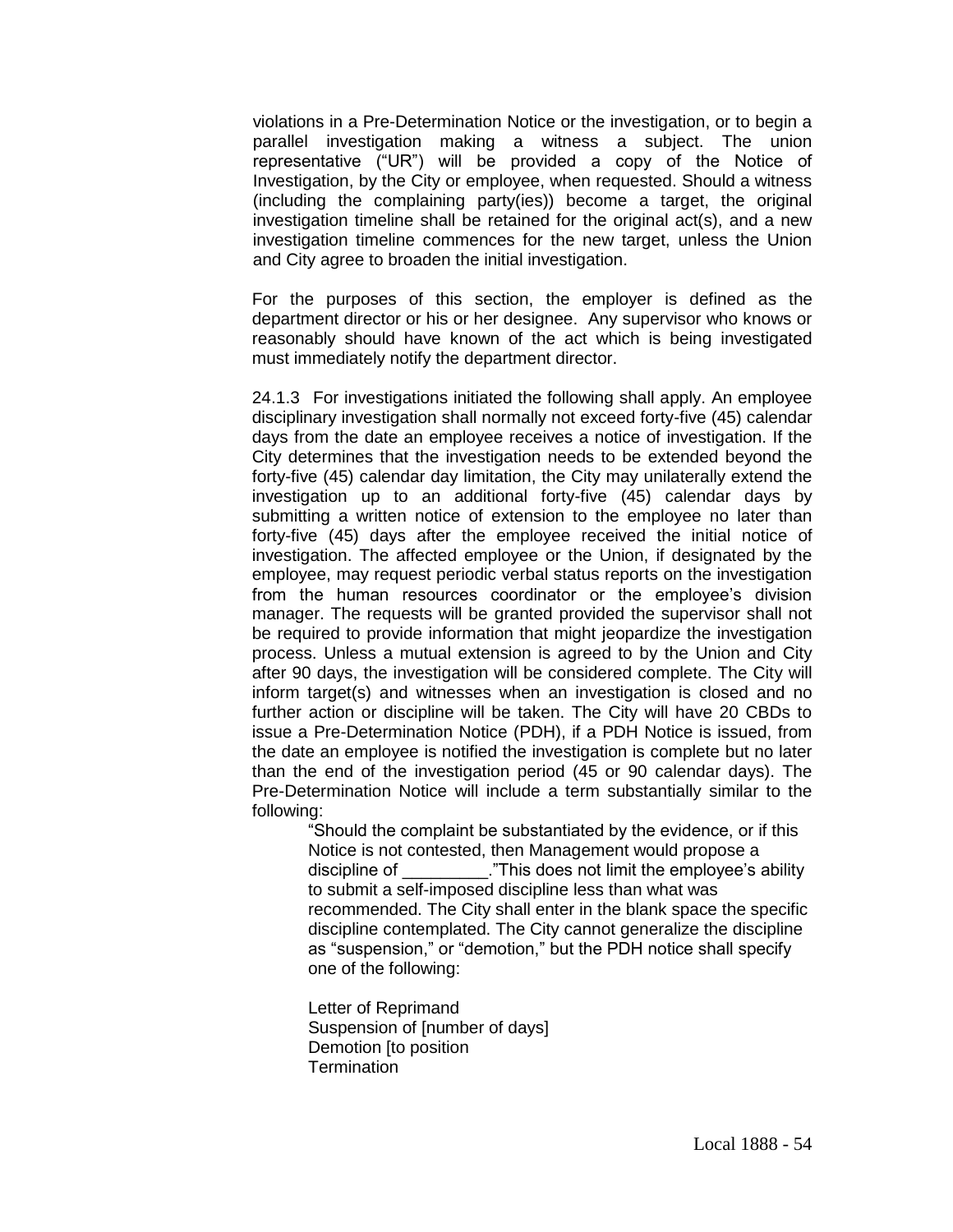violations in a Pre-Determination Notice or the investigation, or to begin a parallel investigation making a witness a subject. The union representative ("UR") will be provided a copy of the Notice of Investigation, by the City or employee, when requested. Should a witness (including the complaining party(ies)) become a target, the original investigation timeline shall be retained for the original act(s), and a new investigation timeline commences for the new target, unless the Union and City agree to broaden the initial investigation.

For the purposes of this section, the employer is defined as the department director or his or her designee. Any supervisor who knows or reasonably should have known of the act which is being investigated must immediately notify the department director.

24.1.3 For investigations initiated the following shall apply. An employee disciplinary investigation shall normally not exceed forty-five (45) calendar days from the date an employee receives a notice of investigation. If the City determines that the investigation needs to be extended beyond the forty-five (45) calendar day limitation, the City may unilaterally extend the investigation up to an additional forty-five (45) calendar days by submitting a written notice of extension to the employee no later than forty-five (45) days after the employee received the initial notice of investigation. The affected employee or the Union, if designated by the employee, may request periodic verbal status reports on the investigation from the human resources coordinator or the employee's division manager. The requests will be granted provided the supervisor shall not be required to provide information that might jeopardize the investigation process. Unless a mutual extension is agreed to by the Union and City after 90 days, the investigation will be considered complete. The City will inform target(s) and witnesses when an investigation is closed and no further action or discipline will be taken. The City will have 20 CBDs to issue a Pre-Determination Notice (PDH), if a PDH Notice is issued, from the date an employee is notified the investigation is complete but no later than the end of the investigation period (45 or 90 calendar days). The Pre-Determination Notice will include a term substantially similar to the following:

> "Should the complaint be substantiated by the evidence, or if this Notice is not contested, then Management would propose a discipline of _________."This does not limit the employee's ability to submit a self-imposed discipline less than what was recommended. The City shall enter in the blank space the specific discipline contemplated. The City cannot generalize the discipline as "suspension," or "demotion," but the PDH notice shall specify one of the following:
>
> Letter of Reprimand
> Suspension of [number of days]
> Demotion [to position
> Termination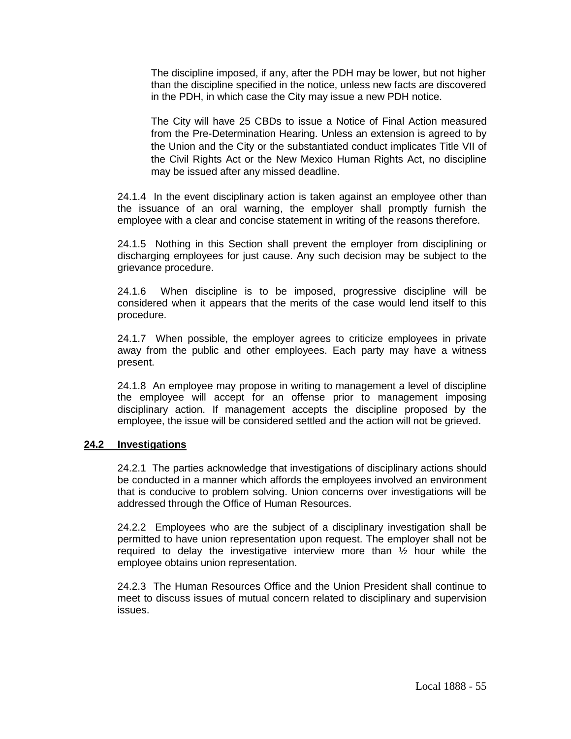The discipline imposed, if any, after the PDH may be lower, but not higher than the discipline specified in the notice, unless new facts are discovered in the PDH, in which case the City may issue a new PDH notice.

The City will have 25 CBDs to issue a Notice of Final Action measured from the Pre-Determination Hearing. Unless an extension is agreed to by the Union and the City or the substantiated conduct implicates Title VII of the Civil Rights Act or the New Mexico Human Rights Act, no discipline may be issued after any missed deadline.

24.1.4 In the event disciplinary action is taken against an employee other than the issuance of an oral warning, the employer shall promptly furnish the employee with a clear and concise statement in writing of the reasons therefore.

24.1.5 Nothing in this Section shall prevent the employer from disciplining or discharging employees for just cause. Any such decision may be subject to the grievance procedure.

24.1.6 When discipline is to be imposed, progressive discipline will be considered when it appears that the merits of the case would lend itself to this procedure.

24.1.7 When possible, the employer agrees to criticize employees in private away from the public and other employees. Each party may have a witness present.

24.1.8 An employee may propose in writing to management a level of discipline the employee will accept for an offense prior to management imposing disciplinary action. If management accepts the discipline proposed by the employee, the issue will be considered settled and the action will not be grieved.

## 24.2 Investigations

24.2.1 The parties acknowledge that investigations of disciplinary actions should be conducted in a manner which affords the employees involved an environment that is conducive to problem solving. Union concerns over investigations will be addressed through the Office of Human Resources.

24.2.2 Employees who are the subject of a disciplinary investigation shall be permitted to have union representation upon request. The employer shall not be required to delay the investigative interview more than ½ hour while the employee obtains union representation.

24.2.3 The Human Resources Office and the Union President shall continue to meet to discuss issues of mutual concern related to disciplinary and supervision issues.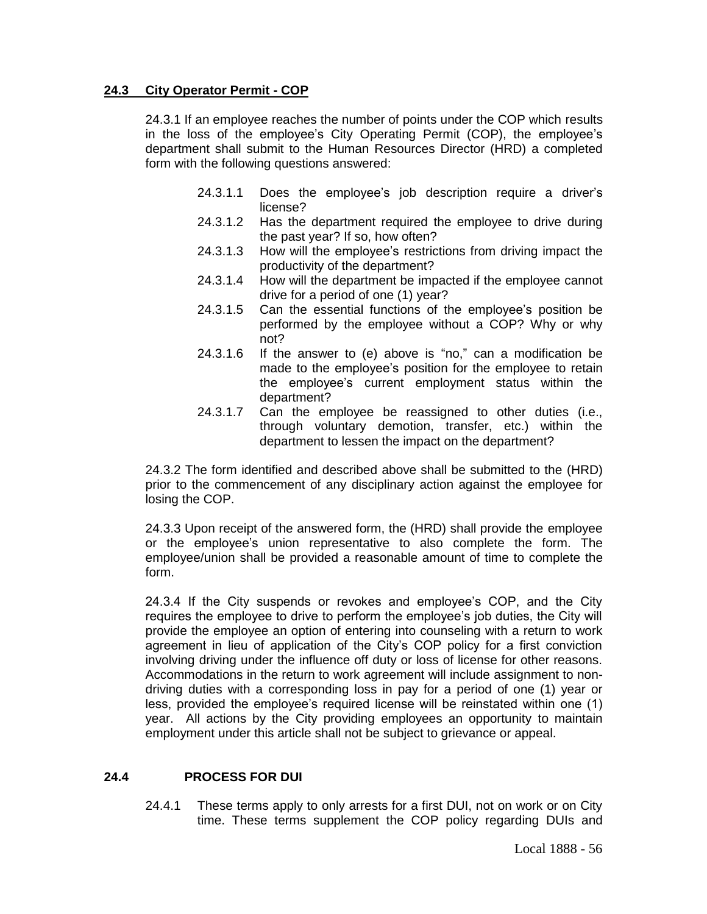## 24.3 City Operator Permit - COP

24.3.1 If an employee reaches the number of points under the COP which results in the loss of the employee's City Operating Permit (COP), the employee's department shall submit to the Human Resources Director (HRD) a completed form with the following questions answered:

- 24.3.1.1 Does the employee's job description require a driver's license?
- 24.3.1.2 Has the department required the employee to drive during the past year? If so, how often?
- 24.3.1.3 How will the employee's restrictions from driving impact the productivity of the department?
- 24.3.1.4 How will the department be impacted if the employee cannot drive for a period of one (1) year?
- 24.3.1.5 Can the essential functions of the employee's position be performed by the employee without a COP? Why or why not?
- 24.3.1.6 If the answer to (e) above is "no," can a modification be made to the employee's position for the employee to retain the employee's current employment status within the department?
- 24.3.1.7 Can the employee be reassigned to other duties (i.e., through voluntary demotion, transfer, etc.) within the department to lessen the impact on the department?

24.3.2 The form identified and described above shall be submitted to the (HRD) prior to the commencement of any disciplinary action against the employee for losing the COP.

24.3.3 Upon receipt of the answered form, the (HRD) shall provide the employee or the employee's union representative to also complete the form. The employee/union shall be provided a reasonable amount of time to complete the form.

24.3.4 If the City suspends or revokes and employee's COP, and the City requires the employee to drive to perform the employee's job duties, the City will provide the employee an option of entering into counseling with a return to work agreement in lieu of application of the City's COP policy for a first conviction involving driving under the influence off duty or loss of license for other reasons. Accommodations in the return to work agreement will include assignment to non-driving duties with a corresponding loss in pay for a period of one (1) year or less, provided the employee's required license will be reinstated within one (1) year. All actions by the City providing employees an opportunity to maintain employment under this article shall not be subject to grievance or appeal.

## 24.4 PROCESS FOR DUI

24.4.1 These terms apply to only arrests for a first DUI, not on work or on City time. These terms supplement the COP policy regarding DUIs and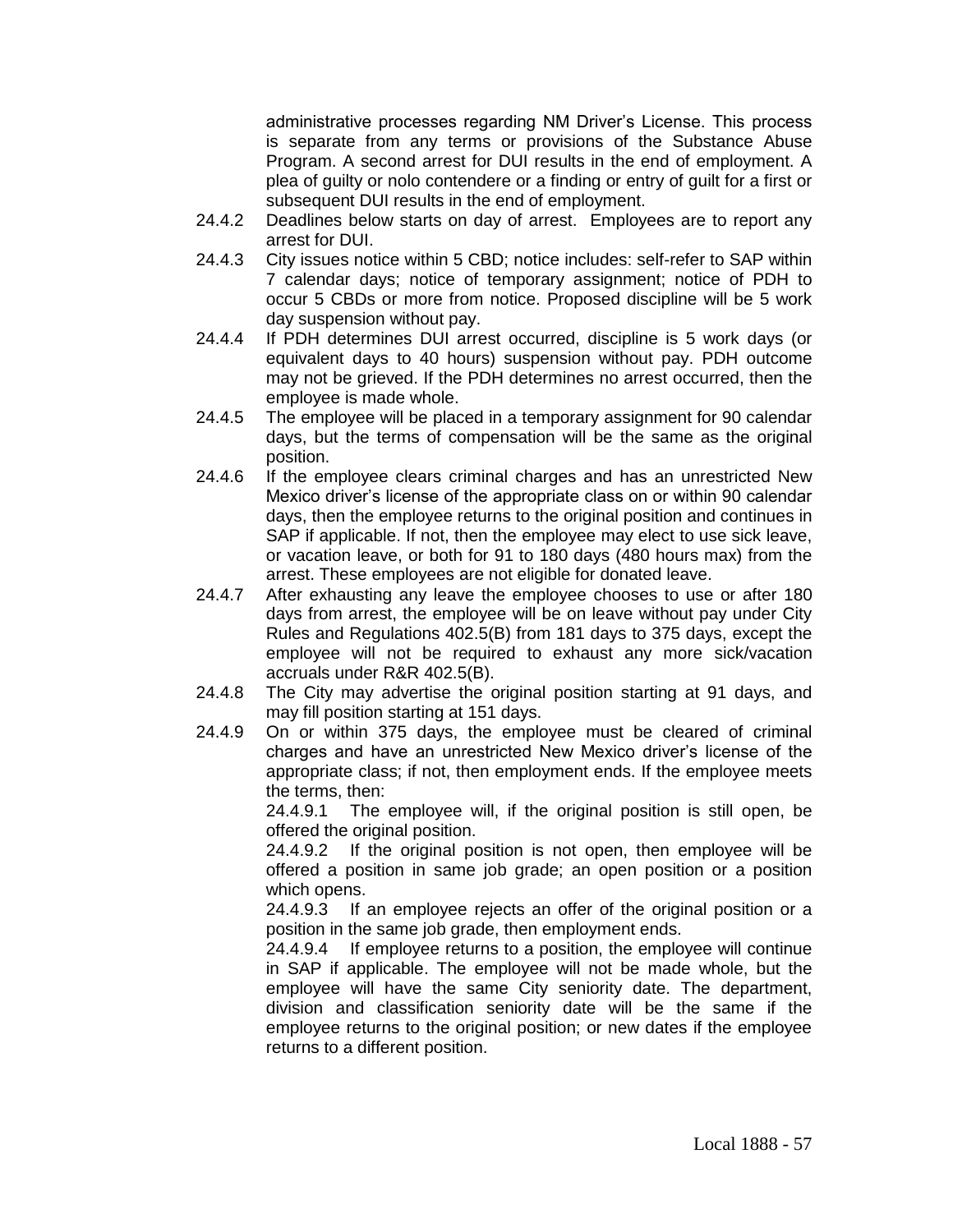administrative processes regarding NM Driver's License. This process is separate from any terms or provisions of the Substance Abuse Program. A second arrest for DUI results in the end of employment. A plea of guilty or nolo contendere or a finding or entry of guilt for a first or subsequent DUI results in the end of employment.

24.4.2 Deadlines below starts on day of arrest. Employees are to report any arrest for DUI.

24.4.3 City issues notice within 5 CBD; notice includes: self-refer to SAP within 7 calendar days; notice of temporary assignment; notice of PDH to occur 5 CBDs or more from notice. Proposed discipline will be 5 work day suspension without pay.

24.4.4 If PDH determines DUI arrest occurred, discipline is 5 work days (or equivalent days to 40 hours) suspension without pay. PDH outcome may not be grieved. If the PDH determines no arrest occurred, then the employee is made whole.

24.4.5 The employee will be placed in a temporary assignment for 90 calendar days, but the terms of compensation will be the same as the original position.

24.4.6 If the employee clears criminal charges and has an unrestricted New Mexico driver's license of the appropriate class on or within 90 calendar days, then the employee returns to the original position and continues in SAP if applicable. If not, then the employee may elect to use sick leave, or vacation leave, or both for 91 to 180 days (480 hours max) from the arrest. These employees are not eligible for donated leave.

24.4.7 After exhausting any leave the employee chooses to use or after 180 days from arrest, the employee will be on leave without pay under City Rules and Regulations 402.5(B) from 181 days to 375 days, except the employee will not be required to exhaust any more sick/vacation accruals under R&R 402.5(B).

24.4.8 The City may advertise the original position starting at 91 days, and may fill position starting at 151 days.

24.4.9 On or within 375 days, the employee must be cleared of criminal charges and have an unrestricted New Mexico driver's license of the appropriate class; if not, then employment ends. If the employee meets the terms, then:

24.4.9.1 The employee will, if the original position is still open, be offered the original position.

24.4.9.2 If the original position is not open, then employee will be offered a position in same job grade; an open position or a position which opens.

24.4.9.3 If an employee rejects an offer of the original position or a position in the same job grade, then employment ends.

24.4.9.4 If employee returns to a position, the employee will continue in SAP if applicable. The employee will not be made whole, but the employee will have the same City seniority date. The department, division and classification seniority date will be the same if the employee returns to the original position; or new dates if the employee returns to a different position.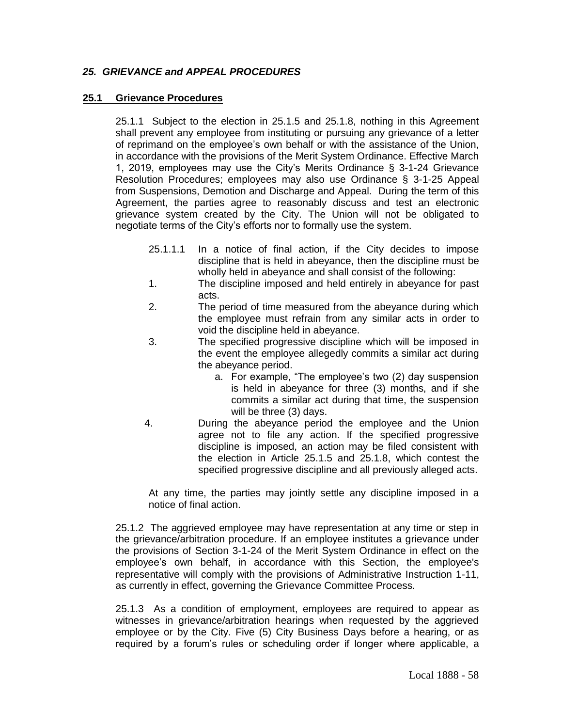## *25. GRIEVANCE and APPEAL PROCEDURES*

### 25.1 Grievance Procedures

25.1.1 Subject to the election in 25.1.5 and 25.1.8, nothing in this Agreement shall prevent any employee from instituting or pursuing any grievance of a letter of reprimand on the employee's own behalf or with the assistance of the Union, in accordance with the provisions of the Merit System Ordinance. Effective March 1, 2019, employees may use the City's Merits Ordinance § 3-1-24 Grievance Resolution Procedures; employees may also use Ordinance § 3-1-25 Appeal from Suspensions, Demotion and Discharge and Appeal. During the term of this Agreement, the parties agree to reasonably discuss and test an electronic grievance system created by the City. The Union will not be obligated to negotiate terms of the City's efforts nor to formally use the system.

25.1.1.1 In a notice of final action, if the City decides to impose discipline that is held in abeyance, then the discipline must be wholly held in abeyance and shall consist of the following:

1. The discipline imposed and held entirely in abeyance for past acts.
2. The period of time measured from the abeyance during which the employee must refrain from any similar acts in order to void the discipline held in abeyance.
3. The specified progressive discipline which will be imposed in the event the employee allegedly commits a similar act during the abeyance period.
   a. For example, "The employee's two (2) day suspension is held in abeyance for three (3) months, and if she commits a similar act during that time, the suspension will be three (3) days.
4. During the abeyance period the employee and the Union agree not to file any action. If the specified progressive discipline is imposed, an action may be filed consistent with the election in Article 25.1.5 and 25.1.8, which contest the specified progressive discipline and all previously alleged acts.

At any time, the parties may jointly settle any discipline imposed in a notice of final action.

25.1.2 The aggrieved employee may have representation at any time or step in the grievance/arbitration procedure. If an employee institutes a grievance under the provisions of Section 3-1-24 of the Merit System Ordinance in effect on the employee's own behalf, in accordance with this Section, the employee's representative will comply with the provisions of Administrative Instruction 1-11, as currently in effect, governing the Grievance Committee Process.

25.1.3 As a condition of employment, employees are required to appear as witnesses in grievance/arbitration hearings when requested by the aggrieved employee or by the City. Five (5) City Business Days before a hearing, or as required by a forum's rules or scheduling order if longer where applicable, a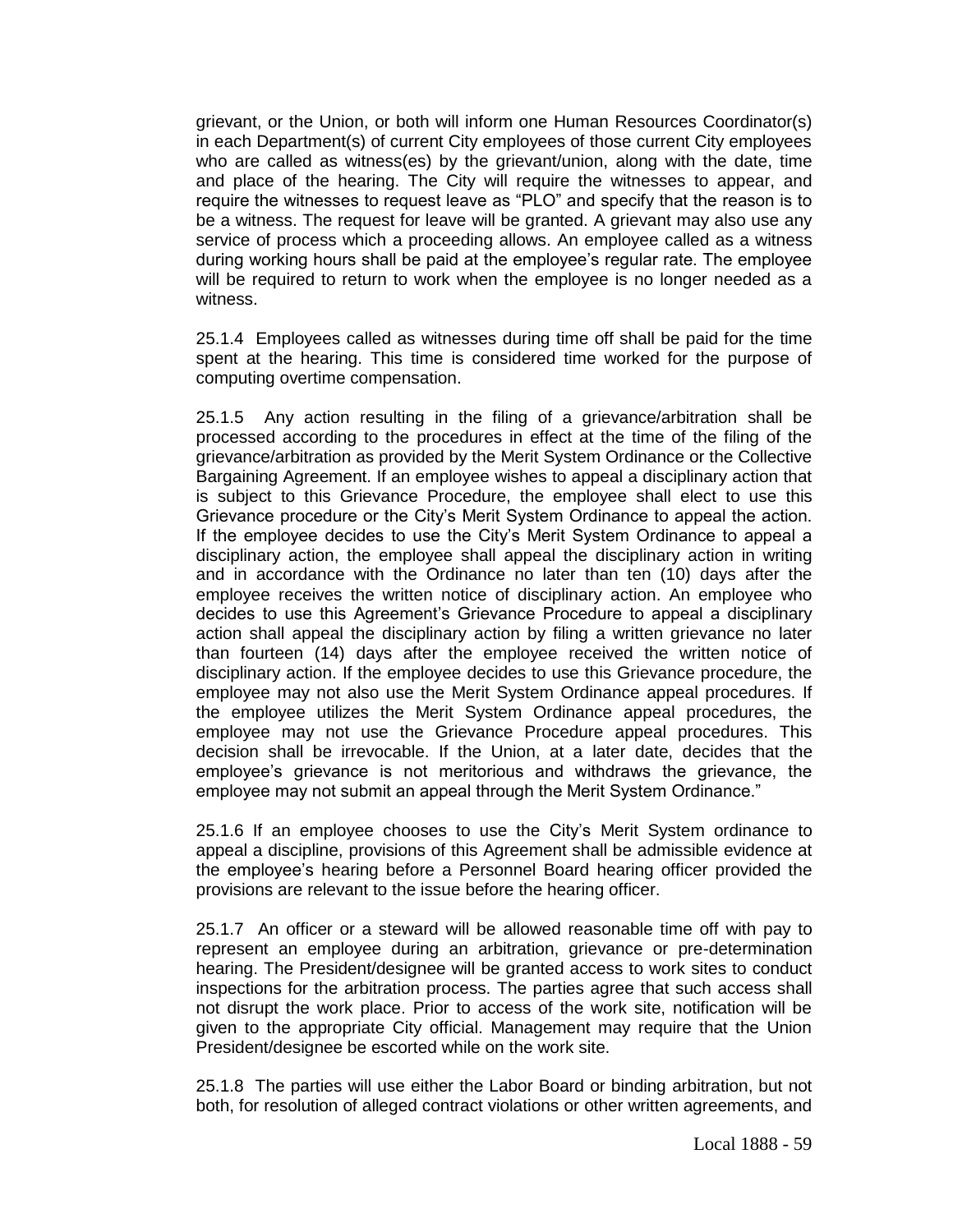grievant, or the Union, or both will inform one Human Resources Coordinator(s) in each Department(s) of current City employees of those current City employees who are called as witness(es) by the grievant/union, along with the date, time and place of the hearing. The City will require the witnesses to appear, and require the witnesses to request leave as "PLO" and specify that the reason is to be a witness. The request for leave will be granted. A grievant may also use any service of process which a proceeding allows. An employee called as a witness during working hours shall be paid at the employee's regular rate. The employee will be required to return to work when the employee is no longer needed as a witness.

25.1.4 Employees called as witnesses during time off shall be paid for the time spent at the hearing. This time is considered time worked for the purpose of computing overtime compensation.

25.1.5 Any action resulting in the filing of a grievance/arbitration shall be processed according to the procedures in effect at the time of the filing of the grievance/arbitration as provided by the Merit System Ordinance or the Collective Bargaining Agreement. If an employee wishes to appeal a disciplinary action that is subject to this Grievance Procedure, the employee shall elect to use this Grievance procedure or the City's Merit System Ordinance to appeal the action. If the employee decides to use the City's Merit System Ordinance to appeal a disciplinary action, the employee shall appeal the disciplinary action in writing and in accordance with the Ordinance no later than ten (10) days after the employee receives the written notice of disciplinary action. An employee who decides to use this Agreement's Grievance Procedure to appeal a disciplinary action shall appeal the disciplinary action by filing a written grievance no later than fourteen (14) days after the employee received the written notice of disciplinary action. If the employee decides to use this Grievance procedure, the employee may not also use the Merit System Ordinance appeal procedures. If the employee utilizes the Merit System Ordinance appeal procedures, the employee may not use the Grievance Procedure appeal procedures. This decision shall be irrevocable. If the Union, at a later date, decides that the employee's grievance is not meritorious and withdraws the grievance, the employee may not submit an appeal through the Merit System Ordinance."

25.1.6 If an employee chooses to use the City's Merit System ordinance to appeal a discipline, provisions of this Agreement shall be admissible evidence at the employee's hearing before a Personnel Board hearing officer provided the provisions are relevant to the issue before the hearing officer.

25.1.7 An officer or a steward will be allowed reasonable time off with pay to represent an employee during an arbitration, grievance or pre-determination hearing. The President/designee will be granted access to work sites to conduct inspections for the arbitration process. The parties agree that such access shall not disrupt the work place. Prior to access of the work site, notification will be given to the appropriate City official. Management may require that the Union President/designee be escorted while on the work site.

25.1.8 The parties will use either the Labor Board or binding arbitration, but not both, for resolution of alleged contract violations or other written agreements, and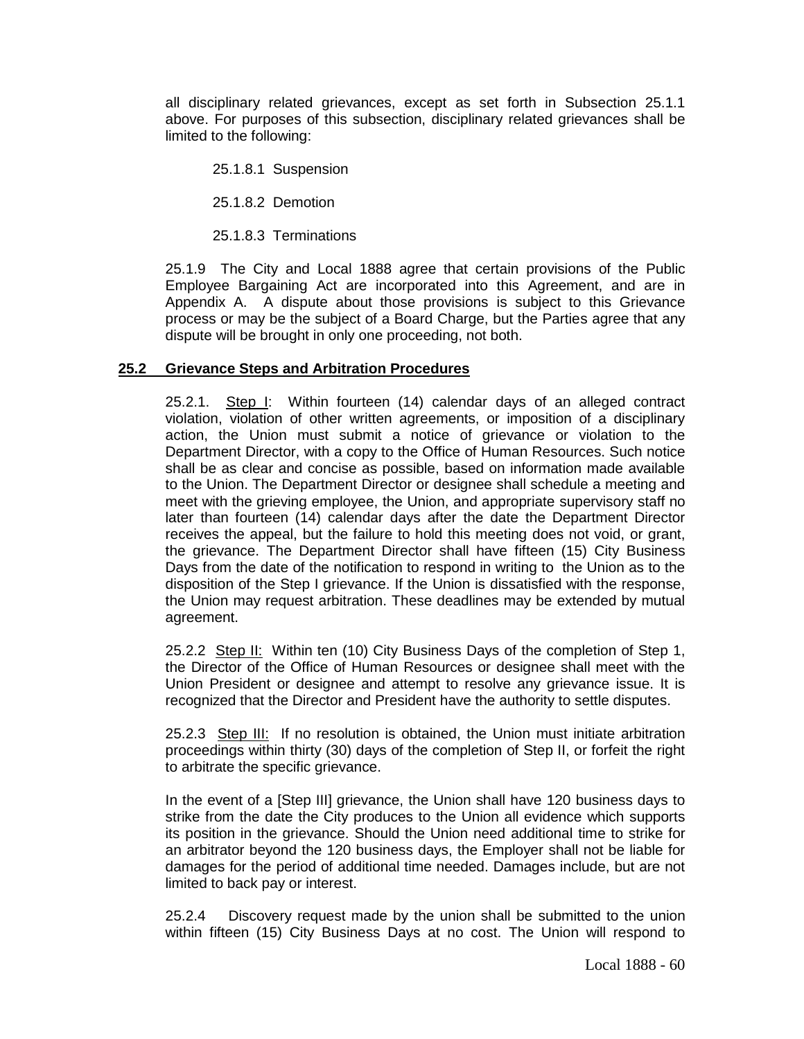all disciplinary related grievances, except as set forth in Subsection 25.1.1 above. For purposes of this subsection, disciplinary related grievances shall be limited to the following:

25.1.8.1 Suspension

25.1.8.2 Demotion

25.1.8.3 Terminations

25.1.9 The City and Local 1888 agree that certain provisions of the Public Employee Bargaining Act are incorporated into this Agreement, and are in Appendix A. A dispute about those provisions is subject to this Grievance process or may be the subject of a Board Charge, but the Parties agree that any dispute will be brought in only one proceeding, not both.

## 25.2 Grievance Steps and Arbitration Procedures

25.2.1. Step I: Within fourteen (14) calendar days of an alleged contract violation, violation of other written agreements, or imposition of a disciplinary action, the Union must submit a notice of grievance or violation to the Department Director, with a copy to the Office of Human Resources. Such notice shall be as clear and concise as possible, based on information made available to the Union. The Department Director or designee shall schedule a meeting and meet with the grieving employee, the Union, and appropriate supervisory staff no later than fourteen (14) calendar days after the date the Department Director receives the appeal, but the failure to hold this meeting does not void, or grant, the grievance. The Department Director shall have fifteen (15) City Business Days from the date of the notification to respond in writing to the Union as to the disposition of the Step I grievance. If the Union is dissatisfied with the response, the Union may request arbitration. These deadlines may be extended by mutual agreement.

25.2.2 Step II: Within ten (10) City Business Days of the completion of Step 1, the Director of the Office of Human Resources or designee shall meet with the Union President or designee and attempt to resolve any grievance issue. It is recognized that the Director and President have the authority to settle disputes.

25.2.3 Step III: If no resolution is obtained, the Union must initiate arbitration proceedings within thirty (30) days of the completion of Step II, or forfeit the right to arbitrate the specific grievance.

In the event of a [Step III] grievance, the Union shall have 120 business days to strike from the date the City produces to the Union all evidence which supports its position in the grievance. Should the Union need additional time to strike for an arbitrator beyond the 120 business days, the Employer shall not be liable for damages for the period of additional time needed. Damages include, but are not limited to back pay or interest.

25.2.4 Discovery request made by the union shall be submitted to the union within fifteen (15) City Business Days at no cost. The Union will respond to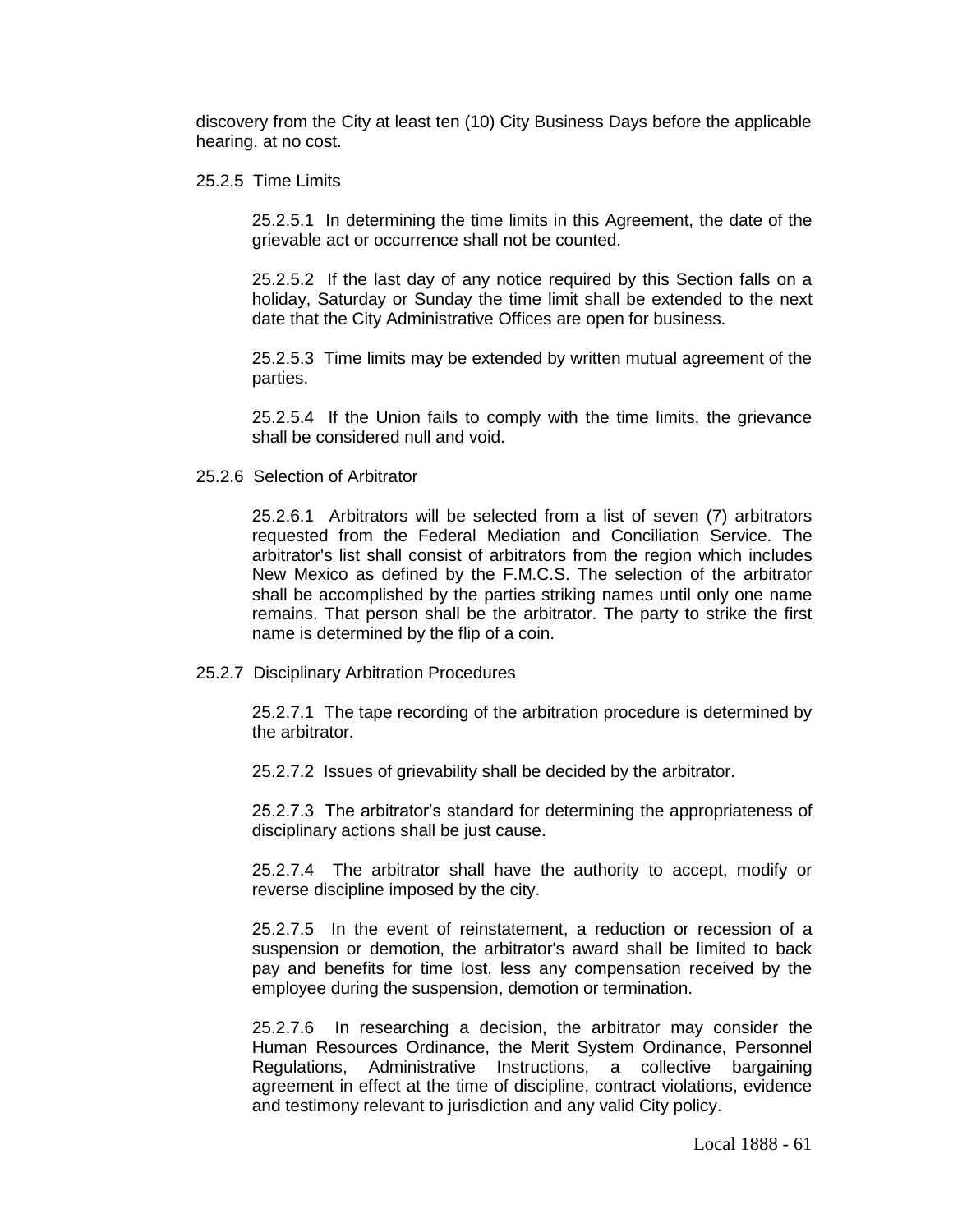discovery from the City at least ten (10) City Business Days before the applicable hearing, at no cost.

25.2.5 Time Limits

25.2.5.1 In determining the time limits in this Agreement, the date of the grievable act or occurrence shall not be counted.

25.2.5.2 If the last day of any notice required by this Section falls on a holiday, Saturday or Sunday the time limit shall be extended to the next date that the City Administrative Offices are open for business.

25.2.5.3 Time limits may be extended by written mutual agreement of the parties.

25.2.5.4 If the Union fails to comply with the time limits, the grievance shall be considered null and void.

25.2.6 Selection of Arbitrator

25.2.6.1 Arbitrators will be selected from a list of seven (7) arbitrators requested from the Federal Mediation and Conciliation Service. The arbitrator's list shall consist of arbitrators from the region which includes New Mexico as defined by the F.M.C.S. The selection of the arbitrator shall be accomplished by the parties striking names until only one name remains. That person shall be the arbitrator. The party to strike the first name is determined by the flip of a coin.

25.2.7 Disciplinary Arbitration Procedures

25.2.7.1 The tape recording of the arbitration procedure is determined by the arbitrator.

25.2.7.2 Issues of grievability shall be decided by the arbitrator.

25.2.7.3 The arbitrator's standard for determining the appropriateness of disciplinary actions shall be just cause.

25.2.7.4 The arbitrator shall have the authority to accept, modify or reverse discipline imposed by the city.

25.2.7.5 In the event of reinstatement, a reduction or recession of a suspension or demotion, the arbitrator's award shall be limited to back pay and benefits for time lost, less any compensation received by the employee during the suspension, demotion or termination.

25.2.7.6 In researching a decision, the arbitrator may consider the Human Resources Ordinance, the Merit System Ordinance, Personnel Regulations, Administrative Instructions, a collective bargaining agreement in effect at the time of discipline, contract violations, evidence and testimony relevant to jurisdiction and any valid City policy.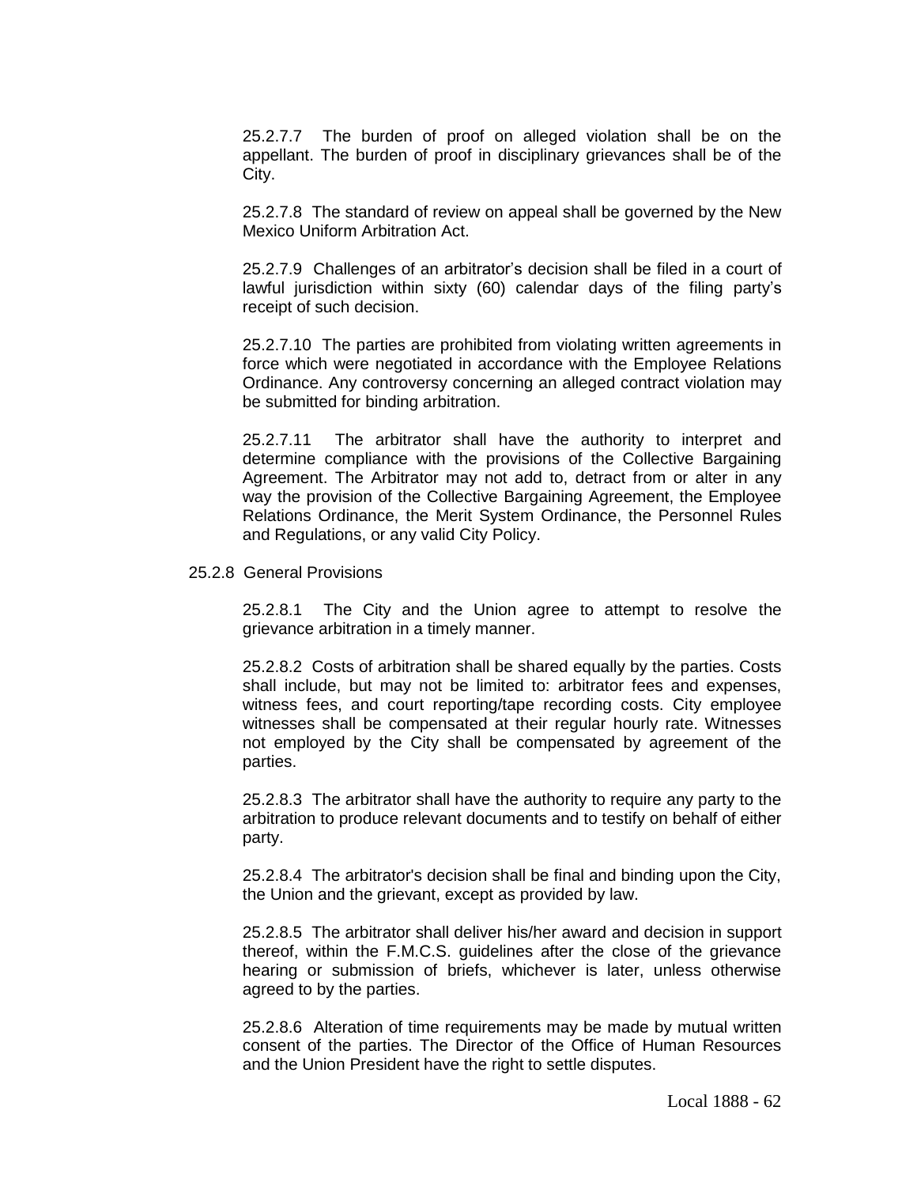25.2.7.7 The burden of proof on alleged violation shall be on the appellant. The burden of proof in disciplinary grievances shall be of the City.

25.2.7.8 The standard of review on appeal shall be governed by the New Mexico Uniform Arbitration Act.

25.2.7.9 Challenges of an arbitrator's decision shall be filed in a court of lawful jurisdiction within sixty (60) calendar days of the filing party's receipt of such decision.

25.2.7.10 The parties are prohibited from violating written agreements in force which were negotiated in accordance with the Employee Relations Ordinance. Any controversy concerning an alleged contract violation may be submitted for binding arbitration.

25.2.7.11 The arbitrator shall have the authority to interpret and determine compliance with the provisions of the Collective Bargaining Agreement. The Arbitrator may not add to, detract from or alter in any way the provision of the Collective Bargaining Agreement, the Employee Relations Ordinance, the Merit System Ordinance, the Personnel Rules and Regulations, or any valid City Policy.

25.2.8 General Provisions

25.2.8.1 The City and the Union agree to attempt to resolve the grievance arbitration in a timely manner.

25.2.8.2 Costs of arbitration shall be shared equally by the parties. Costs shall include, but may not be limited to: arbitrator fees and expenses, witness fees, and court reporting/tape recording costs. City employee witnesses shall be compensated at their regular hourly rate. Witnesses not employed by the City shall be compensated by agreement of the parties.

25.2.8.3 The arbitrator shall have the authority to require any party to the arbitration to produce relevant documents and to testify on behalf of either party.

25.2.8.4 The arbitrator's decision shall be final and binding upon the City, the Union and the grievant, except as provided by law.

25.2.8.5 The arbitrator shall deliver his/her award and decision in support thereof, within the F.M.C.S. guidelines after the close of the grievance hearing or submission of briefs, whichever is later, unless otherwise agreed to by the parties.

25.2.8.6 Alteration of time requirements may be made by mutual written consent of the parties. The Director of the Office of Human Resources and the Union President have the right to settle disputes.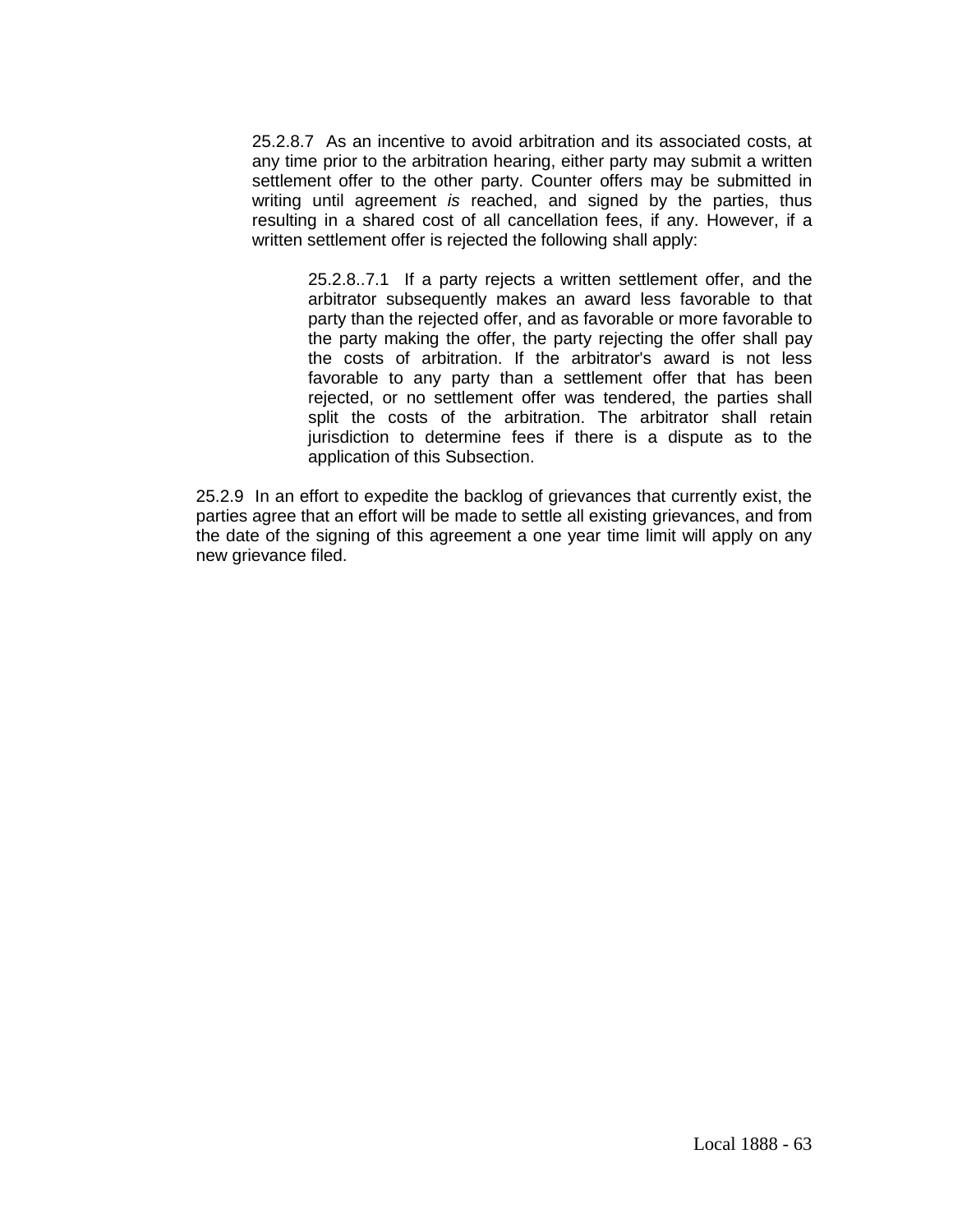25.2.8.7 As an incentive to avoid arbitration and its associated costs, at any time prior to the arbitration hearing, either party may submit a written settlement offer to the other party. Counter offers may be submitted in writing until agreement *is* reached, and signed by the parties, thus resulting in a shared cost of all cancellation fees, if any. However, if a written settlement offer is rejected the following shall apply:

25.2.8..7.1 If a party rejects a written settlement offer, and the arbitrator subsequently makes an award less favorable to that party than the rejected offer, and as favorable or more favorable to the party making the offer, the party rejecting the offer shall pay the costs of arbitration. If the arbitrator's award is not less favorable to any party than a settlement offer that has been rejected, or no settlement offer was tendered, the parties shall split the costs of the arbitration. The arbitrator shall retain jurisdiction to determine fees if there is a dispute as to the application of this Subsection.

25.2.9 In an effort to expedite the backlog of grievances that currently exist, the parties agree that an effort will be made to settle all existing grievances, and from the date of the signing of this agreement a one year time limit will apply on any new grievance filed.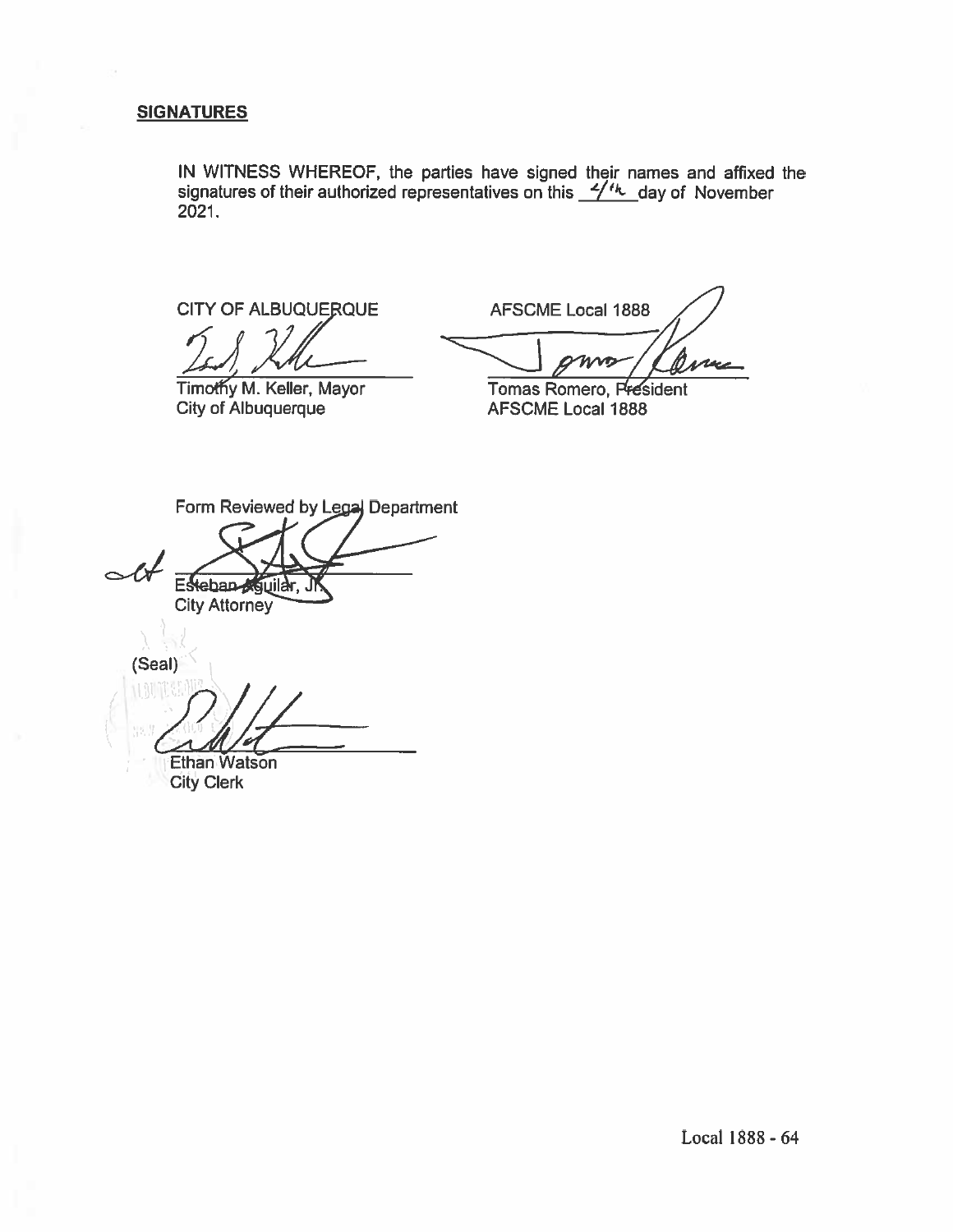**SIGNATURES**

IN WITNESS WHEREOF, the parties have signed their names and affixed the signatures of their authorized representatives on this 4th day of November 2021.

CITY OF ALBUQUERQUE

Timothy M. Keller, Mayor
City of Albuquerque

AFSCME Local 1888

Tomas Romero, President
AFSCME Local 1888

Form Reviewed by Legal Department

Esteban Aguilar, Jr.
City Attorney

(Seal)

Ethan Watson
City Clerk